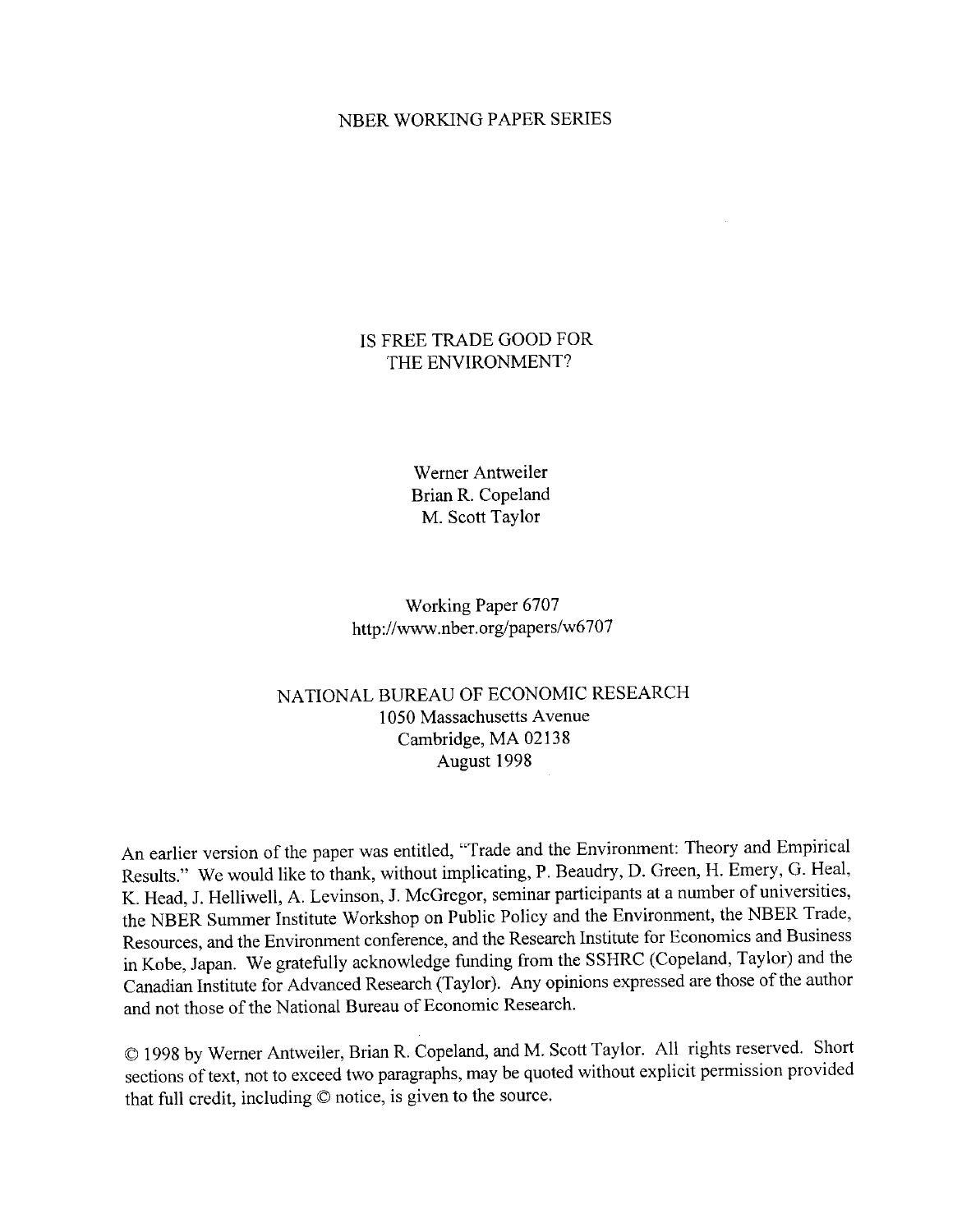NBER WORKING PAPER SERIES

# IS FREE TRADE GOOD FOR THE ENVIRONMENT?

Werner Antweiler
Brian R. Copeland
M. Scott Taylor

Working Paper 6707
http://www.nber.org/papers/w6707

NATIONAL BUREAU OF ECONOMIC RESEARCH
1050 Massachusetts Avenue
Cambridge, MA 02138
August 1998

An earlier version of the paper was entitled, "Trade and the Environment: Theory and Empirical Results." We would like to thank, without implicating, P. Beaudry, D. Green, H. Emery, G. Heal, K. Head, J. Helliwell, A. Levinson, J. McGregor, seminar participants at a number of universities, the NBER Summer Institute Workshop on Public Policy and the Environment, the NBER Trade, Resources, and the Environment conference, and the Research Institute for Economics and Business in Kobe, Japan. We gratefully acknowledge funding from the SSHRC (Copeland, Taylor) and the Canadian Institute for Advanced Research (Taylor). Any opinions expressed are those of the author and not those of the National Bureau of Economic Research.

© 1998 by Werner Antweiler, Brian R. Copeland, and M. Scott Taylor. All rights reserved. Short sections of text, not to exceed two paragraphs, may be quoted without explicit permission provided that full credit, including © notice, is given to the source.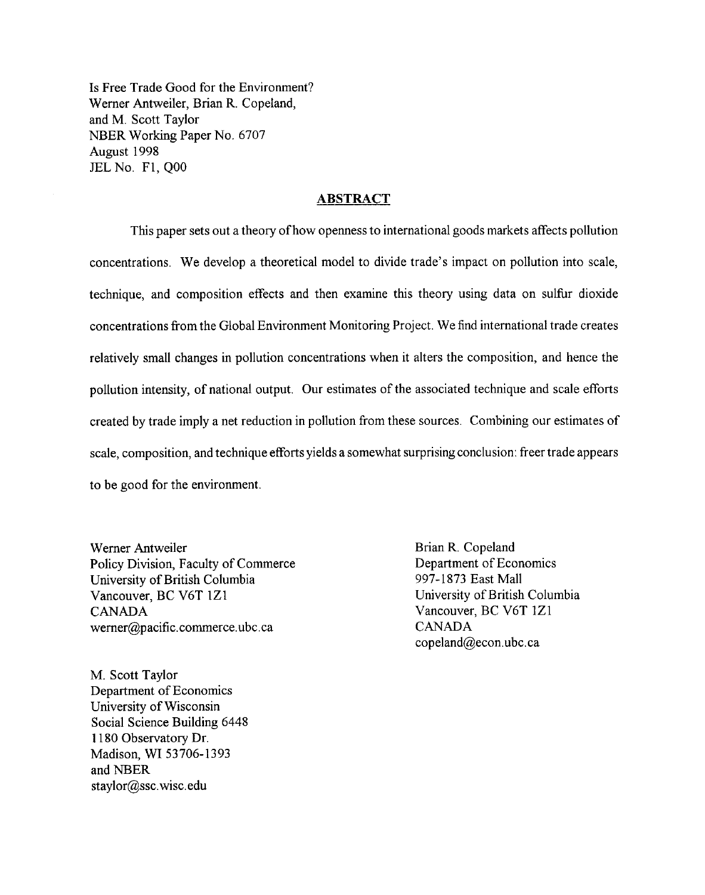Is Free Trade Good for the Environment?
Werner Antweiler, Brian R. Copeland,
and M. Scott Taylor
NBER Working Paper No. 6707
August 1998
JEL No. F1, Q00

## ABSTRACT

This paper sets out a theory of how openness to international goods markets affects pollution concentrations. We develop a theoretical model to divide trade's impact on pollution into scale, technique, and composition effects and then examine this theory using data on sulfur dioxide concentrations from the Global Environment Monitoring Project. We find international trade creates relatively small changes in pollution concentrations when it alters the composition, and hence the pollution intensity, of national output. Our estimates of the associated technique and scale efforts created by trade imply a net reduction in pollution from these sources. Combining our estimates of scale, composition, and technique efforts yields a somewhat surprising conclusion: freer trade appears to be good for the environment.

Werner Antweiler
Policy Division, Faculty of Commerce
University of British Columbia
Vancouver, BC V6T 1Z1
CANADA
werner@pacific.commerce.ubc.ca

Brian R. Copeland
Department of Economics
997-1873 East Mall
University of British Columbia
Vancouver, BC V6T 1Z1
CANADA
copeland@econ.ubc.ca

M. Scott Taylor
Department of Economics
University of Wisconsin
Social Science Building 6448
1180 Observatory Dr.
Madison, WI 53706-1393
and NBER
staylor@ssc.wisc.edu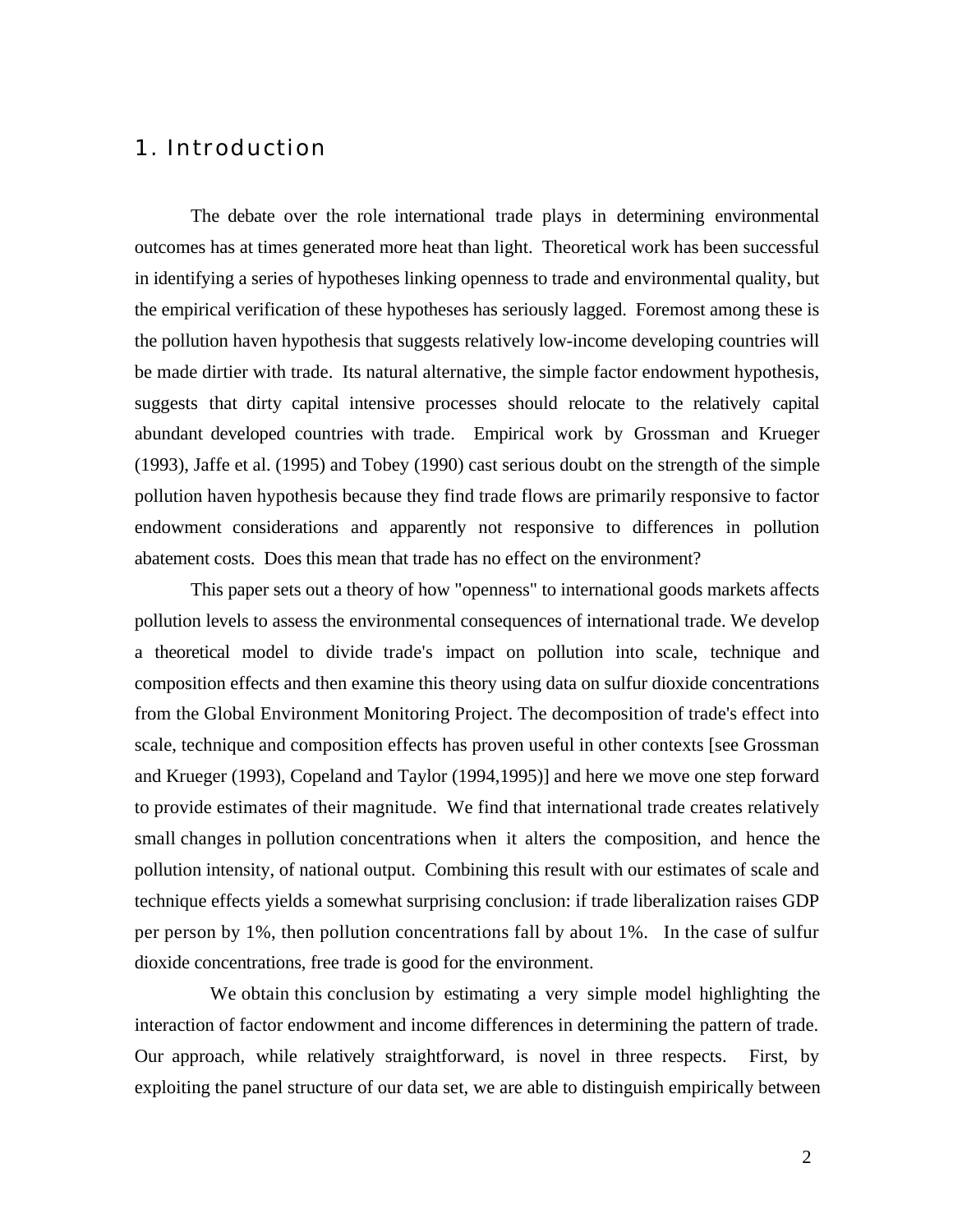## 1. Introduction

The debate over the role international trade plays in determining environmental outcomes has at times generated more heat than light. Theoretical work has been successful in identifying a series of hypotheses linking openness to trade and environmental quality, but the empirical verification of these hypotheses has seriously lagged. Foremost among these is the pollution haven hypothesis that suggests relatively low-income developing countries will be made dirtier with trade. Its natural alternative, the simple factor endowment hypothesis, suggests that dirty capital intensive processes should relocate to the relatively capital abundant developed countries with trade. Empirical work by Grossman and Krueger (1993), Jaffe et al. (1995) and Tobey (1990) cast serious doubt on the strength of the simple pollution haven hypothesis because they find trade flows are primarily responsive to factor endowment considerations and apparently not responsive to differences in pollution abatement costs. Does this mean that trade has no effect on the environment?

This paper sets out a theory of how "openness" to international goods markets affects pollution levels to assess the environmental consequences of international trade. We develop a theoretical model to divide trade's impact on pollution into scale, technique and composition effects and then examine this theory using data on sulfur dioxide concentrations from the Global Environment Monitoring Project. The decomposition of trade's effect into scale, technique and composition effects has proven useful in other contexts [see Grossman and Krueger (1993), Copeland and Taylor (1994,1995)] and here we move one step forward to provide estimates of their magnitude. We find that international trade creates relatively small changes in pollution concentrations when it alters the composition, and hence the pollution intensity, of national output. Combining this result with our estimates of scale and technique effects yields a somewhat surprising conclusion: if trade liberalization raises GDP per person by 1%, then pollution concentrations fall by about 1%. In the case of sulfur dioxide concentrations, free trade is good for the environment.

We obtain this conclusion by estimating a very simple model highlighting the interaction of factor endowment and income differences in determining the pattern of trade. Our approach, while relatively straightforward, is novel in three respects. First, by exploiting the panel structure of our data set, we are able to distinguish empirically between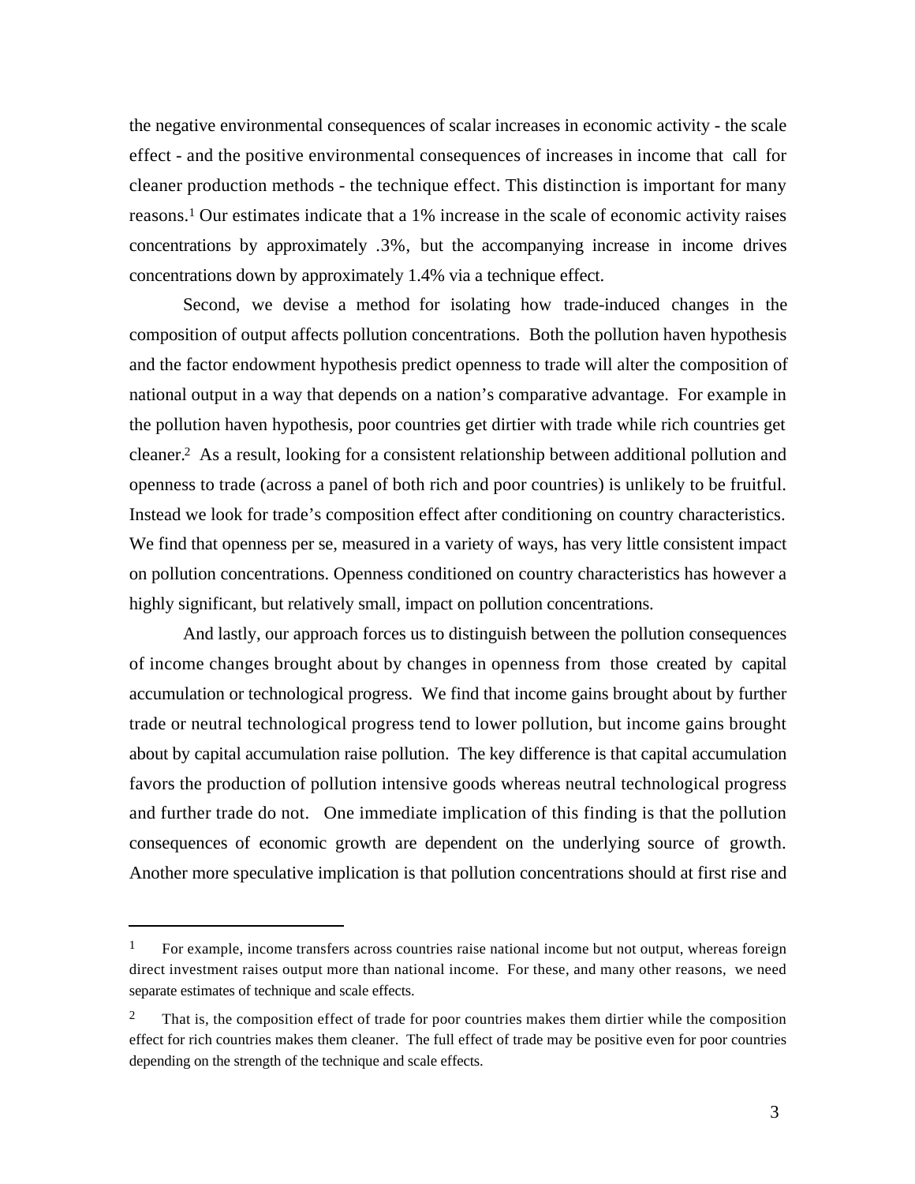the negative environmental consequences of scalar increases in economic activity - the scale effect - and the positive environmental consequences of increases in income that call for cleaner production methods - the technique effect. This distinction is important for many reasons.[1] Our estimates indicate that a 1% increase in the scale of economic activity raises concentrations by approximately .3%, but the accompanying increase in income drives concentrations down by approximately 1.4% via a technique effect.

Second, we devise a method for isolating how trade-induced changes in the composition of output affects pollution concentrations. Both the pollution haven hypothesis and the factor endowment hypothesis predict openness to trade will alter the composition of national output in a way that depends on a nation's comparative advantage. For example in the pollution haven hypothesis, poor countries get dirtier with trade while rich countries get cleaner.[2] As a result, looking for a consistent relationship between additional pollution and openness to trade (across a panel of both rich and poor countries) is unlikely to be fruitful. Instead we look for trade's composition effect after conditioning on country characteristics. We find that openness per se, measured in a variety of ways, has very little consistent impact on pollution concentrations. Openness conditioned on country characteristics has however a highly significant, but relatively small, impact on pollution concentrations.

And lastly, our approach forces us to distinguish between the pollution consequences of income changes brought about by changes in openness from those created by capital accumulation or technological progress. We find that income gains brought about by further trade or neutral technological progress tend to lower pollution, but income gains brought about by capital accumulation raise pollution. The key difference is that capital accumulation favors the production of pollution intensive goods whereas neutral technological progress and further trade do not. One immediate implication of this finding is that the pollution consequences of economic growth are dependent on the underlying source of growth. Another more speculative implication is that pollution concentrations should at first rise and

---

[1] For example, income transfers across countries raise national income but not output, whereas foreign direct investment raises output more than national income. For these, and many other reasons, we need separate estimates of technique and scale effects.

[2] That is, the composition effect of trade for poor countries makes them dirtier while the composition effect for rich countries makes them cleaner. The full effect of trade may be positive even for poor countries depending on the strength of the technique and scale effects.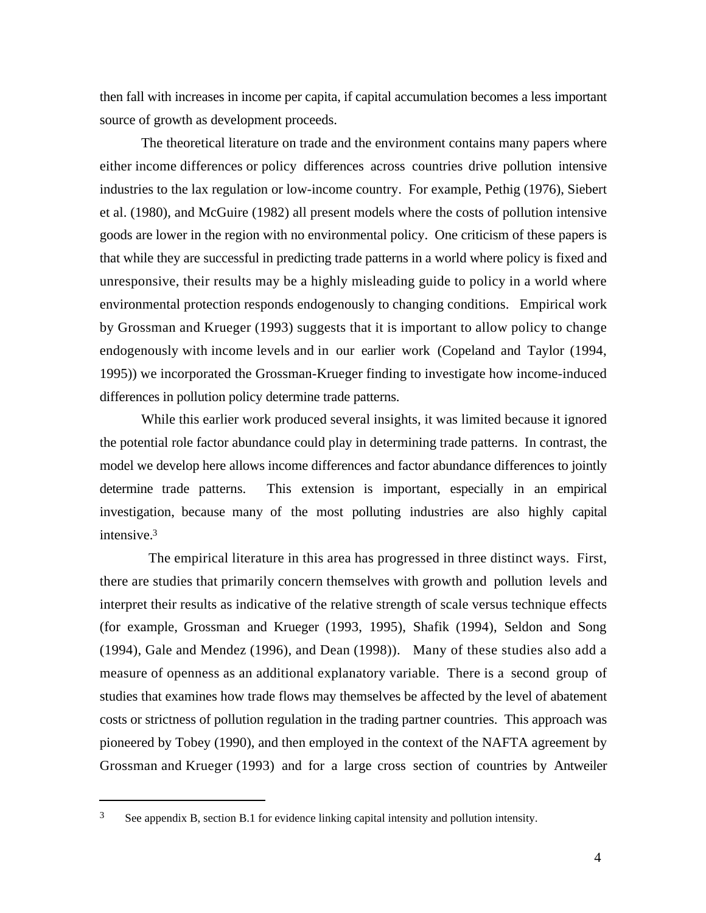then fall with increases in income per capita, if capital accumulation becomes a less important source of growth as development proceeds.

The theoretical literature on trade and the environment contains many papers where either income differences or policy differences across countries drive pollution intensive industries to the lax regulation or low-income country. For example, Pethig (1976), Siebert et al. (1980), and McGuire (1982) all present models where the costs of pollution intensive goods are lower in the region with no environmental policy. One criticism of these papers is that while they are successful in predicting trade patterns in a world where policy is fixed and unresponsive, their results may be a highly misleading guide to policy in a world where environmental protection responds endogenously to changing conditions. Empirical work by Grossman and Krueger (1993) suggests that it is important to allow policy to change endogenously with income levels and in our earlier work (Copeland and Taylor (1994, 1995)) we incorporated the Grossman-Krueger finding to investigate how income-induced differences in pollution policy determine trade patterns.

While this earlier work produced several insights, it was limited because it ignored the potential role factor abundance could play in determining trade patterns. In contrast, the model we develop here allows income differences and factor abundance differences to jointly determine trade patterns. This extension is important, especially in an empirical investigation, because many of the most polluting industries are also highly capital intensive.[3]

The empirical literature in this area has progressed in three distinct ways. First, there are studies that primarily concern themselves with growth and pollution levels and interpret their results as indicative of the relative strength of scale versus technique effects (for example, Grossman and Krueger (1993, 1995), Shafik (1994), Seldon and Song (1994), Gale and Mendez (1996), and Dean (1998)). Many of these studies also add a measure of openness as an additional explanatory variable. There is a second group of studies that examines how trade flows may themselves be affected by the level of abatement costs or strictness of pollution regulation in the trading partner countries. This approach was pioneered by Tobey (1990), and then employed in the context of the NAFTA agreement by Grossman and Krueger (1993) and for a large cross section of countries by Antweiler

---

[3] See appendix B, section B.1 for evidence linking capital intensity and pollution intensity.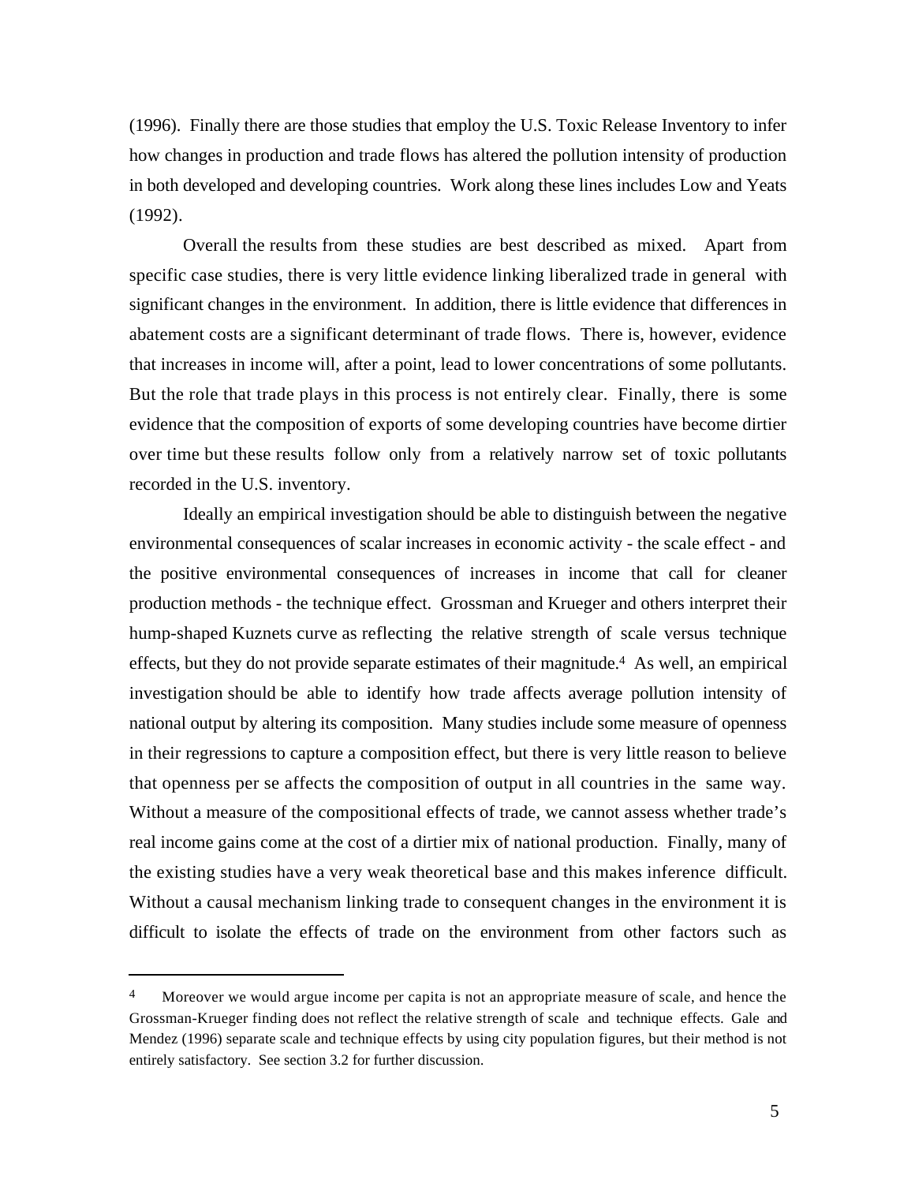(1996). Finally there are those studies that employ the U.S. Toxic Release Inventory to infer how changes in production and trade flows has altered the pollution intensity of production in both developed and developing countries. Work along these lines includes Low and Yeats (1992).

Overall the results from these studies are best described as mixed. Apart from specific case studies, there is very little evidence linking liberalized trade in general with significant changes in the environment. In addition, there is little evidence that differences in abatement costs are a significant determinant of trade flows. There is, however, evidence that increases in income will, after a point, lead to lower concentrations of some pollutants. But the role that trade plays in this process is not entirely clear. Finally, there is some evidence that the composition of exports of some developing countries have become dirtier over time but these results follow only from a relatively narrow set of toxic pollutants recorded in the U.S. inventory.

Ideally an empirical investigation should be able to distinguish between the negative environmental consequences of scalar increases in economic activity - the scale effect - and the positive environmental consequences of increases in income that call for cleaner production methods - the technique effect. Grossman and Krueger and others interpret their hump-shaped Kuznets curve as reflecting the relative strength of scale versus technique effects, but they do not provide separate estimates of their magnitude.[4] As well, an empirical investigation should be able to identify how trade affects average pollution intensity of national output by altering its composition. Many studies include some measure of openness in their regressions to capture a composition effect, but there is very little reason to believe that openness per se affects the composition of output in all countries in the same way. Without a measure of the compositional effects of trade, we cannot assess whether trade's real income gains come at the cost of a dirtier mix of national production. Finally, many of the existing studies have a very weak theoretical base and this makes inference difficult. Without a causal mechanism linking trade to consequent changes in the environment it is difficult to isolate the effects of trade on the environment from other factors such as

---

[4] Moreover we would argue income per capita is not an appropriate measure of scale, and hence the Grossman-Krueger finding does not reflect the relative strength of scale and technique effects. Gale and Mendez (1996) separate scale and technique effects by using city population figures, but their method is not entirely satisfactory. See section 3.2 for further discussion.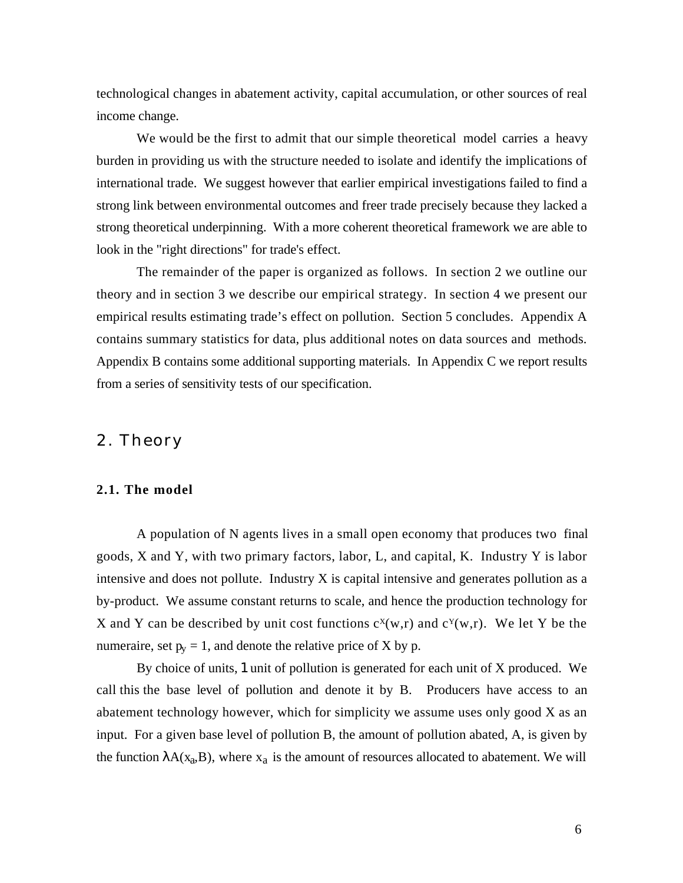technological changes in abatement activity, capital accumulation, or other sources of real income change.

We would be the first to admit that our simple theoretical model carries a heavy burden in providing us with the structure needed to isolate and identify the implications of international trade. We suggest however that earlier empirical investigations failed to find a strong link between environmental outcomes and freer trade precisely because they lacked a strong theoretical underpinning. With a more coherent theoretical framework we are able to look in the "right directions" for trade's effect.

The remainder of the paper is organized as follows. In section 2 we outline our theory and in section 3 we describe our empirical strategy. In section 4 we present our empirical results estimating trade's effect on pollution. Section 5 concludes. Appendix A contains summary statistics for data, plus additional notes on data sources and methods. Appendix B contains some additional supporting materials. In Appendix C we report results from a series of sensitivity tests of our specification.

## 2. Theory

### 2.1. The model

A population of N agents lives in a small open economy that produces two final goods, X and Y, with two primary factors, labor, L, and capital, K. Industry Y is labor intensive and does not pollute. Industry X is capital intensive and generates pollution as a by-product. We assume constant returns to scale, and hence the production technology for X and Y can be described by unit cost functions $c^X(w,r)$ and $c^Y(w,r)$. We let Y be the numeraire, set $p_y = 1$, and denote the relative price of X by p.

By choice of units, 1 unit of pollution is generated for each unit of X produced. We call this the base level of pollution and denote it by B. Producers have access to an abatement technology however, which for simplicity we assume uses only good X as an input. For a given base level of pollution B, the amount of pollution abated, A, is given by the function $\lambda A(x_a,B)$, where $x_a$ is the amount of resources allocated to abatement. We will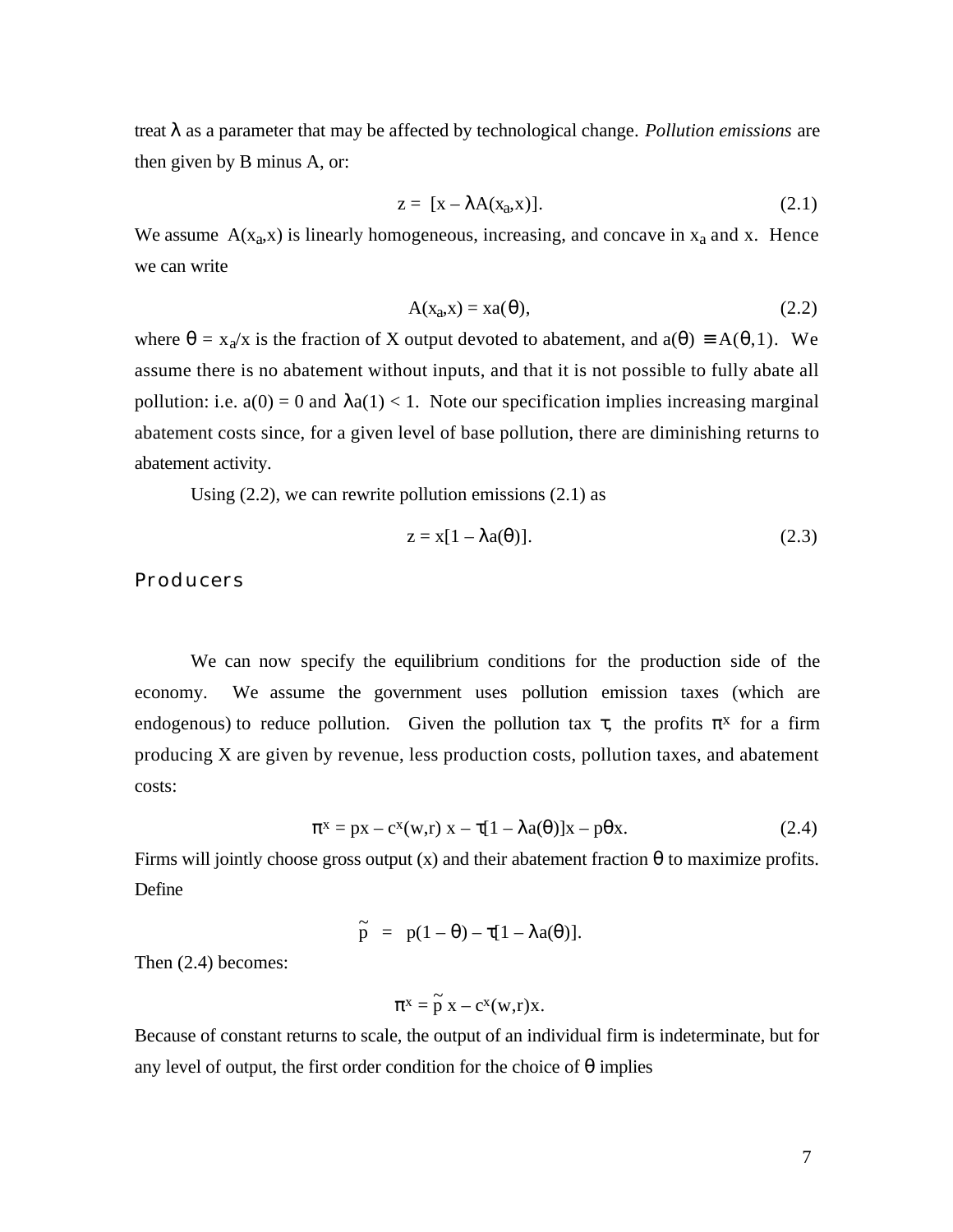treat $\lambda$ as a parameter that may be affected by technological change. *Pollution emissions* are then given by B minus A, or:

$$z = [x - \lambda A(x_a, x)]. \tag{2.1}$$

We assume $A(x_a,x)$ is linearly homogeneous, increasing, and concave in $x_a$ and x. Hence we can write

$$A(x_a,x) = xa(\theta), \tag{2.2}$$

where $\theta = x_a/x$ is the fraction of X output devoted to abatement, and $a(\theta) \equiv A(\theta,1)$. We assume there is no abatement without inputs, and that it is not possible to fully abate all pollution: i.e. $a(0) = 0$ and $\lambda a(1) < 1$. Note our specification implies increasing marginal abatement costs since, for a given level of base pollution, there are diminishing returns to abatement activity.

Using (2.2), we can rewrite pollution emissions (2.1) as

$$z = x[1 - \lambda a(\theta)]. \tag{2.3}$$

### Producers

We can now specify the equilibrium conditions for the production side of the economy. We assume the government uses pollution emission taxes (which are endogenous) to reduce pollution. Given the pollution tax $\tau$, the profits $\pi^x$ for a firm producing X are given by revenue, less production costs, pollution taxes, and abatement costs:

$$\pi^x = px - c^x(w,r)\,x - \tau[1 - \lambda a(\theta)]x - p\theta x. \tag{2.4}$$

Firms will jointly choose gross output (x) and their abatement fraction $\theta$ to maximize profits. Define

$$\tilde{p} = p(1 - \theta) - \tau[1 - \lambda a(\theta)].$$

Then (2.4) becomes:

$$\pi^x = \tilde{p}\,x - c^x(w,r)x.$$

Because of constant returns to scale, the output of an individual firm is indeterminate, but for any level of output, the first order condition for the choice of $\theta$ implies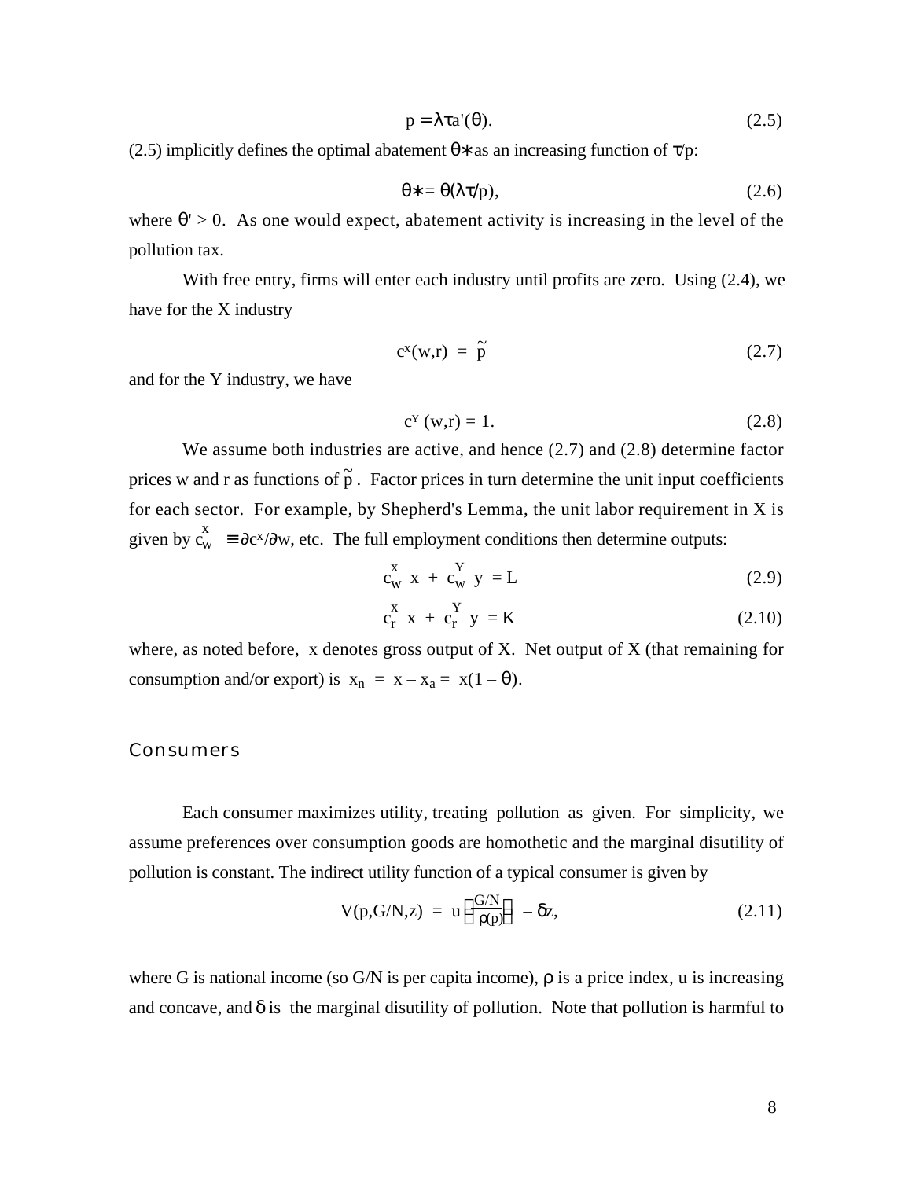$$p = \lambda\tau a'(\theta). \tag{2.5}$$

(2.5) implicitly defines the optimal abatement $\theta*$ as an increasing function of $\tau$/p:

$$\theta* = \theta(\lambda\tau/p), \tag{2.6}$$

where $\theta' > 0$. As one would expect, abatement activity is increasing in the level of the pollution tax.

With free entry, firms will enter each industry until profits are zero. Using (2.4), we have for the X industry

$$c^x(w,r) = \tilde{p} \tag{2.7}$$

and for the Y industry, we have

$$c^Y(w,r) = 1. \tag{2.8}$$

We assume both industries are active, and hence (2.7) and (2.8) determine factor prices w and r as functions of $\tilde{p}$. Factor prices in turn determine the unit input coefficients for each sector. For example, by Shepherd's Lemma, the unit labor requirement in X is given by $c_w^x \equiv \partial c^x/\partial w$, etc. The full employment conditions then determine outputs:

$$c_w^x\ x + c_w^Y\ y = L \tag{2.9}$$

$$c_r^x\ x + c_r^Y\ y = K \tag{2.10}$$

where, as noted before, x denotes gross output of X. Net output of X (that remaining for consumption and/or export) is $x_n = x - x_a = x(1 - \theta)$.

## Consumers

Each consumer maximizes utility, treating pollution as given. For simplicity, we assume preferences over consumption goods are homothetic and the marginal disutility of pollution is constant. The indirect utility function of a typical consumer is given by

$$V(p,G/N,z) = u\left(\frac{G/N}{\rho(p)}\right) - \delta z, \tag{2.11}$$

where G is national income (so G/N is per capita income), $\rho$ is a price index, u is increasing and concave, and $\delta$ is the marginal disutility of pollution. Note that pollution is harmful to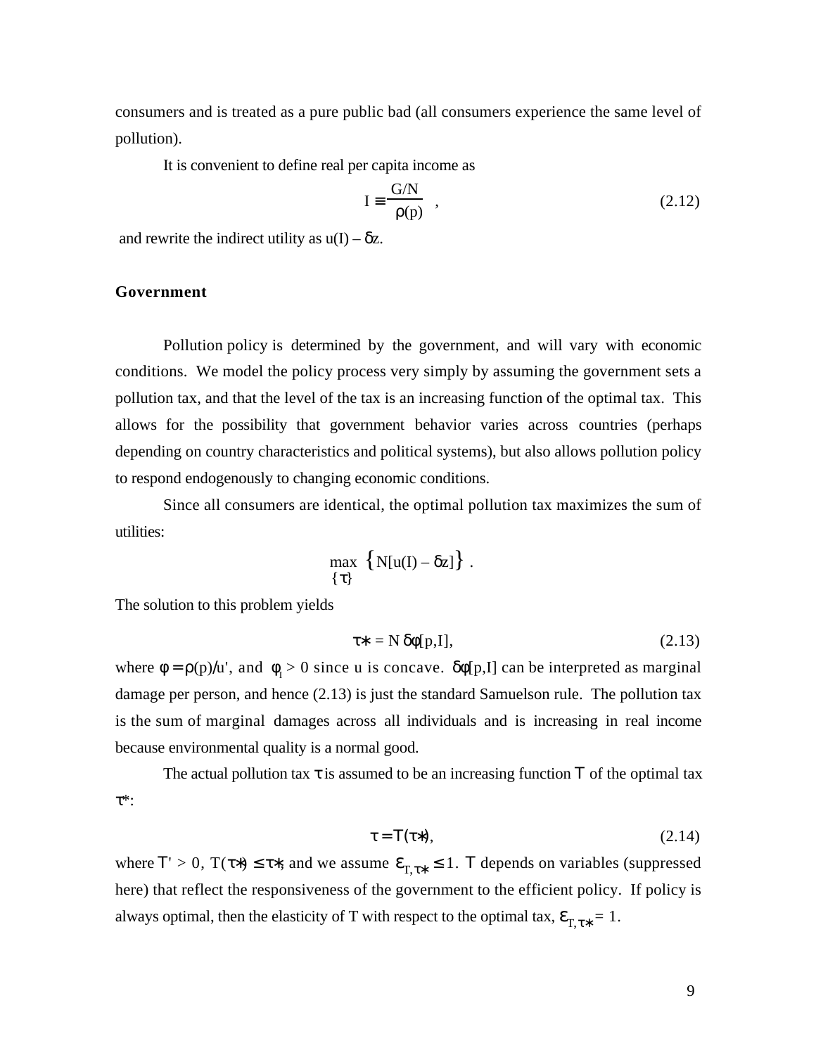consumers and is treated as a pure public bad (all consumers experience the same level of pollution).

It is convenient to define real per capita income as

$$I \equiv \frac{G/N}{\rho(p)} \quad , \tag{2.12}$$

and rewrite the indirect utility as $u(I) - \delta z$.

**Government**

Pollution policy is determined by the government, and will vary with economic conditions. We model the policy process very simply by assuming the government sets a pollution tax, and that the level of the tax is an increasing function of the optimal tax. This allows for the possibility that government behavior varies across countries (perhaps depending on country characteristics and political systems), but also allows pollution policy to respond endogenously to changing economic conditions.

Since all consumers are identical, the optimal pollution tax maximizes the sum of utilities:

$$\max_{\{\tau\}} \left\{ N[u(I) - \delta z] \right\} .$$

The solution to this problem yields

$$\tau^* = N\,\delta\phi[p,I], \tag{2.13}$$

where $\phi = \rho(p)/u'$, and $\phi_I > 0$ since u is concave. $\delta\phi[p,I]$ can be interpreted as marginal damage per person, and hence (2.13) is just the standard Samuelson rule. The pollution tax is the sum of marginal damages across all individuals and is increasing in real income because environmental quality is a normal good.

The actual pollution tax $\tau$ is assumed to be an increasing function $T$ of the optimal tax $\tau^*$:

$$\tau = T(\tau^*), \tag{2.14}$$

where $T' > 0$, $T(\tau^*) \leq \tau^*$, and we assume $\varepsilon_{T,\tau^*} \leq 1$. $T$ depends on variables (suppressed here) that reflect the responsiveness of the government to the efficient policy. If policy is always optimal, then the elasticity of T with respect to the optimal tax, $\varepsilon_{T,\tau^*} = 1$.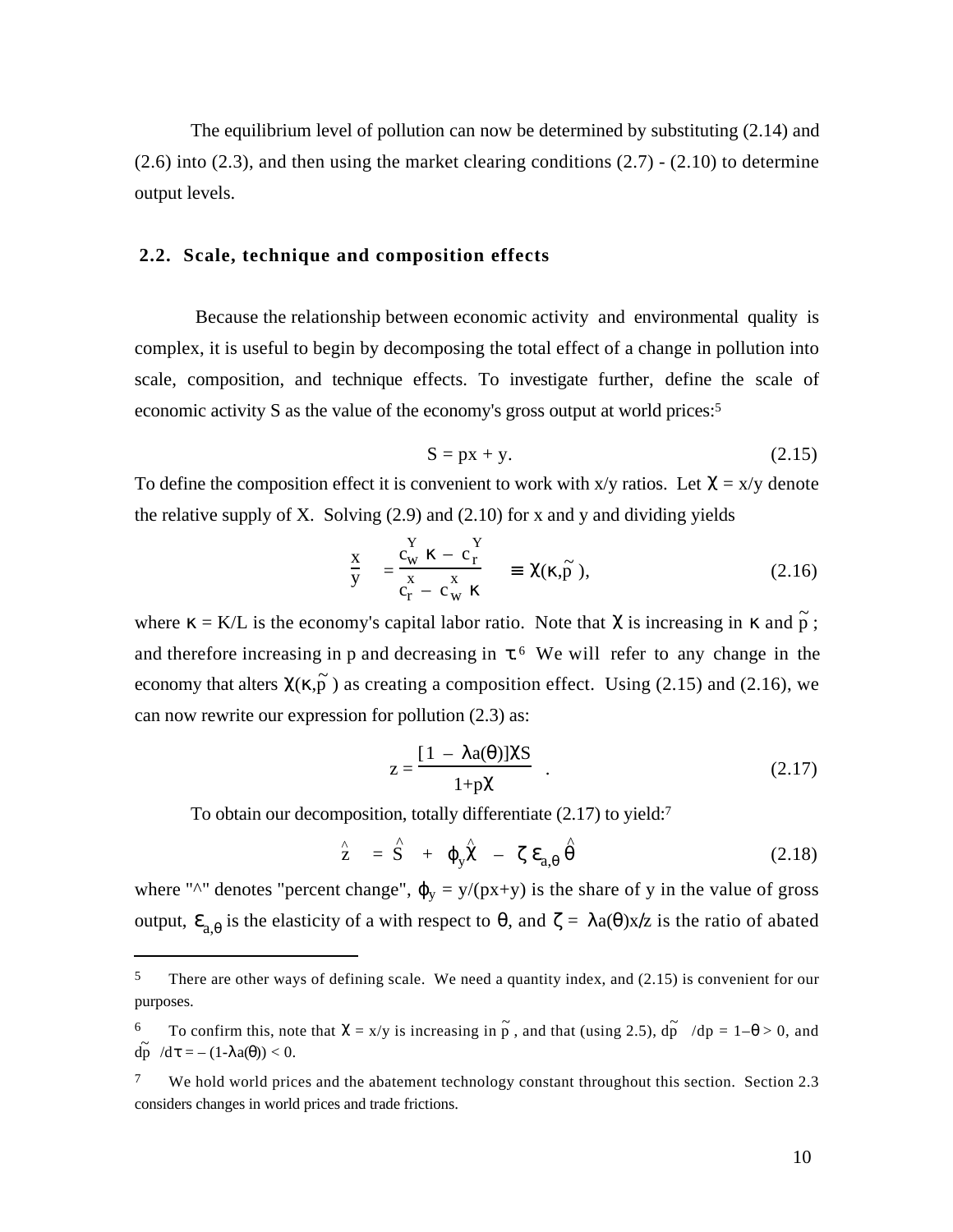The equilibrium level of pollution can now be determined by substituting (2.14) and (2.6) into (2.3), and then using the market clearing conditions (2.7) - (2.10) to determine output levels.

## 2.2. Scale, technique and composition effects

Because the relationship between economic activity and environmental quality is complex, it is useful to begin by decomposing the total effect of a change in pollution into scale, composition, and technique effects. To investigate further, define the scale of economic activity S as the value of the economy's gross output at world prices:[5]

$$S = px + y. \tag{2.15}$$

To define the composition effect it is convenient to work with x/y ratios. Let $\chi = x/y$ denote the relative supply of X. Solving (2.9) and (2.10) for x and y and dividing yields

$$\frac{x}{y} = \frac{c_w^Y \kappa - c_r^Y}{c_r^x - c_w^x \kappa} \equiv \chi(\kappa, \tilde{p}), \tag{2.16}$$

where $\kappa = K/L$ is the economy's capital labor ratio. Note that $\chi$ is increasing in $\kappa$ and $\tilde{p}$; and therefore increasing in p and decreasing in $\tau$.[6] We will refer to any change in the economy that alters $\chi(\kappa,\tilde{p})$ as creating a composition effect. Using (2.15) and (2.16), we can now rewrite our expression for pollution (2.3) as:

$$z = \frac{[1 - \lambda a(\theta)]\chi S}{1+p\chi}. \tag{2.17}$$

To obtain our decomposition, totally differentiate (2.17) to yield:[7]

$$\hat{z} = \hat{S} + \varphi_y \hat{\chi} - \zeta\, \varepsilon_{a,\theta}\, \hat{\theta} \tag{2.18}$$

where "^" denotes "percent change", $\varphi_y = y/(px+y)$ is the share of y in the value of gross output, $\varepsilon_{a,\theta}$ is the elasticity of a with respect to $\theta$, and $\zeta = \lambda a(\theta)x/z$ is the ratio of abated

---

[5] There are other ways of defining scale. We need a quantity index, and (2.15) is convenient for our purposes.

[6] To confirm this, note that $\chi = x/y$ is increasing in $\tilde{p}$, and that (using 2.5), $d\tilde{p}/dp = 1-\theta > 0$, and $d\tilde{p}/d\tau = -(1-\lambda a(\theta)) < 0$.

[7] We hold world prices and the abatement technology constant throughout this section. Section 2.3 considers changes in world prices and trade frictions.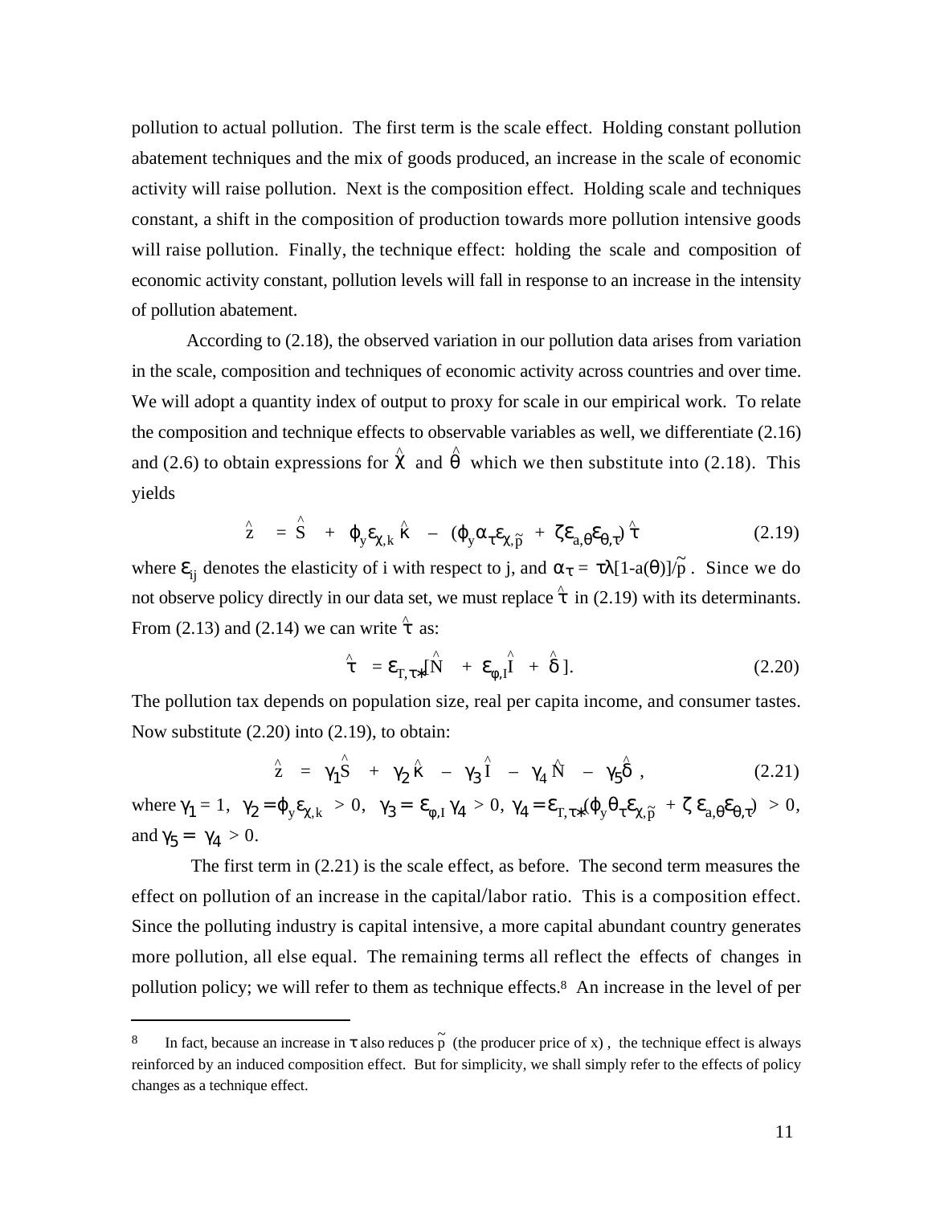pollution to actual pollution. The first term is the scale effect. Holding constant pollution abatement techniques and the mix of goods produced, an increase in the scale of economic activity will raise pollution. Next is the composition effect. Holding scale and techniques constant, a shift in the composition of production towards more pollution intensive goods will raise pollution. Finally, the technique effect: holding the scale and composition of economic activity constant, pollution levels will fall in response to an increase in the intensity of pollution abatement.

According to (2.18), the observed variation in our pollution data arises from variation in the scale, composition and techniques of economic activity across countries and over time. We will adopt a quantity index of output to proxy for scale in our empirical work. To relate the composition and technique effects to observable variables as well, we differentiate (2.16) and (2.6) to obtain expressions for $\hat{\chi}$ and $\hat{\theta}$ which we then substitute into (2.18). This yields

$$\hat{z} = \hat{S} + \varphi_y \varepsilon_{\chi,k}\,\hat{\kappa} - (\varphi_y \alpha_\tau \varepsilon_{\chi,\tilde{p}} + \zeta \varepsilon_{a,\theta} \varepsilon_{\theta,\tau})\,\hat{\tau} \tag{2.19}$$

where $\varepsilon_{ij}$ denotes the elasticity of i with respect to j, and $\alpha_\tau = \tau\lambda[1\text{-}a(\theta)]/\tilde{p}$. Since we do not observe policy directly in our data set, we must replace $\hat{\tau}$ in (2.19) with its determinants. From (2.13) and (2.14) we can write $\hat{\tau}$ as:

$$\hat{\tau} = \varepsilon_{T,\tau*}[\hat{N} + \varepsilon_{\varphi,I}\hat{I} + \hat{\delta}\,]. \tag{2.20}$$

The pollution tax depends on population size, real per capita income, and consumer tastes. Now substitute (2.20) into (2.19), to obtain:

$$\hat{z} = \gamma_1 \hat{S} + \gamma_2 \hat{\kappa} - \gamma_3 \hat{I} - \gamma_4 \hat{N} - \gamma_5 \hat{\delta}\,, \tag{2.21}$$

where $\gamma_1 = 1$, $\gamma_2 = \varphi_y \varepsilon_{\chi,k} > 0$, $\gamma_3 = \varepsilon_{\varphi,I}\,\gamma_4 > 0$, $\gamma_4 = \varepsilon_{T,\tau*}(\varphi_y \theta_\tau \varepsilon_{\chi,\tilde{p}} + \zeta\, \varepsilon_{a,\theta} \varepsilon_{\theta,\tau}) > 0$, and $\gamma_5 = \gamma_4 > 0$.

The first term in (2.21) is the scale effect, as before. The second term measures the effect on pollution of an increase in the capital/labor ratio. This is a composition effect. Since the polluting industry is capital intensive, a more capital abundant country generates more pollution, all else equal. The remaining terms all reflect the effects of changes in pollution policy; we will refer to them as technique effects.[8] An increase in the level of per

[8] In fact, because an increase in $\tau$ also reduces $\tilde{p}$ (the producer price of x), the technique effect is always reinforced by an induced composition effect. But for simplicity, we shall simply refer to the effects of policy changes as a technique effect.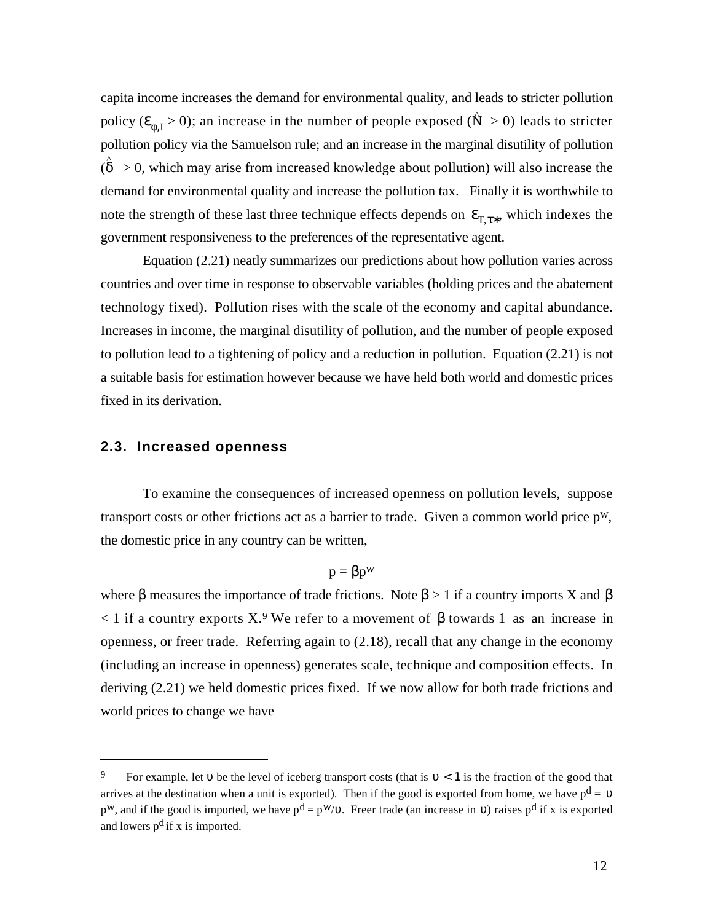capita income increases the demand for environmental quality, and leads to stricter pollution policy ($\varepsilon_{\phi,I} > 0$); an increase in the number of people exposed ($\hat{N} > 0$) leads to stricter pollution policy via the Samuelson rule; and an increase in the marginal disutility of pollution ($\hat{\delta} > 0$, which may arise from increased knowledge about pollution) will also increase the demand for environmental quality and increase the pollution tax. Finally it is worthwhile to note the strength of these last three technique effects depends on $\varepsilon_{T,\tau*}$, which indexes the government responsiveness to the preferences of the representative agent.

Equation (2.21) neatly summarizes our predictions about how pollution varies across countries and over time in response to observable variables (holding prices and the abatement technology fixed). Pollution rises with the scale of the economy and capital abundance. Increases in income, the marginal disutility of pollution, and the number of people exposed to pollution lead to a tightening of policy and a reduction in pollution. Equation (2.21) is not a suitable basis for estimation however because we have held both world and domestic prices fixed in its derivation.

## 2.3. Increased openness

To examine the consequences of increased openness on pollution levels, suppose transport costs or other frictions act as a barrier to trade. Given a common world price $p^w$, the domestic price in any country can be written,

$$p = \beta p^w$$

where $\beta$ measures the importance of trade frictions. Note $\beta > 1$ if a country imports X and $\beta < 1$ if a country exports X.[9] We refer to a movement of $\beta$ towards 1 as an increase in openness, or freer trade. Referring again to (2.18), recall that any change in the economy (including an increase in openness) generates scale, technique and composition effects. In deriving (2.21) we held domestic prices fixed. If we now allow for both trade frictions and world prices to change we have

---

[9] For example, let $\upsilon$ be the level of iceberg transport costs (that is $\upsilon < 1$ is the fraction of the good that arrives at the destination when a unit is exported). Then if the good is exported from home, we have $p^d = \upsilon p^w$, and if the good is imported, we have $p^d = p^w/\upsilon$. Freer trade (an increase in $\upsilon$) raises $p^d$ if x is exported and lowers $p^d$ if x is imported.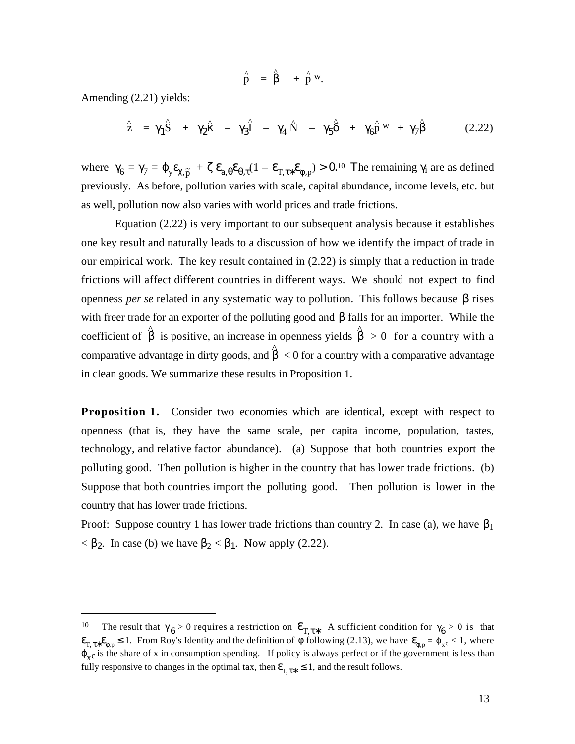$$\hat{p} = \hat{\beta} + \hat{p}^w.$$

Amending (2.21) yields:

$$\hat{z} = \gamma_1 \hat{S} + \gamma_2 \hat{\kappa} - \gamma_3 \hat{I} - \gamma_4 \hat{N} - \gamma_5 \hat{\delta} + \gamma_6 \hat{p}^w + \gamma_7 \hat{\beta} \qquad (2.22)$$

where $\gamma_6 = \gamma_7 = \varphi_y \varepsilon_{\chi,\tilde{p}} + \zeta\, \varepsilon_{a,\theta} \varepsilon_{\theta,\tau}(1 - \varepsilon_{T,\tau*} \varepsilon_{\phi,p}) > 0$.[10] The remaining $\gamma_i$ are as defined previously. As before, pollution varies with scale, capital abundance, income levels, etc. but as well, pollution now also varies with world prices and trade frictions.

Equation (2.22) is very important to our subsequent analysis because it establishes one key result and naturally leads to a discussion of how we identify the impact of trade in our empirical work. The key result contained in (2.22) is simply that a reduction in trade frictions will affect different countries in different ways. We should not expect to find openness *per se* related in any systematic way to pollution. This follows because $\beta$ rises with freer trade for an exporter of the polluting good and $\beta$ falls for an importer. While the coefficient of $\hat{\beta}$ is positive, an increase in openness yields $\hat{\beta} > 0$ for a country with a comparative advantage in dirty goods, and $\hat{\beta} < 0$ for a country with a comparative advantage in clean goods. We summarize these results in Proposition 1.

**Proposition 1.** Consider two economies which are identical, except with respect to openness (that is, they have the same scale, per capita income, population, tastes, technology, and relative factor abundance). (a) Suppose that both countries export the polluting good. Then pollution is higher in the country that has lower trade frictions. (b) Suppose that both countries import the polluting good. Then pollution is lower in the country that has lower trade frictions.

Proof: Suppose country 1 has lower trade frictions than country 2. In case (a), we have $\beta_1 < \beta_2$. In case (b) we have $\beta_2 < \beta_1$. Now apply (2.22).

---

[10] The result that $\gamma_6 > 0$ requires a restriction on $\varepsilon_{T,\tau*}$. A sufficient condition for $\gamma_6 > 0$ is that $\varepsilon_{T,\tau*}\varepsilon_{\phi,p} \leq 1$. From Roy's Identity and the definition of $\phi$ following (2.13), we have $\varepsilon_{\phi,p} = \varphi_{x^c} < 1$, where $\varphi_{x^c}$ is the share of x in consumption spending. If policy is always perfect or if the government is less than fully responsive to changes in the optimal tax, then $\varepsilon_{T,\tau*} \leq 1$, and the result follows.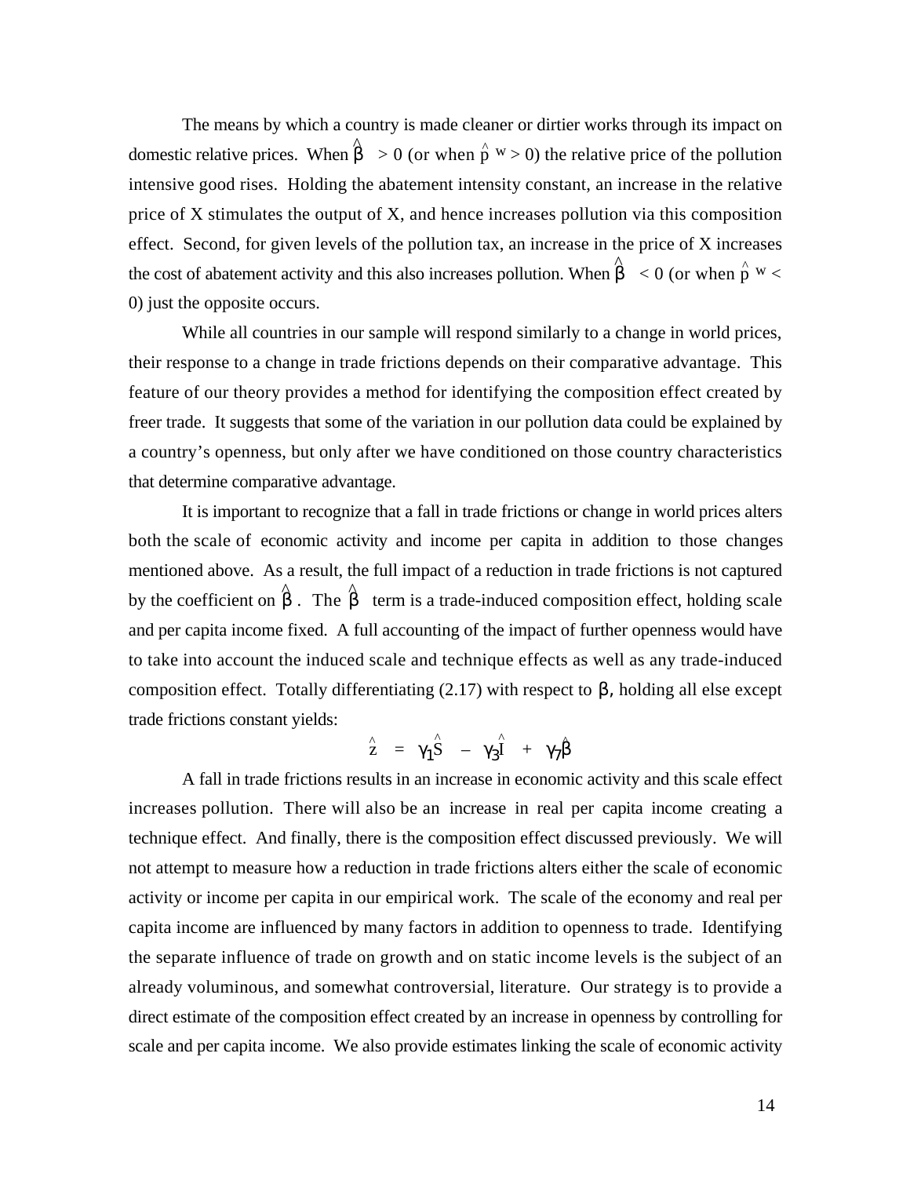The means by which a country is made cleaner or dirtier works through its impact on domestic relative prices. When $\hat{\beta} > 0$ (or when $\hat{p}^w > 0$) the relative price of the pollution intensive good rises. Holding the abatement intensity constant, an increase in the relative price of X stimulates the output of X, and hence increases pollution via this composition effect. Second, for given levels of the pollution tax, an increase in the price of X increases the cost of abatement activity and this also increases pollution. When $\hat{\beta} < 0$ (or when $\hat{p}^w < 0$) just the opposite occurs.

While all countries in our sample will respond similarly to a change in world prices, their response to a change in trade frictions depends on their comparative advantage. This feature of our theory provides a method for identifying the composition effect created by freer trade. It suggests that some of the variation in our pollution data could be explained by a country's openness, but only after we have conditioned on those country characteristics that determine comparative advantage.

It is important to recognize that a fall in trade frictions or change in world prices alters both the scale of economic activity and income per capita in addition to those changes mentioned above. As a result, the full impact of a reduction in trade frictions is not captured by the coefficient on $\hat{\beta}$. The $\hat{\beta}$ term is a trade-induced composition effect, holding scale and per capita income fixed. A full accounting of the impact of further openness would have to take into account the induced scale and technique effects as well as any trade-induced composition effect. Totally differentiating (2.17) with respect to $\beta$, holding all else except trade frictions constant yields:

$$\hat{z} = \gamma_1 \hat{S} - \gamma_3 \hat{I} + \gamma_7 \hat{\beta}$$

A fall in trade frictions results in an increase in economic activity and this scale effect increases pollution. There will also be an increase in real per capita income creating a technique effect. And finally, there is the composition effect discussed previously. We will not attempt to measure how a reduction in trade frictions alters either the scale of economic activity or income per capita in our empirical work. The scale of the economy and real per capita income are influenced by many factors in addition to openness to trade. Identifying the separate influence of trade on growth and on static income levels is the subject of an already voluminous, and somewhat controversial, literature. Our strategy is to provide a direct estimate of the composition effect created by an increase in openness by controlling for scale and per capita income. We also provide estimates linking the scale of economic activity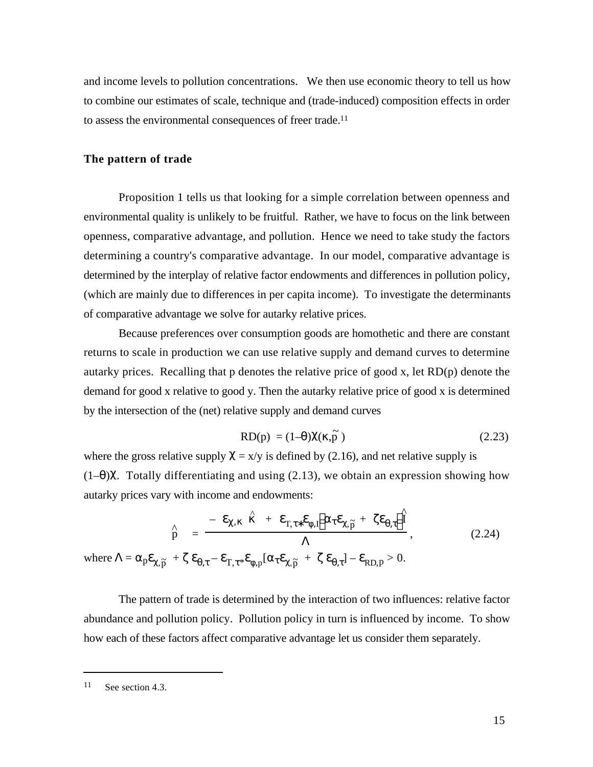and income levels to pollution concentrations. We then use economic theory to tell us how to combine our estimates of scale, technique and (trade-induced) composition effects in order to assess the environmental consequences of freer trade.[11]

### The pattern of trade

Proposition 1 tells us that looking for a simple correlation between openness and environmental quality is unlikely to be fruitful. Rather, we have to focus on the link between openness, comparative advantage, and pollution. Hence we need to take study the factors determining a country's comparative advantage. In our model, comparative advantage is determined by the interplay of relative factor endowments and differences in pollution policy, (which are mainly due to differences in per capita income). To investigate the determinants of comparative advantage we solve for autarky relative prices.

Because preferences over consumption goods are homothetic and there are constant returns to scale in production we can use relative supply and demand curves to determine autarky prices. Recalling that p denotes the relative price of good x, let RD(p) denote the demand for good x relative to good y. Then the autarky relative price of good x is determined by the intersection of the (net) relative supply and demand curves

$$RD(p) = (1-\theta)\chi(\kappa,\tilde{p}) \tag{2.23}$$

where the gross relative supply $\chi = x/y$ is defined by (2.16), and net relative supply is $(1-\theta)\chi$. Totally differentiating and using (2.13), we obtain an expression showing how autarky prices vary with income and endowments:

$$\hat{p} = \frac{-\varepsilon_{\chi,\kappa}\hat{\kappa} + \varepsilon_{T,\tau*}\varepsilon_{\varphi,I}\left[\alpha_{\tau}\varepsilon_{\chi,\tilde{p}} + \zeta\varepsilon_{\theta,\tau}\right]\hat{I}}{\Lambda}, \tag{2.24}$$

where $\Lambda = \alpha_p\varepsilon_{\chi,\tilde{p}} + \zeta\,\varepsilon_{\theta,\tau} - \varepsilon_{T,\tau*}\varepsilon_{\varphi,p}[\alpha_{\tau}\varepsilon_{\chi,\tilde{p}} + \zeta\,\varepsilon_{\theta,\tau}] - \varepsilon_{RD,p} > 0$.

The pattern of trade is determined by the interaction of two influences: relative factor abundance and pollution policy. Pollution policy in turn is influenced by income. To show how each of these factors affect comparative advantage let us consider them separately.

---

[11] See section 4.3.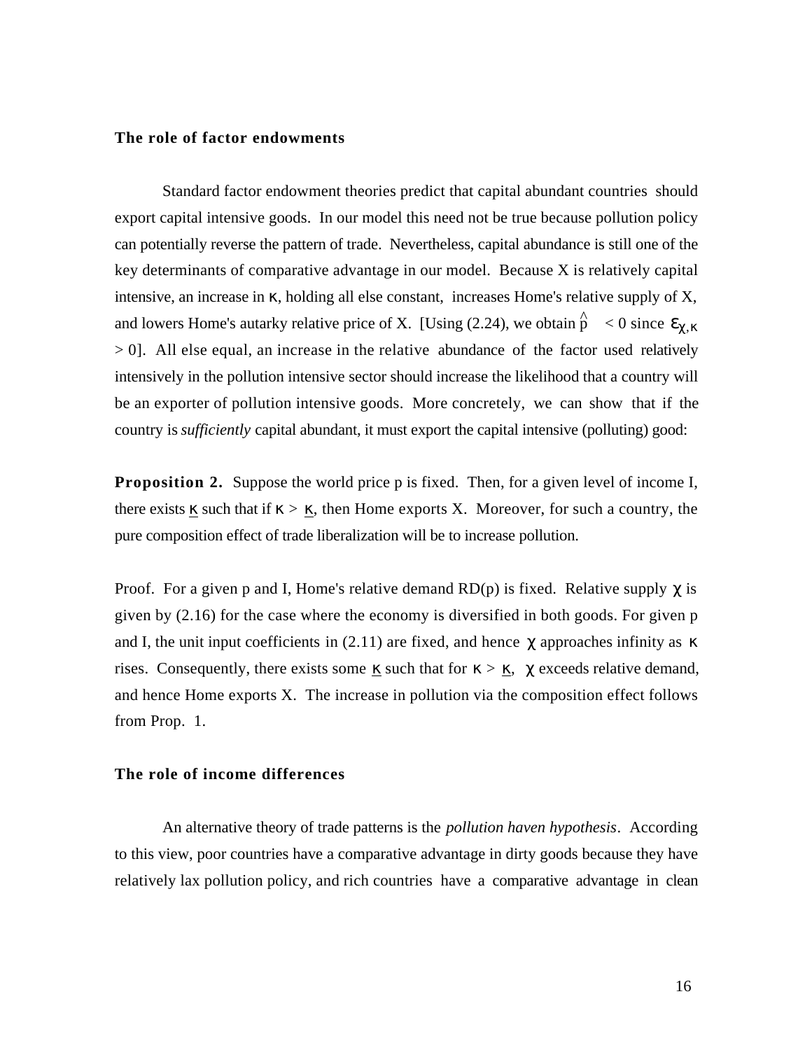### The role of factor endowments

Standard factor endowment theories predict that capital abundant countries should export capital intensive goods. In our model this need not be true because pollution policy can potentially reverse the pattern of trade. Nevertheless, capital abundance is still one of the key determinants of comparative advantage in our model. Because X is relatively capital intensive, an increase in $\kappa$, holding all else constant, increases Home's relative supply of X, and lowers Home's autarky relative price of X. [Using (2.24), we obtain $\hat{p} < 0$ since $\varepsilon_{\chi,\kappa} > 0$]. All else equal, an increase in the relative abundance of the factor used relatively intensively in the pollution intensive sector should increase the likelihood that a country will be an exporter of pollution intensive goods. More concretely, we can show that if the country is *sufficiently* capital abundant, it must export the capital intensive (polluting) good:

**Proposition 2.** Suppose the world price p is fixed. Then, for a given level of income I, there exists $\underline{\kappa}$ such that if $\kappa > \underline{\kappa}$, then Home exports X. Moreover, for such a country, the pure composition effect of trade liberalization will be to increase pollution.

Proof. For a given p and I, Home's relative demand RD(p) is fixed. Relative supply $\chi$ is given by (2.16) for the case where the economy is diversified in both goods. For given p and I, the unit input coefficients in (2.11) are fixed, and hence $\chi$ approaches infinity as $\kappa$ rises. Consequently, there exists some $\underline{\kappa}$ such that for $\kappa > \underline{\kappa}$, $\chi$ exceeds relative demand, and hence Home exports X. The increase in pollution via the composition effect follows from Prop. 1.

### The role of income differences

An alternative theory of trade patterns is the *pollution haven hypothesis*. According to this view, poor countries have a comparative advantage in dirty goods because they have relatively lax pollution policy, and rich countries have a comparative advantage in clean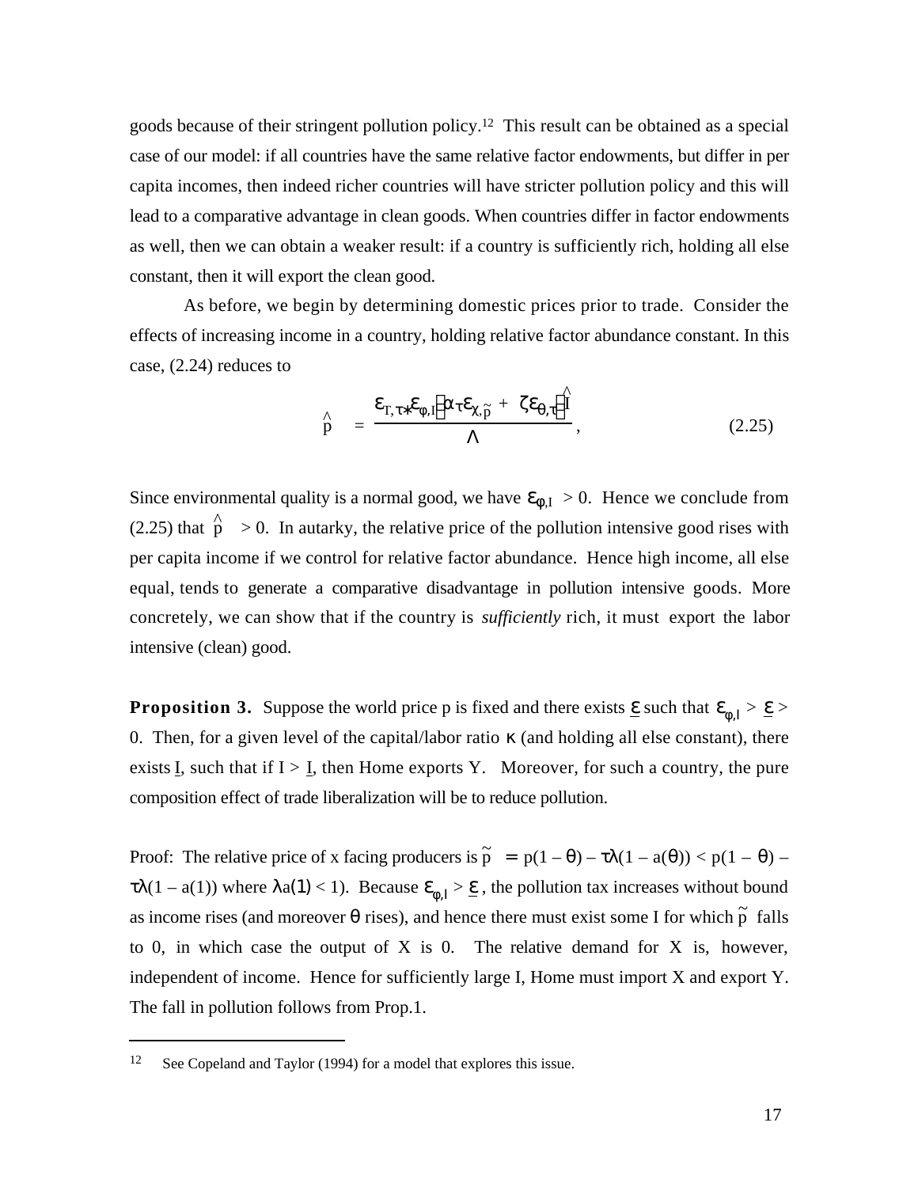goods because of their stringent pollution policy.[12] This result can be obtained as a special case of our model: if all countries have the same relative factor endowments, but differ in per capita incomes, then indeed richer countries will have stricter pollution policy and this will lead to a comparative advantage in clean goods. When countries differ in factor endowments as well, then we can obtain a weaker result: if a country is sufficiently rich, holding all else constant, then it will export the clean good.

As before, we begin by determining domestic prices prior to trade. Consider the effects of increasing income in a country, holding relative factor abundance constant. In this case, (2.24) reduces to

$$\hat{p} \quad = \quad \frac{\varepsilon_{\Gamma,\tau*}\varepsilon_{\phi,I}\left[\alpha_{\tau}\varepsilon_{\chi,\tilde{p}} + \zeta\varepsilon_{\theta,\tau}\right]\hat{I}}{\Lambda}, \tag{2.25}$$

Since environmental quality is a normal good, we have $\varepsilon_{\phi,I} > 0$. Hence we conclude from (2.25) that $\hat{p} > 0$. In autarky, the relative price of the pollution intensive good rises with per capita income if we control for relative factor abundance. Hence high income, all else equal, tends to generate a comparative disadvantage in pollution intensive goods. More concretely, we can show that if the country is *sufficiently* rich, it must export the labor intensive (clean) good.

**Proposition 3.** Suppose the world price p is fixed and there exists $\underline{\varepsilon}$ such that $\varepsilon_{\phi,I} > \underline{\varepsilon} > 0$. Then, for a given level of the capital/labor ratio $\kappa$ (and holding all else constant), there exists $\underline{I}$, such that if $I > \underline{I}$, then Home exports Y. Moreover, for such a country, the pure composition effect of trade liberalization will be to reduce pollution.

Proof: The relative price of x facing producers is $\tilde{p} = p(1 - \theta) - \tau\lambda(1 - a(\theta)) < p(1 - \theta) - \tau\lambda(1 - a(1))$ where $\lambda a(1) < 1$). Because $\varepsilon_{\phi,I} > \underline{\varepsilon}$, the pollution tax increases without bound as income rises (and moreover $\theta$ rises), and hence there must exist some I for which $\tilde{p}$ falls to 0, in which case the output of X is 0. The relative demand for X is, however, independent of income. Hence for sufficiently large I, Home must import X and export Y. The fall in pollution follows from Prop.1.

---

[12] See Copeland and Taylor (1994) for a model that explores this issue.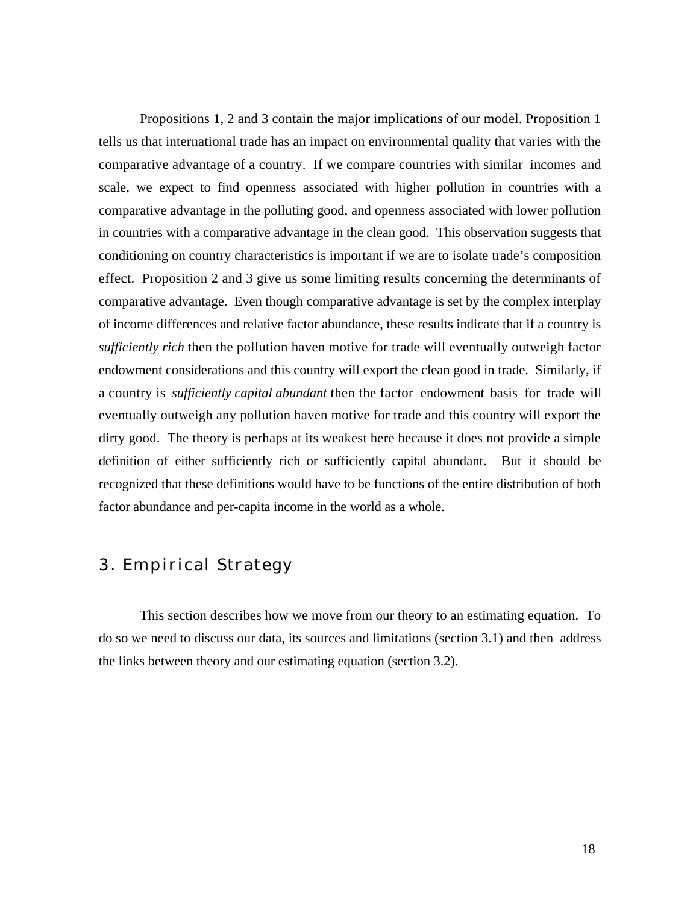Propositions 1, 2 and 3 contain the major implications of our model. Proposition 1 tells us that international trade has an impact on environmental quality that varies with the comparative advantage of a country. If we compare countries with similar incomes and scale, we expect to find openness associated with higher pollution in countries with a comparative advantage in the polluting good, and openness associated with lower pollution in countries with a comparative advantage in the clean good. This observation suggests that conditioning on country characteristics is important if we are to isolate trade's composition effect. Proposition 2 and 3 give us some limiting results concerning the determinants of comparative advantage. Even though comparative advantage is set by the complex interplay of income differences and relative factor abundance, these results indicate that if a country is *sufficiently rich* then the pollution haven motive for trade will eventually outweigh factor endowment considerations and this country will export the clean good in trade. Similarly, if a country is *sufficiently capital abundant* then the factor endowment basis for trade will eventually outweigh any pollution haven motive for trade and this country will export the dirty good. The theory is perhaps at its weakest here because it does not provide a simple definition of either sufficiently rich or sufficiently capital abundant. But it should be recognized that these definitions would have to be functions of the entire distribution of both factor abundance and per-capita income in the world as a whole.

## 3. Empirical Strategy

This section describes how we move from our theory to an estimating equation. To do so we need to discuss our data, its sources and limitations (section 3.1) and then address the links between theory and our estimating equation (section 3.2).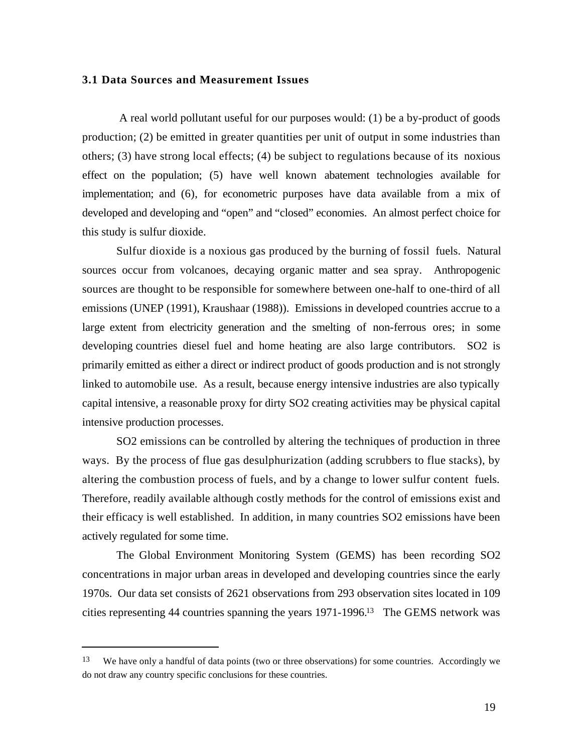### 3.1 Data Sources and Measurement Issues

A real world pollutant useful for our purposes would: (1) be a by-product of goods production; (2) be emitted in greater quantities per unit of output in some industries than others; (3) have strong local effects; (4) be subject to regulations because of its noxious effect on the population; (5) have well known abatement technologies available for implementation; and (6), for econometric purposes have data available from a mix of developed and developing and "open" and "closed" economies. An almost perfect choice for this study is sulfur dioxide.

Sulfur dioxide is a noxious gas produced by the burning of fossil fuels. Natural sources occur from volcanoes, decaying organic matter and sea spray. Anthropogenic sources are thought to be responsible for somewhere between one-half to one-third of all emissions (UNEP (1991), Kraushaar (1988)). Emissions in developed countries accrue to a large extent from electricity generation and the smelting of non-ferrous ores; in some developing countries diesel fuel and home heating are also large contributors. SO2 is primarily emitted as either a direct or indirect product of goods production and is not strongly linked to automobile use. As a result, because energy intensive industries are also typically capital intensive, a reasonable proxy for dirty SO2 creating activities may be physical capital intensive production processes.

SO2 emissions can be controlled by altering the techniques of production in three ways. By the process of flue gas desulphurization (adding scrubbers to flue stacks), by altering the combustion process of fuels, and by a change to lower sulfur content fuels. Therefore, readily available although costly methods for the control of emissions exist and their efficacy is well established. In addition, in many countries SO2 emissions have been actively regulated for some time.

The Global Environment Monitoring System (GEMS) has been recording SO2 concentrations in major urban areas in developed and developing countries since the early 1970s. Our data set consists of 2621 observations from 293 observation sites located in 109 cities representing 44 countries spanning the years 1971-1996.[13] The GEMS network was

---

[13] We have only a handful of data points (two or three observations) for some countries. Accordingly we do not draw any country specific conclusions for these countries.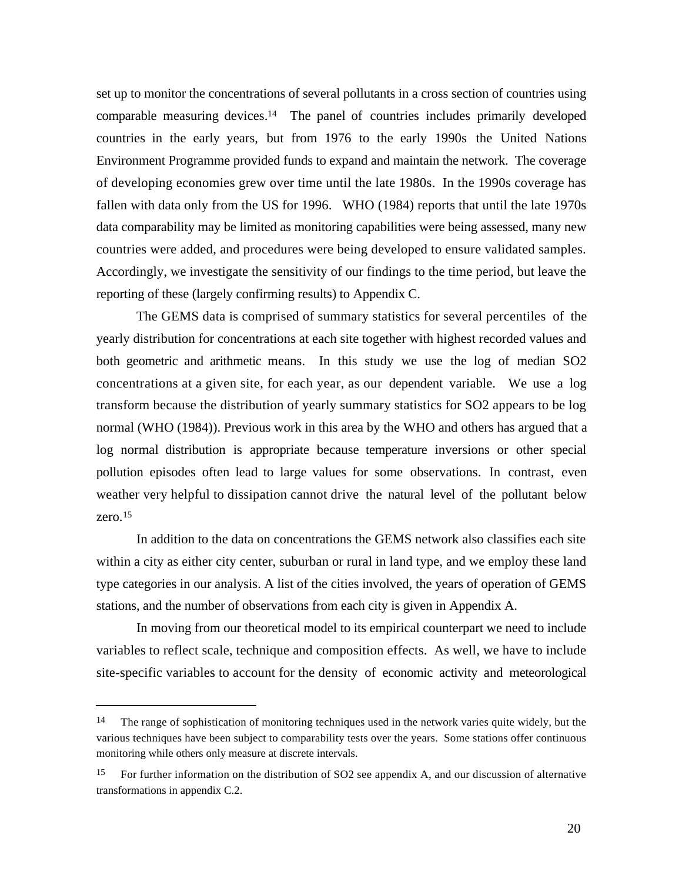set up to monitor the concentrations of several pollutants in a cross section of countries using comparable measuring devices.[14] The panel of countries includes primarily developed countries in the early years, but from 1976 to the early 1990s the United Nations Environment Programme provided funds to expand and maintain the network. The coverage of developing economies grew over time until the late 1980s. In the 1990s coverage has fallen with data only from the US for 1996. WHO (1984) reports that until the late 1970s data comparability may be limited as monitoring capabilities were being assessed, many new countries were added, and procedures were being developed to ensure validated samples. Accordingly, we investigate the sensitivity of our findings to the time period, but leave the reporting of these (largely confirming results) to Appendix C.

The GEMS data is comprised of summary statistics for several percentiles of the yearly distribution for concentrations at each site together with highest recorded values and both geometric and arithmetic means. In this study we use the log of median $SO_2$ concentrations at a given site, for each year, as our dependent variable. We use a log transform because the distribution of yearly summary statistics for $SO_2$ appears to be log normal (WHO (1984)). Previous work in this area by the WHO and others has argued that a log normal distribution is appropriate because temperature inversions or other special pollution episodes often lead to large values for some observations. In contrast, even weather very helpful to dissipation cannot drive the natural level of the pollutant below zero.[15]

In addition to the data on concentrations the GEMS network also classifies each site within a city as either city center, suburban or rural in land type, and we employ these land type categories in our analysis. A list of the cities involved, the years of operation of GEMS stations, and the number of observations from each city is given in Appendix A.

In moving from our theoretical model to its empirical counterpart we need to include variables to reflect scale, technique and composition effects. As well, we have to include site-specific variables to account for the density of economic activity and meteorological

---

[14] The range of sophistication of monitoring techniques used in the network varies quite widely, but the various techniques have been subject to comparability tests over the years. Some stations offer continuous monitoring while others only measure at discrete intervals.

[15] For further information on the distribution of $SO_2$ see appendix A, and our discussion of alternative transformations in appendix C.2.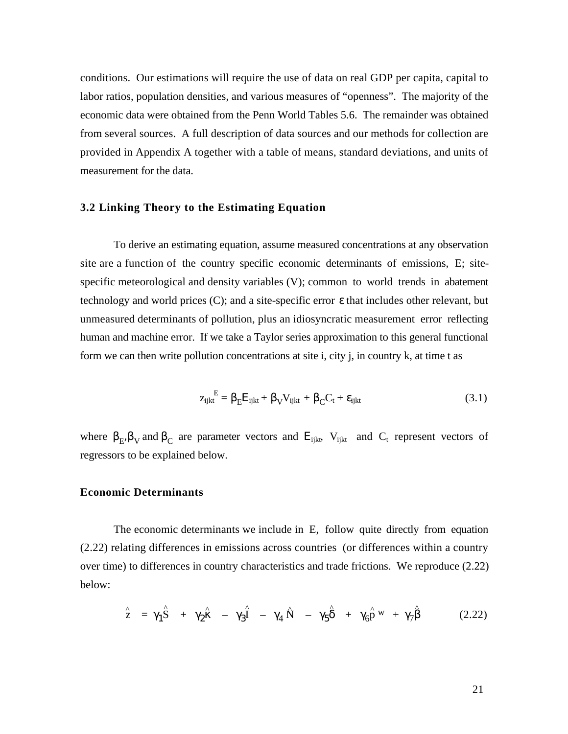conditions. Our estimations will require the use of data on real GDP per capita, capital to labor ratios, population densities, and various measures of "openness". The majority of the economic data were obtained from the Penn World Tables 5.6. The remainder was obtained from several sources. A full description of data sources and our methods for collection are provided in Appendix A together with a table of means, standard deviations, and units of measurement for the data.

### 3.2 Linking Theory to the Estimating Equation

To derive an estimating equation, assume measured concentrations at any observation site are a function of the country specific economic determinants of emissions, E; site-specific meteorological and density variables (V); common to world trends in abatement technology and world prices (C); and a site-specific error $\varepsilon$ that includes other relevant, but unmeasured determinants of pollution, plus an idiosyncratic measurement error reflecting human and machine error. If we take a Taylor series approximation to this general functional form we can then write pollution concentrations at site i, city j, in country k, at time t as

$$z_{ijkt}^{E} = \beta_E E_{ijkt} + \beta_V V_{ijkt} + \beta_C C_t + \varepsilon_{ijkt} \tag{3.1}$$

where $\beta_E, \beta_V$ and $\beta_C$ are parameter vectors and $E_{ijkt}$, $V_{ijkt}$ and $C_t$ represent vectors of regressors to be explained below.

#### Economic Determinants

The economic determinants we include in E, follow quite directly from equation (2.22) relating differences in emissions across countries (or differences within a country over time) to differences in country characteristics and trade frictions. We reproduce (2.22) below:

$$\hat{z} = \gamma_1 \hat{S} + \gamma_2 \hat{\kappa} - \gamma_3 \hat{I} - \gamma_4 \hat{N} - \gamma_5 \hat{\delta} + \gamma_6 \hat{p}^{w} + \gamma_7 \hat{\beta} \tag{2.22}$$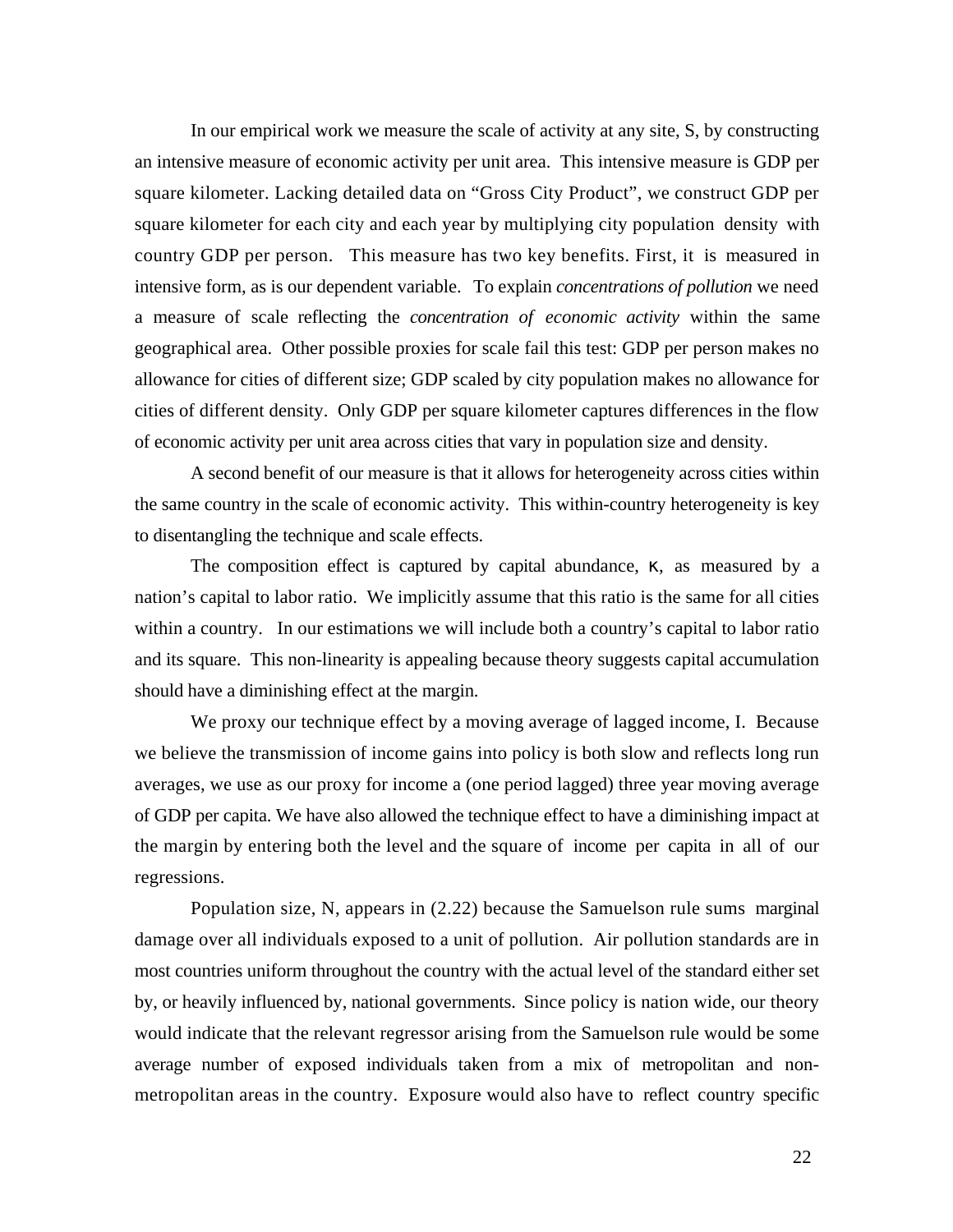In our empirical work we measure the scale of activity at any site, S, by constructing an intensive measure of economic activity per unit area. This intensive measure is GDP per square kilometer. Lacking detailed data on "Gross City Product", we construct GDP per square kilometer for each city and each year by multiplying city population density with country GDP per person. This measure has two key benefits. First, it is measured in intensive form, as is our dependent variable. To explain *concentrations of pollution* we need a measure of scale reflecting the *concentration of economic activity* within the same geographical area. Other possible proxies for scale fail this test: GDP per person makes no allowance for cities of different size; GDP scaled by city population makes no allowance for cities of different density. Only GDP per square kilometer captures differences in the flow of economic activity per unit area across cities that vary in population size and density.

A second benefit of our measure is that it allows for heterogeneity across cities within the same country in the scale of economic activity. This within-country heterogeneity is key to disentangling the technique and scale effects.

The composition effect is captured by capital abundance, $\kappa$, as measured by a nation's capital to labor ratio. We implicitly assume that this ratio is the same for all cities within a country. In our estimations we will include both a country's capital to labor ratio and its square. This non-linearity is appealing because theory suggests capital accumulation should have a diminishing effect at the margin.

We proxy our technique effect by a moving average of lagged income, I. Because we believe the transmission of income gains into policy is both slow and reflects long run averages, we use as our proxy for income a (one period lagged) three year moving average of GDP per capita. We have also allowed the technique effect to have a diminishing impact at the margin by entering both the level and the square of income per capita in all of our regressions.

Population size, N, appears in (2.22) because the Samuelson rule sums marginal damage over all individuals exposed to a unit of pollution. Air pollution standards are in most countries uniform throughout the country with the actual level of the standard either set by, or heavily influenced by, national governments. Since policy is nation wide, our theory would indicate that the relevant regressor arising from the Samuelson rule would be some average number of exposed individuals taken from a mix of metropolitan and non-metropolitan areas in the country. Exposure would also have to reflect country specific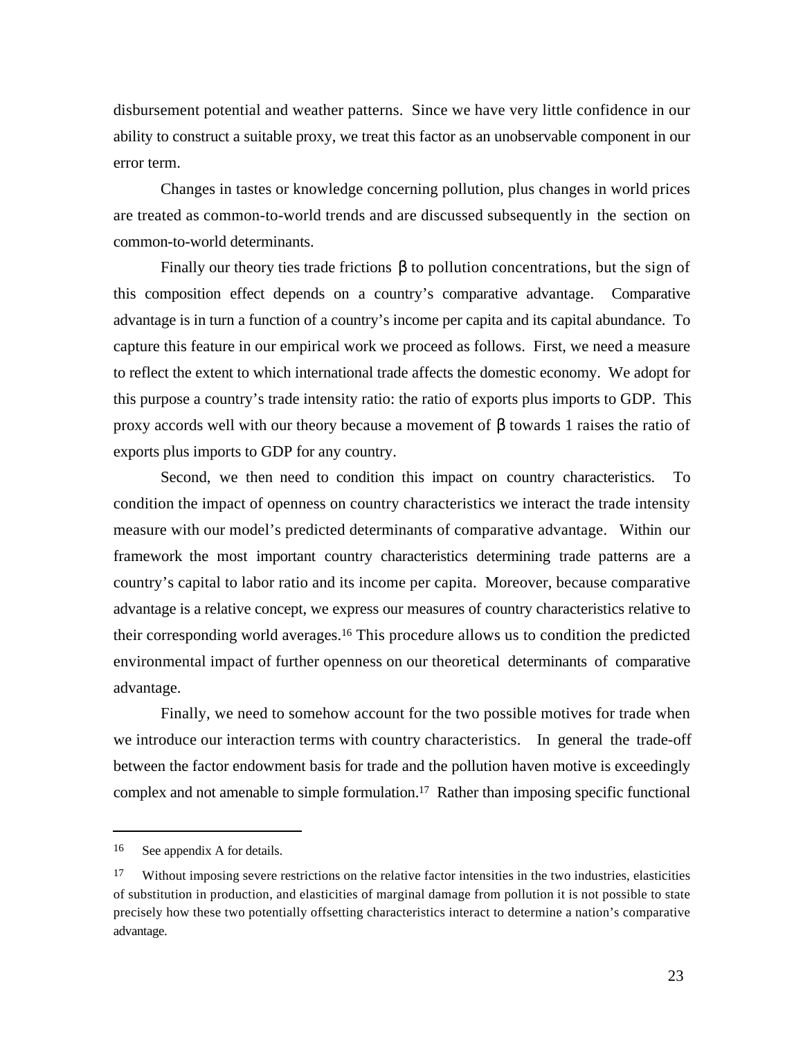disbursement potential and weather patterns. Since we have very little confidence in our ability to construct a suitable proxy, we treat this factor as an unobservable component in our error term.

Changes in tastes or knowledge concerning pollution, plus changes in world prices are treated as common-to-world trends and are discussed subsequently in the section on common-to-world determinants.

Finally our theory ties trade frictions $\beta$ to pollution concentrations, but the sign of this composition effect depends on a country's comparative advantage. Comparative advantage is in turn a function of a country's income per capita and its capital abundance. To capture this feature in our empirical work we proceed as follows. First, we need a measure to reflect the extent to which international trade affects the domestic economy. We adopt for this purpose a country's trade intensity ratio: the ratio of exports plus imports to GDP. This proxy accords well with our theory because a movement of $\beta$ towards 1 raises the ratio of exports plus imports to GDP for any country.

Second, we then need to condition this impact on country characteristics. To condition the impact of openness on country characteristics we interact the trade intensity measure with our model's predicted determinants of comparative advantage. Within our framework the most important country characteristics determining trade patterns are a country's capital to labor ratio and its income per capita. Moreover, because comparative advantage is a relative concept, we express our measures of country characteristics relative to their corresponding world averages.[16] This procedure allows us to condition the predicted environmental impact of further openness on our theoretical determinants of comparative advantage.

Finally, we need to somehow account for the two possible motives for trade when we introduce our interaction terms with country characteristics. In general the trade-off between the factor endowment basis for trade and the pollution haven motive is exceedingly complex and not amenable to simple formulation.[17] Rather than imposing specific functional

---

[16] See appendix A for details.

[17] Without imposing severe restrictions on the relative factor intensities in the two industries, elasticities of substitution in production, and elasticities of marginal damage from pollution it is not possible to state precisely how these two potentially offsetting characteristics interact to determine a nation's comparative advantage.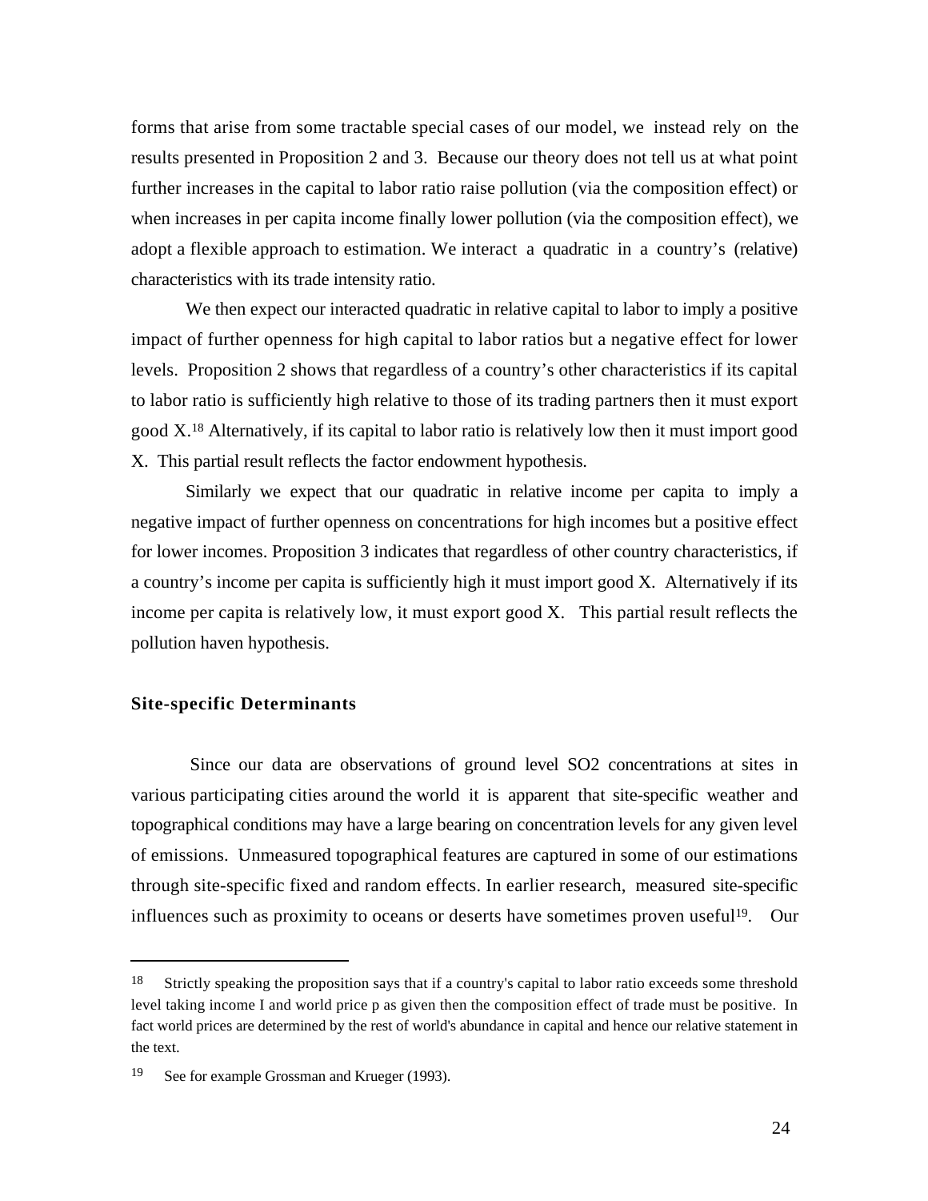forms that arise from some tractable special cases of our model, we instead rely on the results presented in Proposition 2 and 3. Because our theory does not tell us at what point further increases in the capital to labor ratio raise pollution (via the composition effect) or when increases in per capita income finally lower pollution (via the composition effect), we adopt a flexible approach to estimation. We interact a quadratic in a country's (relative) characteristics with its trade intensity ratio.

We then expect our interacted quadratic in relative capital to labor to imply a positive impact of further openness for high capital to labor ratios but a negative effect for lower levels. Proposition 2 shows that regardless of a country's other characteristics if its capital to labor ratio is sufficiently high relative to those of its trading partners then it must export good X.[18] Alternatively, if its capital to labor ratio is relatively low then it must import good X. This partial result reflects the factor endowment hypothesis.

Similarly we expect that our quadratic in relative income per capita to imply a negative impact of further openness on concentrations for high incomes but a positive effect for lower incomes. Proposition 3 indicates that regardless of other country characteristics, if a country's income per capita is sufficiently high it must import good X. Alternatively if its income per capita is relatively low, it must export good X. This partial result reflects the pollution haven hypothesis.

### Site-specific Determinants

Since our data are observations of ground level $SO_2$ concentrations at sites in various participating cities around the world it is apparent that site-specific weather and topographical conditions may have a large bearing on concentration levels for any given level of emissions. Unmeasured topographical features are captured in some of our estimations through site-specific fixed and random effects. In earlier research, measured site-specific influences such as proximity to oceans or deserts have sometimes proven useful[19]. Our

---

[18] Strictly speaking the proposition says that if a country's capital to labor ratio exceeds some threshold level taking income I and world price p as given then the composition effect of trade must be positive. In fact world prices are determined by the rest of world's abundance in capital and hence our relative statement in the text.

[19] See for example Grossman and Krueger (1993).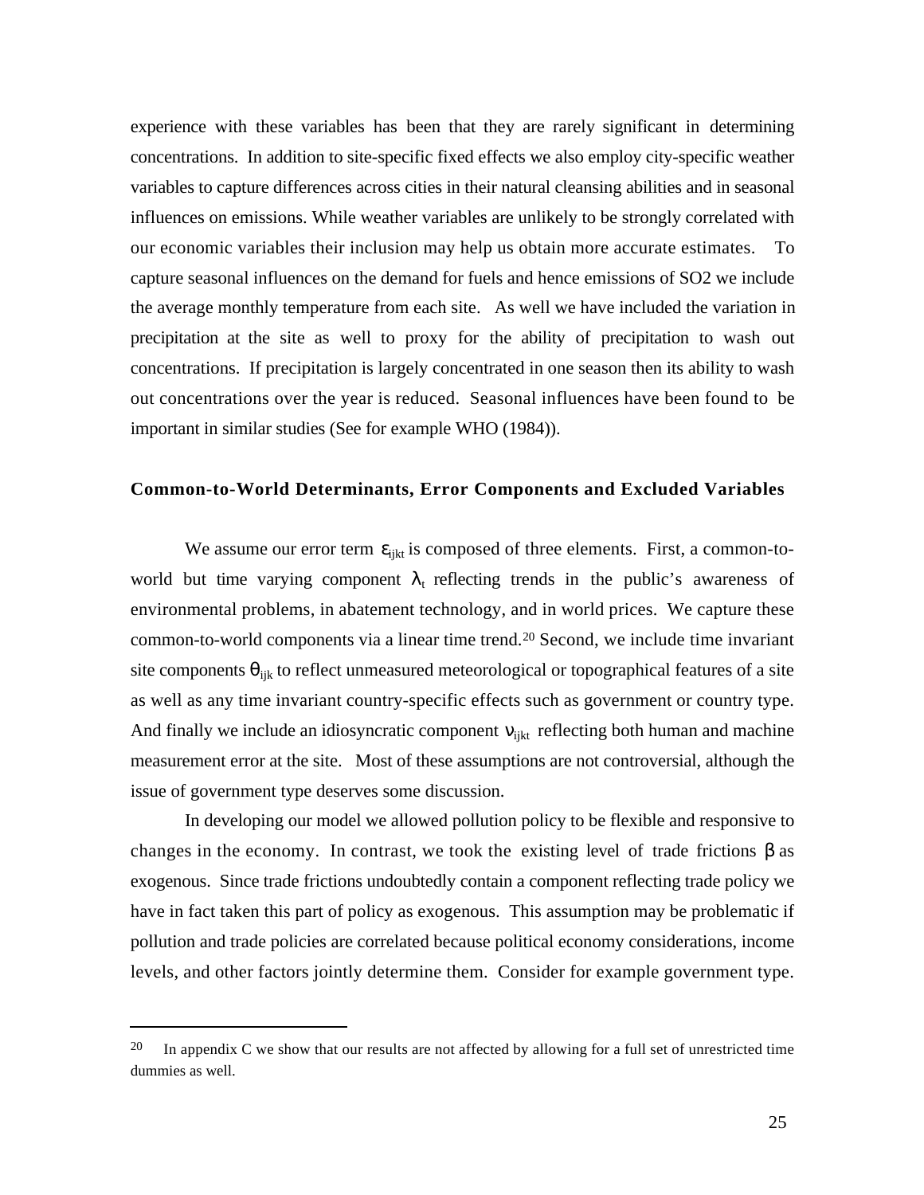experience with these variables has been that they are rarely significant in determining concentrations. In addition to site-specific fixed effects we also employ city-specific weather variables to capture differences across cities in their natural cleansing abilities and in seasonal influences on emissions. While weather variables are unlikely to be strongly correlated with our economic variables their inclusion may help us obtain more accurate estimates. To capture seasonal influences on the demand for fuels and hence emissions of SO2 we include the average monthly temperature from each site. As well we have included the variation in precipitation at the site as well to proxy for the ability of precipitation to wash out concentrations. If precipitation is largely concentrated in one season then its ability to wash out concentrations over the year is reduced. Seasonal influences have been found to be important in similar studies (See for example WHO (1984)).

### **Common-to-World Determinants, Error Components and Excluded Variables**

We assume our error term $\varepsilon_{ijkt}$ is composed of three elements. First, a common-to-world but time varying component $\lambda_t$ reflecting trends in the public's awareness of environmental problems, in abatement technology, and in world prices. We capture these common-to-world components via a linear time trend.[20] Second, we include time invariant site components $\theta_{ijk}$ to reflect unmeasured meteorological or topographical features of a site as well as any time invariant country-specific effects such as government or country type. And finally we include an idiosyncratic component $\nu_{ijkt}$ reflecting both human and machine measurement error at the site. Most of these assumptions are not controversial, although the issue of government type deserves some discussion.

In developing our model we allowed pollution policy to be flexible and responsive to changes in the economy. In contrast, we took the existing level of trade frictions $\beta$ as exogenous. Since trade frictions undoubtedly contain a component reflecting trade policy we have in fact taken this part of policy as exogenous. This assumption may be problematic if pollution and trade policies are correlated because political economy considerations, income levels, and other factors jointly determine them. Consider for example government type.

---

[20] In appendix C we show that our results are not affected by allowing for a full set of unrestricted time dummies as well.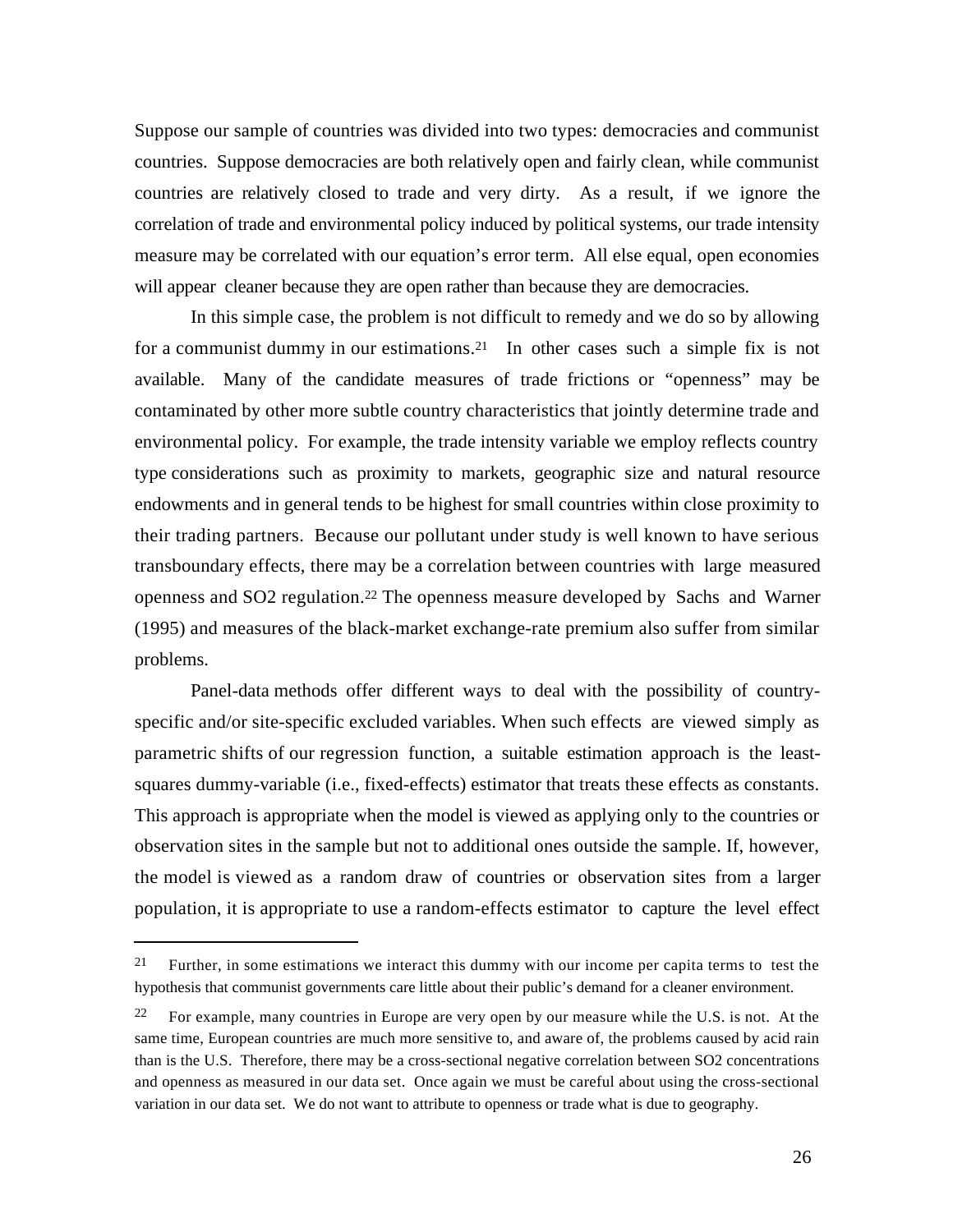Suppose our sample of countries was divided into two types: democracies and communist countries. Suppose democracies are both relatively open and fairly clean, while communist countries are relatively closed to trade and very dirty. As a result, if we ignore the correlation of trade and environmental policy induced by political systems, our trade intensity measure may be correlated with our equation's error term. All else equal, open economies will appear cleaner because they are open rather than because they are democracies.

In this simple case, the problem is not difficult to remedy and we do so by allowing for a communist dummy in our estimations.[21] In other cases such a simple fix is not available. Many of the candidate measures of trade frictions or "openness" may be contaminated by other more subtle country characteristics that jointly determine trade and environmental policy. For example, the trade intensity variable we employ reflects country type considerations such as proximity to markets, geographic size and natural resource endowments and in general tends to be highest for small countries within close proximity to their trading partners. Because our pollutant under study is well known to have serious transboundary effects, there may be a correlation between countries with large measured openness and SO2 regulation.[22] The openness measure developed by Sachs and Warner (1995) and measures of the black-market exchange-rate premium also suffer from similar problems.

Panel-data methods offer different ways to deal with the possibility of country-specific and/or site-specific excluded variables. When such effects are viewed simply as parametric shifts of our regression function, a suitable estimation approach is the least-squares dummy-variable (i.e., fixed-effects) estimator that treats these effects as constants. This approach is appropriate when the model is viewed as applying only to the countries or observation sites in the sample but not to additional ones outside the sample. If, however, the model is viewed as a random draw of countries or observation sites from a larger population, it is appropriate to use a random-effects estimator to capture the level effect

---

[21] Further, in some estimations we interact this dummy with our income per capita terms to test the hypothesis that communist governments care little about their public's demand for a cleaner environment.

[22] For example, many countries in Europe are very open by our measure while the U.S. is not. At the same time, European countries are much more sensitive to, and aware of, the problems caused by acid rain than is the U.S. Therefore, there may be a cross-sectional negative correlation between SO2 concentrations and openness as measured in our data set. Once again we must be careful about using the cross-sectional variation in our data set. We do not want to attribute to openness or trade what is due to geography.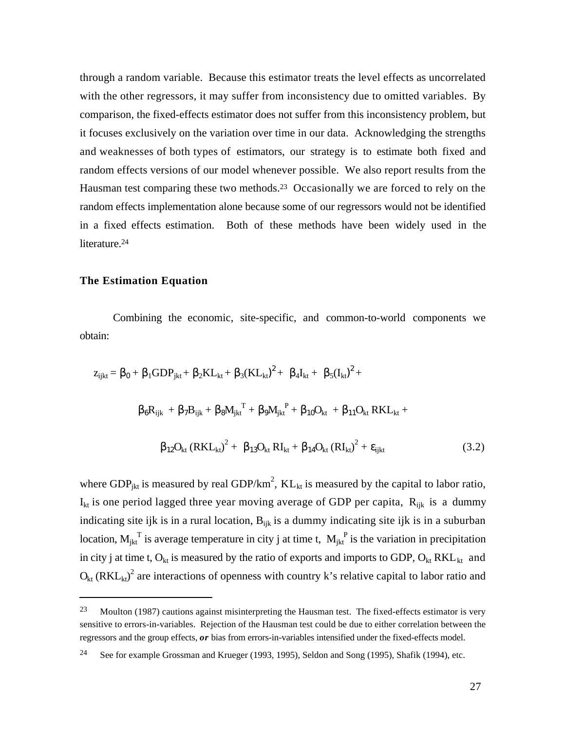through a random variable. Because this estimator treats the level effects as uncorrelated with the other regressors, it may suffer from inconsistency due to omitted variables. By comparison, the fixed-effects estimator does not suffer from this inconsistency problem, but it focuses exclusively on the variation over time in our data. Acknowledging the strengths and weaknesses of both types of estimators, our strategy is to estimate both fixed and random effects versions of our model whenever possible. We also report results from the Hausman test comparing these two methods.[23] Occasionally we are forced to rely on the random effects implementation alone because some of our regressors would not be identified in a fixed effects estimation. Both of these methods have been widely used in the literature.[24]

### The Estimation Equation

Combining the economic, site-specific, and common-to-world components we obtain:

$$
\begin{aligned}
z_{ijkt} = {} & \beta_0 + \beta_1 GDP_{jkt} + \beta_2 KL_{kt} + \beta_3 (KL_{kt})^2 + \beta_4 I_{kt} + \beta_5 (I_{kt})^2 + \\
& \beta_6 R_{ijk} + \beta_7 B_{ijk} + \beta_8 M_{jkt}^{T} + \beta_9 M_{jkt}^{P} + \beta_{10} O_{kt} + \beta_{11} O_{kt}\, RKL_{kt} + \\
& \beta_{12} O_{kt}\, (RKL_{kt})^2 + \beta_{13} O_{kt}\, RI_{kt} + \beta_{14} O_{kt}\, (RI_{kt})^2 + \varepsilon_{ijkt} \qquad (3.2)
\end{aligned}
$$

where $GDP_{jkt}$ is measured by real GDP/km$^2$, $KL_{kt}$ is measured by the capital to labor ratio, $I_{kt}$ is one period lagged three year moving average of GDP per capita, $R_{ijk}$ is a dummy indicating site ijk is in a rural location, $B_{ijk}$ is a dummy indicating site ijk is in a suburban location, $M_{jkt}^{T}$ is average temperature in city j at time t, $M_{jkt}^{P}$ is the variation in precipitation in city j at time t, $O_{kt}$ is measured by the ratio of exports and imports to GDP, $O_{kt}\, RKL_{kt}$ and $O_{kt}\, (RKL_{kt})^2$ are interactions of openness with country k's relative capital to labor ratio and

---

[23] Moulton (1987) cautions against misinterpreting the Hausman test. The fixed-effects estimator is very sensitive to errors-in-variables. Rejection of the Hausman test could be due to either correlation between the regressors and the group effects, ***or*** bias from errors-in-variables intensified under the fixed-effects model.

[24] See for example Grossman and Krueger (1993, 1995), Seldon and Song (1995), Shafik (1994), etc.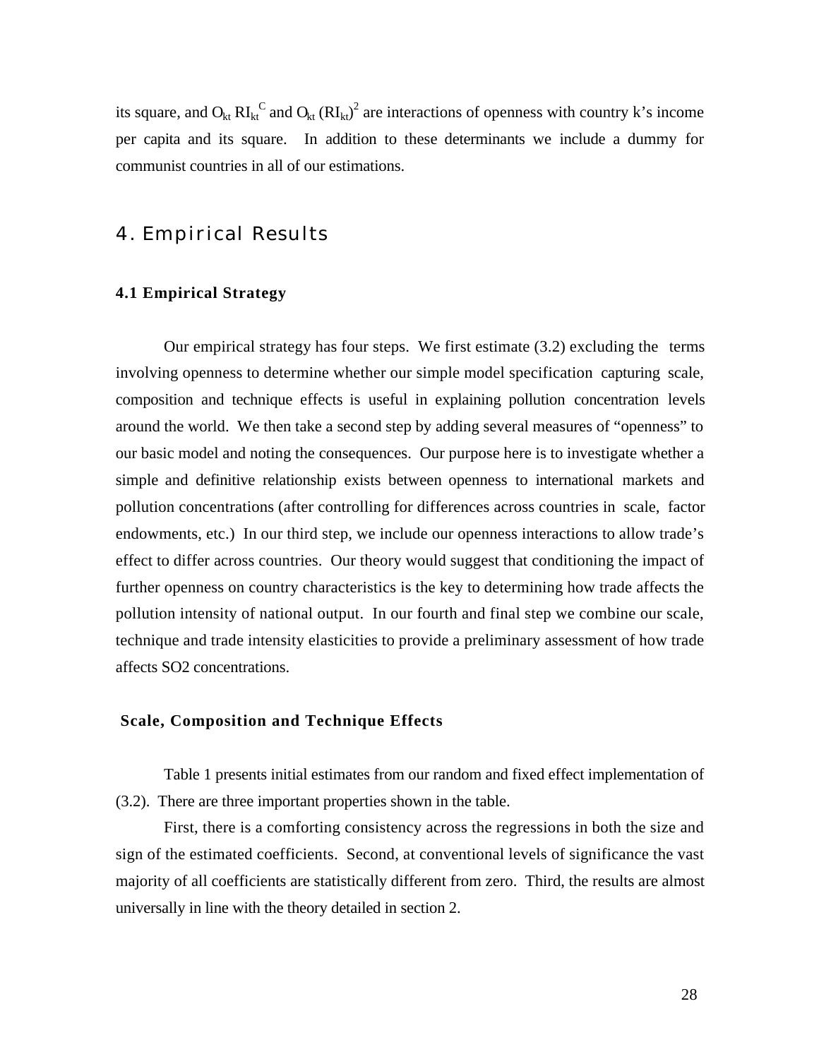its square, and $O_{kt}\, RI_{kt}^{C}$ and $O_{kt}\, (RI_{kt})^2$ are interactions of openness with country k's income per capita and its square. In addition to these determinants we include a dummy for communist countries in all of our estimations.

# 4. Empirical Results

### 4.1 Empirical Strategy

Our empirical strategy has four steps. We first estimate (3.2) excluding the terms involving openness to determine whether our simple model specification capturing scale, composition and technique effects is useful in explaining pollution concentration levels around the world. We then take a second step by adding several measures of "openness" to our basic model and noting the consequences. Our purpose here is to investigate whether a simple and definitive relationship exists between openness to international markets and pollution concentrations (after controlling for differences across countries in scale, factor endowments, etc.) In our third step, we include our openness interactions to allow trade's effect to differ across countries. Our theory would suggest that conditioning the impact of further openness on country characteristics is the key to determining how trade affects the pollution intensity of national output. In our fourth and final step we combine our scale, technique and trade intensity elasticities to provide a preliminary assessment of how trade affects SO2 concentrations.

### Scale, Composition and Technique Effects

Table 1 presents initial estimates from our random and fixed effect implementation of (3.2). There are three important properties shown in the table.

First, there is a comforting consistency across the regressions in both the size and sign of the estimated coefficients. Second, at conventional levels of significance the vast majority of all coefficients are statistically different from zero. Third, the results are almost universally in line with the theory detailed in section 2.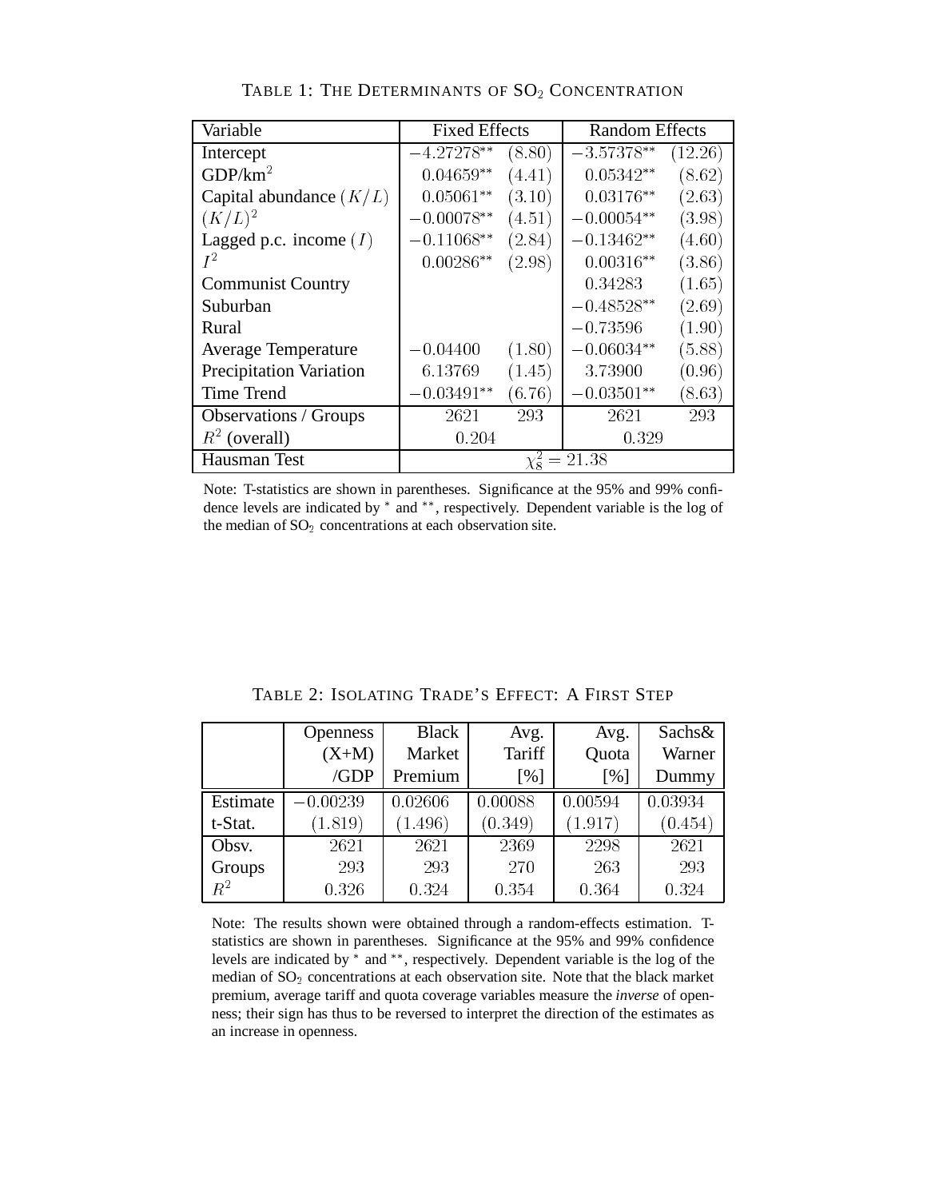TABLE 1: THE DETERMINANTS OF $SO_2$ CONCENTRATION

| Variable | Fixed Effects | | Random Effects | |
|---|---|---|---|---|
| Intercept | $-4.27278^{**}$ | $(8.80)$ | $-3.57378^{**}$ | $(12.26)$ |
| GDP/km$^2$ | $0.04659^{**}$ | $(4.41)$ | $0.05342^{**}$ | $(8.62)$ |
| Capital abundance $(K/L)$ | $0.05061^{**}$ | $(3.10)$ | $0.03176^{**}$ | $(2.63)$ |
| $(K/L)^2$ | $-0.00078^{**}$ | $(4.51)$ | $-0.00054^{**}$ | $(3.98)$ |
| Lagged p.c. income $(I)$ | $-0.11068^{**}$ | $(2.84)$ | $-0.13462^{**}$ | $(4.60)$ |
| $I^2$ | $0.00286^{**}$ | $(2.98)$ | $0.00316^{**}$ | $(3.86)$ |
| Communist Country | | | $0.34283$ | $(1.65)$ |
| Suburban | | | $-0.48528^{**}$ | $(2.69)$ |
| Rural | | | $-0.73596$ | $(1.90)$ |
| Average Temperature | $-0.04400$ | $(1.80)$ | $-0.06034^{**}$ | $(5.88)$ |
| Precipitation Variation | $6.13769$ | $(1.45)$ | $3.73900$ | $(0.96)$ |
| Time Trend | $-0.03491^{**}$ | $(6.76)$ | $-0.03501^{**}$ | $(8.63)$ |
| Observations / Groups | 2621 | 293 | 2621 | 293 |
| $R^2$ (overall) | 0.204 | | 0.329 | |
| Hausman Test | $\chi^2_8 = 21.38$ | | | |

Note: T-statistics are shown in parentheses. Significance at the 95% and 99% confidence levels are indicated by * and **, respectively. Dependent variable is the log of the median of $SO_2$ concentrations at each observation site.

TABLE 2: ISOLATING TRADE'S EFFECT: A FIRST STEP

| | Openness (X+M) /GDP | Black Market Premium | Avg. Tariff [%] | Avg. Quota [%] | Sachs& Warner Dummy |
|---|---|---|---|---|---|
| Estimate | $-0.00239$ | $0.02606$ | $0.00088$ | $0.00594$ | $0.03934$ |
| t-Stat. | $(1.819)$ | $(1.496)$ | $(0.349)$ | $(1.917)$ | $(0.454)$ |
| Obsv. | 2621 | 2621 | 2369 | 2298 | 2621 |
| Groups | 293 | 293 | 270 | 263 | 293 |
| $R^2$ | 0.326 | 0.324 | 0.354 | 0.364 | 0.324 |

Note: The results shown were obtained through a random-effects estimation. T-statistics are shown in parentheses. Significance at the 95% and 99% confidence levels are indicated by * and **, respectively. Dependent variable is the log of the median of $SO_2$ concentrations at each observation site. Note that the black market premium, average tariff and quota coverage variables measure the *inverse* of openness; their sign has thus to be reversed to interpret the direction of the estimates as an increase in openness.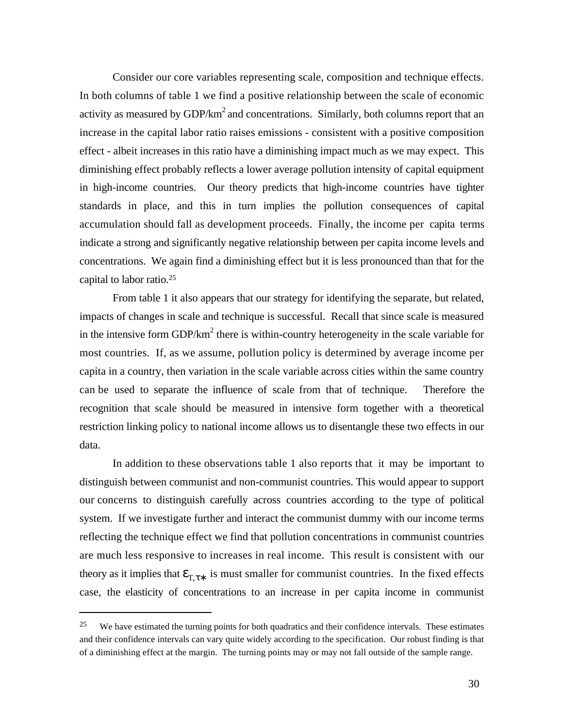Consider our core variables representing scale, composition and technique effects. In both columns of table 1 we find a positive relationship between the scale of economic activity as measured by GDP/km$^2$ and concentrations. Similarly, both columns report that an increase in the capital labor ratio raises emissions - consistent with a positive composition effect - albeit increases in this ratio have a diminishing impact much as we may expect. This diminishing effect probably reflects a lower average pollution intensity of capital equipment in high-income countries. Our theory predicts that high-income countries have tighter standards in place, and this in turn implies the pollution consequences of capital accumulation should fall as development proceeds. Finally, the income per capita terms indicate a strong and significantly negative relationship between per capita income levels and concentrations. We again find a diminishing effect but it is less pronounced than that for the capital to labor ratio.[25]

From table 1 it also appears that our strategy for identifying the separate, but related, impacts of changes in scale and technique is successful. Recall that since scale is measured in the intensive form GDP/km$^2$ there is within-country heterogeneity in the scale variable for most countries. If, as we assume, pollution policy is determined by average income per capita in a country, then variation in the scale variable across cities within the same country can be used to separate the influence of scale from that of technique. Therefore the recognition that scale should be measured in intensive form together with a theoretical restriction linking policy to national income allows us to disentangle these two effects in our data.

In addition to these observations table 1 also reports that it may be important to distinguish between communist and non-communist countries. This would appear to support our concerns to distinguish carefully across countries according to the type of political system. If we investigate further and interact the communist dummy with our income terms reflecting the technique effect we find that pollution concentrations in communist countries are much less responsive to increases in real income. This result is consistent with our theory as it implies that $\varepsilon_{T,\tau*}$ is must smaller for communist countries. In the fixed effects case, the elasticity of concentrations to an increase in per capita income in communist

[25] We have estimated the turning points for both quadratics and their confidence intervals. These estimates and their confidence intervals can vary quite widely according to the specification. Our robust finding is that of a diminishing effect at the margin. The turning points may or may not fall outside of the sample range.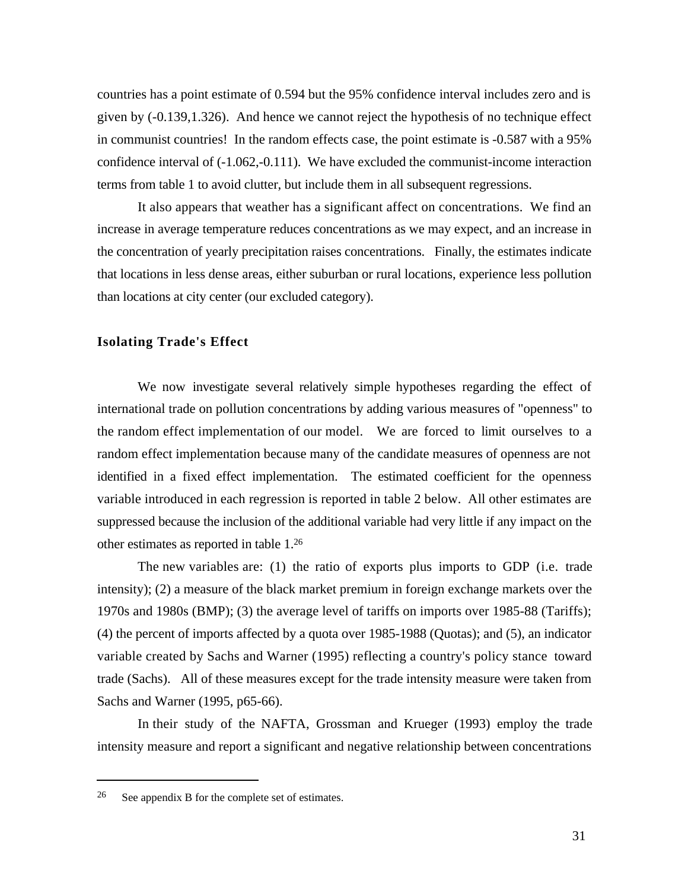countries has a point estimate of 0.594 but the 95% confidence interval includes zero and is given by (-0.139,1.326). And hence we cannot reject the hypothesis of no technique effect in communist countries! In the random effects case, the point estimate is -0.587 with a 95% confidence interval of (-1.062,-0.111). We have excluded the communist-income interaction terms from table 1 to avoid clutter, but include them in all subsequent regressions.

It also appears that weather has a significant affect on concentrations. We find an increase in average temperature reduces concentrations as we may expect, and an increase in the concentration of yearly precipitation raises concentrations. Finally, the estimates indicate that locations in less dense areas, either suburban or rural locations, experience less pollution than locations at city center (our excluded category).

### Isolating Trade's Effect

We now investigate several relatively simple hypotheses regarding the effect of international trade on pollution concentrations by adding various measures of "openness" to the random effect implementation of our model. We are forced to limit ourselves to a random effect implementation because many of the candidate measures of openness are not identified in a fixed effect implementation. The estimated coefficient for the openness variable introduced in each regression is reported in table 2 below. All other estimates are suppressed because the inclusion of the additional variable had very little if any impact on the other estimates as reported in table 1.[26]

The new variables are: (1) the ratio of exports plus imports to GDP (i.e. trade intensity); (2) a measure of the black market premium in foreign exchange markets over the 1970s and 1980s (BMP); (3) the average level of tariffs on imports over 1985-88 (Tariffs); (4) the percent of imports affected by a quota over 1985-1988 (Quotas); and (5), an indicator variable created by Sachs and Warner (1995) reflecting a country's policy stance toward trade (Sachs). All of these measures except for the trade intensity measure were taken from Sachs and Warner (1995, p65-66).

In their study of the NAFTA, Grossman and Krueger (1993) employ the trade intensity measure and report a significant and negative relationship between concentrations

---

[26] See appendix B for the complete set of estimates.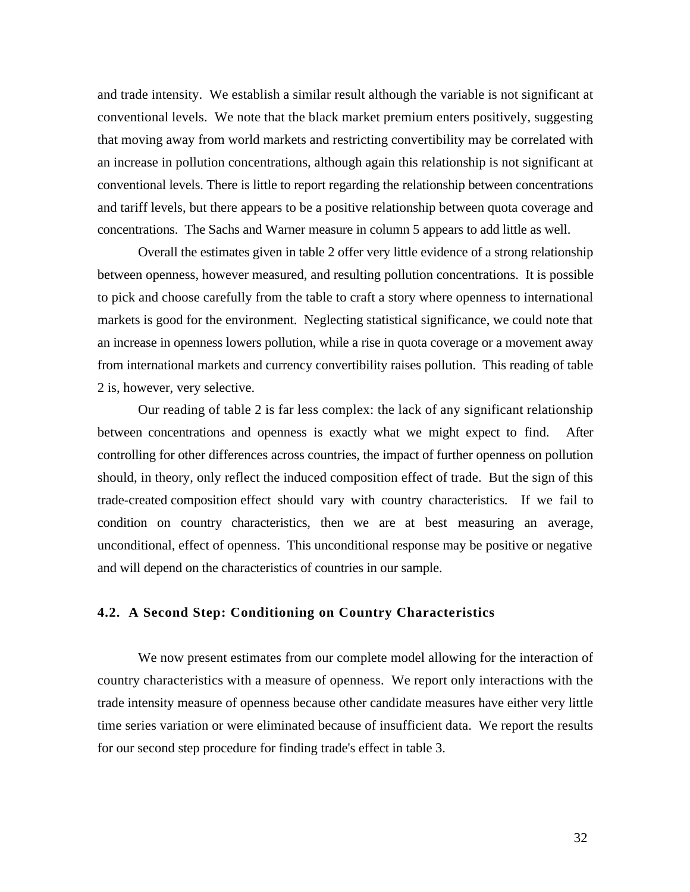and trade intensity. We establish a similar result although the variable is not significant at conventional levels. We note that the black market premium enters positively, suggesting that moving away from world markets and restricting convertibility may be correlated with an increase in pollution concentrations, although again this relationship is not significant at conventional levels. There is little to report regarding the relationship between concentrations and tariff levels, but there appears to be a positive relationship between quota coverage and concentrations. The Sachs and Warner measure in column 5 appears to add little as well.

Overall the estimates given in table 2 offer very little evidence of a strong relationship between openness, however measured, and resulting pollution concentrations. It is possible to pick and choose carefully from the table to craft a story where openness to international markets is good for the environment. Neglecting statistical significance, we could note that an increase in openness lowers pollution, while a rise in quota coverage or a movement away from international markets and currency convertibility raises pollution. This reading of table 2 is, however, very selective.

Our reading of table 2 is far less complex: the lack of any significant relationship between concentrations and openness is exactly what we might expect to find. After controlling for other differences across countries, the impact of further openness on pollution should, in theory, only reflect the induced composition effect of trade. But the sign of this trade-created composition effect should vary with country characteristics. If we fail to condition on country characteristics, then we are at best measuring an average, unconditional, effect of openness. This unconditional response may be positive or negative and will depend on the characteristics of countries in our sample.

### 4.2. A Second Step: Conditioning on Country Characteristics

We now present estimates from our complete model allowing for the interaction of country characteristics with a measure of openness. We report only interactions with the trade intensity measure of openness because other candidate measures have either very little time series variation or were eliminated because of insufficient data. We report the results for our second step procedure for finding trade's effect in table 3.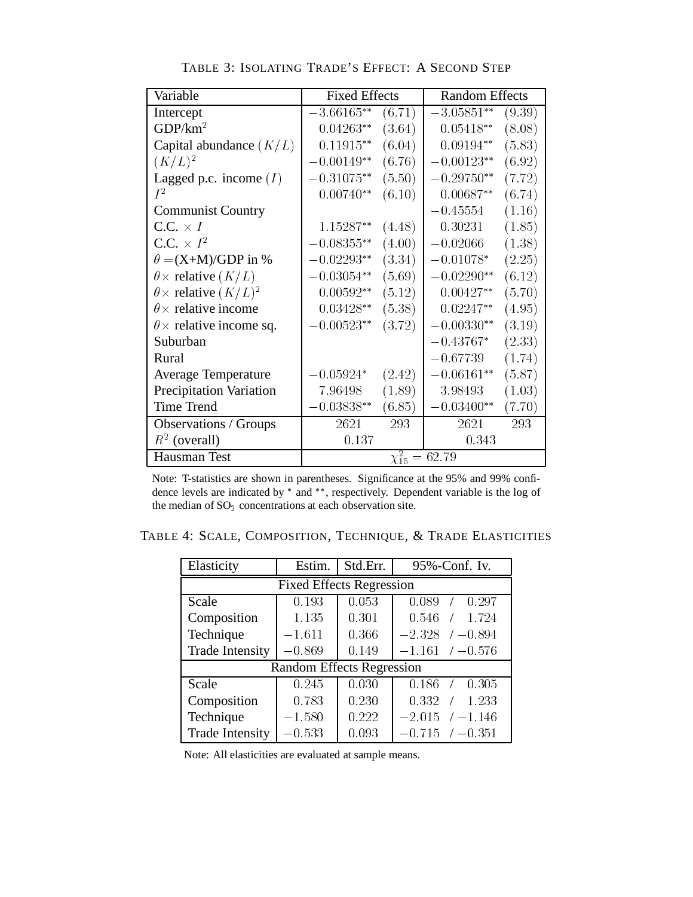Table 3: Isolating Trade's Effect: A Second Step

| Variable | Fixed Effects | | Random Effects | |
|---|---|---|---|---|
| Intercept | $-3.66165^{**}$ | $(6.71)$ | $-3.05851^{**}$ | $(9.39)$ |
| GDP/km$^2$ | $0.04263^{**}$ | $(3.64)$ | $0.05418^{**}$ | $(8.08)$ |
| Capital abundance $(K/L)$ | $0.11915^{**}$ | $(6.04)$ | $0.09194^{**}$ | $(5.83)$ |
| $(K/L)^2$ | $-0.00149^{**}$ | $(6.76)$ | $-0.00123^{**}$ | $(6.92)$ |
| Lagged p.c. income $(I)$ | $-0.31075^{**}$ | $(5.50)$ | $-0.29750^{**}$ | $(7.72)$ |
| $I^2$ | $0.00740^{**}$ | $(6.10)$ | $0.00687^{**}$ | $(6.74)$ |
| Communist Country | | | $-0.45554$ | $(1.16)$ |
| C.C. $\times$ $I$ | $1.15287^{**}$ | $(4.48)$ | $0.30231$ | $(1.85)$ |
| C.C. $\times$ $I^2$ | $-0.08355^{**}$ | $(4.00)$ | $-0.02066$ | $(1.38)$ |
| $\theta$ =(X+M)/GDP in % | $-0.02293^{**}$ | $(3.34)$ | $-0.01078^{*}$ | $(2.25)$ |
| $\theta\times$ relative $(K/L)$ | $-0.03054^{**}$ | $(5.69)$ | $-0.02290^{**}$ | $(6.12)$ |
| $\theta\times$ relative $(K/L)^2$ | $0.00592^{**}$ | $(5.12)$ | $0.00427^{**}$ | $(5.70)$ |
| $\theta\times$ relative income | $0.03428^{**}$ | $(5.38)$ | $0.02247^{**}$ | $(4.95)$ |
| $\theta\times$ relative income sq. | $-0.00523^{**}$ | $(3.72)$ | $-0.00330^{**}$ | $(3.19)$ |
| Suburban | | | $-0.43767^{*}$ | $(2.33)$ |
| Rural | | | $-0.67739$ | $(1.74)$ |
| Average Temperature | $-0.05924^{*}$ | $(2.42)$ | $-0.06161^{**}$ | $(5.87)$ |
| Precipitation Variation | $7.96498$ | $(1.89)$ | $3.98493$ | $(1.03)$ |
| Time Trend | $-0.03838^{**}$ | $(6.85)$ | $-0.03400^{**}$ | $(7.70)$ |
| Observations / Groups | 2621 | 293 | 2621 | 293 |
| $R^2$ (overall) | 0.137 | | 0.343 | |
| Hausman Test | $\chi^2_{15} = 62.79$ | | | |

Note: T-statistics are shown in parentheses. Significance at the 95% and 99% confidence levels are indicated by * and **, respectively. Dependent variable is the log of the median of $SO_2$ concentrations at each observation site.

Table 4: Scale, Composition, Technique, & Trade Elasticities

| Elasticity | Estim. | Std.Err. | 95%-Conf. Iv. |
|---|---|---|---|
| **Fixed Effects Regression** | | | |
| Scale | 0.193 | 0.053 | 0.089 / 0.297 |
| Composition | 1.135 | 0.301 | 0.546 / 1.724 |
| Technique | −1.611 | 0.366 | −2.328 / −0.894 |
| Trade Intensity | −0.869 | 0.149 | −1.161 / −0.576 |
| **Random Effects Regression** | | | |
| Scale | 0.245 | 0.030 | 0.186 / 0.305 |
| Composition | 0.783 | 0.230 | 0.332 / 1.233 |
| Technique | −1.580 | 0.222 | −2.015 / −1.146 |
| Trade Intensity | −0.533 | 0.093 | −0.715 / −0.351 |

Note: All elasticities are evaluated at sample means.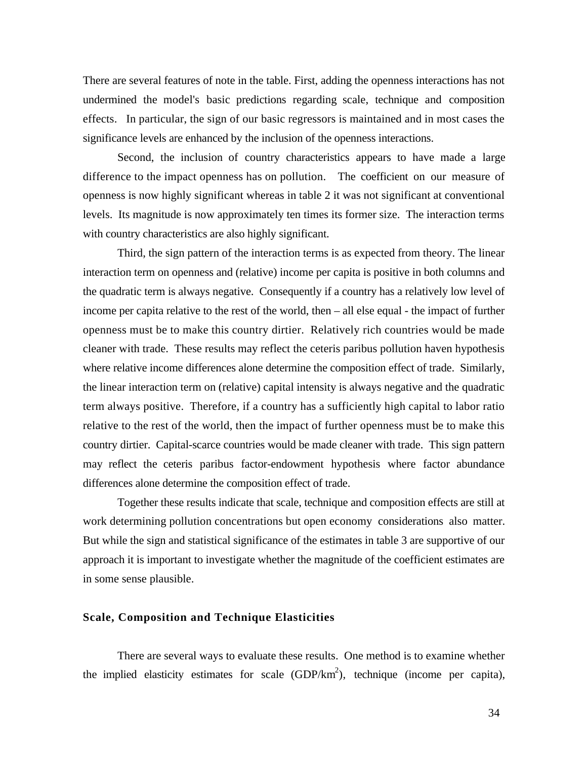There are several features of note in the table. First, adding the openness interactions has not undermined the model's basic predictions regarding scale, technique and composition effects. In particular, the sign of our basic regressors is maintained and in most cases the significance levels are enhanced by the inclusion of the openness interactions.

Second, the inclusion of country characteristics appears to have made a large difference to the impact openness has on pollution. The coefficient on our measure of openness is now highly significant whereas in table 2 it was not significant at conventional levels. Its magnitude is now approximately ten times its former size. The interaction terms with country characteristics are also highly significant.

Third, the sign pattern of the interaction terms is as expected from theory. The linear interaction term on openness and (relative) income per capita is positive in both columns and the quadratic term is always negative. Consequently if a country has a relatively low level of income per capita relative to the rest of the world, then – all else equal - the impact of further openness must be to make this country dirtier. Relatively rich countries would be made cleaner with trade. These results may reflect the ceteris paribus pollution haven hypothesis where relative income differences alone determine the composition effect of trade. Similarly, the linear interaction term on (relative) capital intensity is always negative and the quadratic term always positive. Therefore, if a country has a sufficiently high capital to labor ratio relative to the rest of the world, then the impact of further openness must be to make this country dirtier. Capital-scarce countries would be made cleaner with trade. This sign pattern may reflect the ceteris paribus factor-endowment hypothesis where factor abundance differences alone determine the composition effect of trade.

Together these results indicate that scale, technique and composition effects are still at work determining pollution concentrations but open economy considerations also matter. But while the sign and statistical significance of the estimates in table 3 are supportive of our approach it is important to investigate whether the magnitude of the coefficient estimates are in some sense plausible.

### Scale, Composition and Technique Elasticities

There are several ways to evaluate these results. One method is to examine whether the implied elasticity estimates for scale (GDP/km$^2$), technique (income per capita),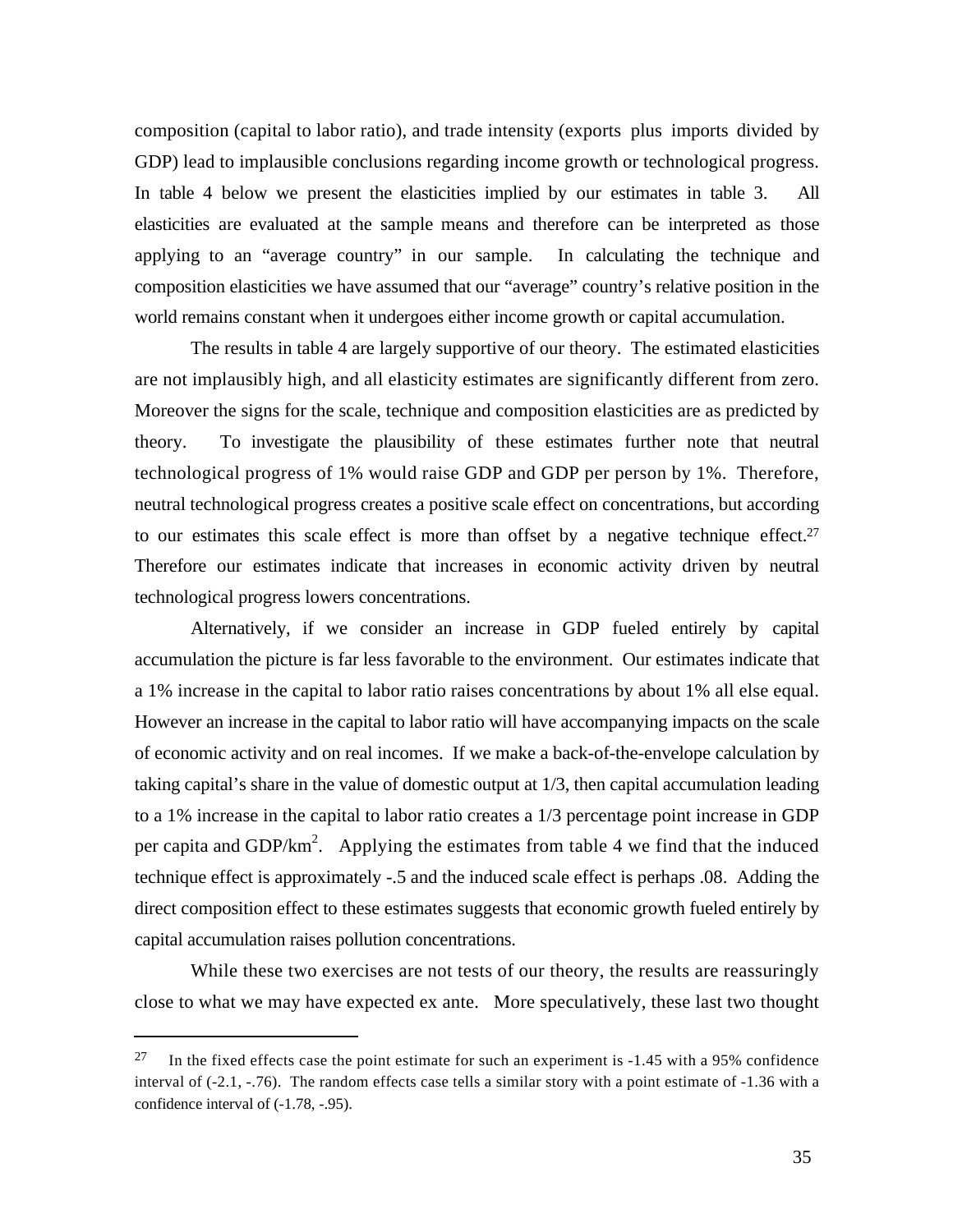composition (capital to labor ratio), and trade intensity (exports plus imports divided by GDP) lead to implausible conclusions regarding income growth or technological progress. In table 4 below we present the elasticities implied by our estimates in table 3. All elasticities are evaluated at the sample means and therefore can be interpreted as those applying to an "average country" in our sample. In calculating the technique and composition elasticities we have assumed that our "average" country's relative position in the world remains constant when it undergoes either income growth or capital accumulation.

The results in table 4 are largely supportive of our theory. The estimated elasticities are not implausibly high, and all elasticity estimates are significantly different from zero. Moreover the signs for the scale, technique and composition elasticities are as predicted by theory. To investigate the plausibility of these estimates further note that neutral technological progress of 1% would raise GDP and GDP per person by 1%. Therefore, neutral technological progress creates a positive scale effect on concentrations, but according to our estimates this scale effect is more than offset by a negative technique effect.[27] Therefore our estimates indicate that increases in economic activity driven by neutral technological progress lowers concentrations.

Alternatively, if we consider an increase in GDP fueled entirely by capital accumulation the picture is far less favorable to the environment. Our estimates indicate that a 1% increase in the capital to labor ratio raises concentrations by about 1% all else equal. However an increase in the capital to labor ratio will have accompanying impacts on the scale of economic activity and on real incomes. If we make a back-of-the-envelope calculation by taking capital's share in the value of domestic output at 1/3, then capital accumulation leading to a 1% increase in the capital to labor ratio creates a 1/3 percentage point increase in GDP per capita and GDP/$km^2$. Applying the estimates from table 4 we find that the induced technique effect is approximately -.5 and the induced scale effect is perhaps .08. Adding the direct composition effect to these estimates suggests that economic growth fueled entirely by capital accumulation raises pollution concentrations.

While these two exercises are not tests of our theory, the results are reassuringly close to what we may have expected ex ante. More speculatively, these last two thought

---

[27] In the fixed effects case the point estimate for such an experiment is -1.45 with a 95% confidence interval of (-2.1, -.76). The random effects case tells a similar story with a point estimate of -1.36 with a confidence interval of (-1.78, -.95).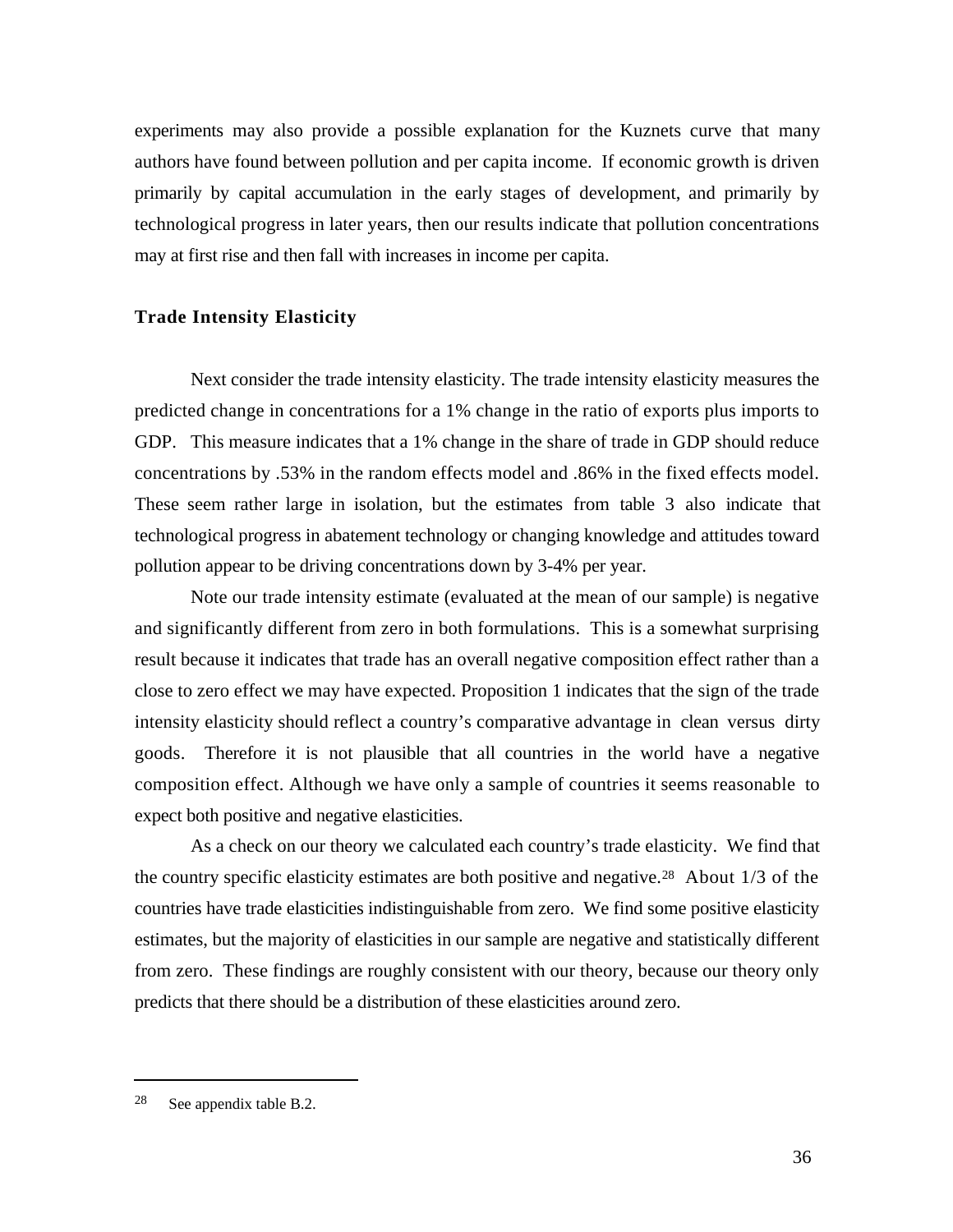experiments may also provide a possible explanation for the Kuznets curve that many authors have found between pollution and per capita income. If economic growth is driven primarily by capital accumulation in the early stages of development, and primarily by technological progress in later years, then our results indicate that pollution concentrations may at first rise and then fall with increases in income per capita.

### Trade Intensity Elasticity

Next consider the trade intensity elasticity. The trade intensity elasticity measures the predicted change in concentrations for a 1% change in the ratio of exports plus imports to GDP. This measure indicates that a 1% change in the share of trade in GDP should reduce concentrations by .53% in the random effects model and .86% in the fixed effects model. These seem rather large in isolation, but the estimates from table 3 also indicate that technological progress in abatement technology or changing knowledge and attitudes toward pollution appear to be driving concentrations down by 3-4% per year.

Note our trade intensity estimate (evaluated at the mean of our sample) is negative and significantly different from zero in both formulations. This is a somewhat surprising result because it indicates that trade has an overall negative composition effect rather than a close to zero effect we may have expected. Proposition 1 indicates that the sign of the trade intensity elasticity should reflect a country's comparative advantage in clean versus dirty goods. Therefore it is not plausible that all countries in the world have a negative composition effect. Although we have only a sample of countries it seems reasonable to expect both positive and negative elasticities.

As a check on our theory we calculated each country's trade elasticity. We find that the country specific elasticity estimates are both positive and negative.[28] About 1/3 of the countries have trade elasticities indistinguishable from zero. We find some positive elasticity estimates, but the majority of elasticities in our sample are negative and statistically different from zero. These findings are roughly consistent with our theory, because our theory only predicts that there should be a distribution of these elasticities around zero.

---

[28] See appendix table B.2.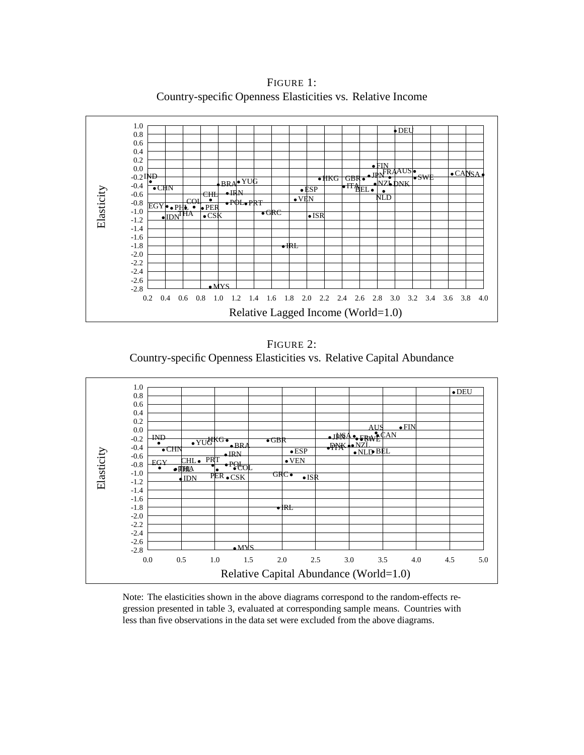FIGURE 1:
Country-specific Openness Elasticities vs. Relative Income

FIGURE 2:
Country-specific Openness Elasticities vs. Relative Capital Abundance

Note: The elasticities shown in the above diagrams correspond to the random-effects regression presented in table 3, evaluated at corresponding sample means. Countries with less than five observations in the data set were excluded from the above diagrams.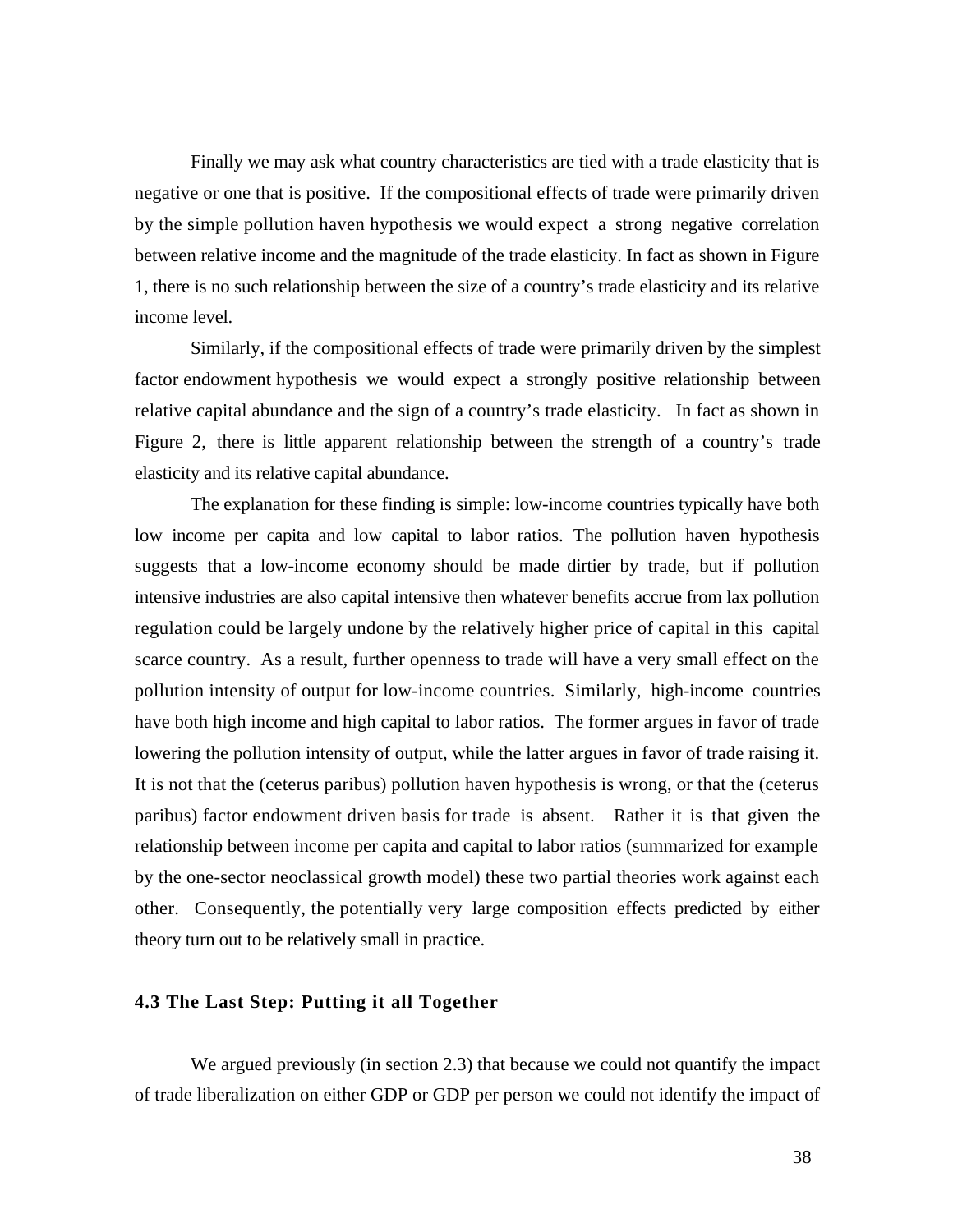Finally we may ask what country characteristics are tied with a trade elasticity that is negative or one that is positive. If the compositional effects of trade were primarily driven by the simple pollution haven hypothesis we would expect a strong negative correlation between relative income and the magnitude of the trade elasticity. In fact as shown in Figure 1, there is no such relationship between the size of a country's trade elasticity and its relative income level.

Similarly, if the compositional effects of trade were primarily driven by the simplest factor endowment hypothesis we would expect a strongly positive relationship between relative capital abundance and the sign of a country's trade elasticity. In fact as shown in Figure 2, there is little apparent relationship between the strength of a country's trade elasticity and its relative capital abundance.

The explanation for these finding is simple: low-income countries typically have both low income per capita and low capital to labor ratios. The pollution haven hypothesis suggests that a low-income economy should be made dirtier by trade, but if pollution intensive industries are also capital intensive then whatever benefits accrue from lax pollution regulation could be largely undone by the relatively higher price of capital in this capital scarce country. As a result, further openness to trade will have a very small effect on the pollution intensity of output for low-income countries. Similarly, high-income countries have both high income and high capital to labor ratios. The former argues in favor of trade lowering the pollution intensity of output, while the latter argues in favor of trade raising it. It is not that the (ceterus paribus) pollution haven hypothesis is wrong, or that the (ceterus paribus) factor endowment driven basis for trade is absent. Rather it is that given the relationship between income per capita and capital to labor ratios (summarized for example by the one-sector neoclassical growth model) these two partial theories work against each other. Consequently, the potentially very large composition effects predicted by either theory turn out to be relatively small in practice.

### 4.3 The Last Step: Putting it all Together

We argued previously (in section 2.3) that because we could not quantify the impact of trade liberalization on either GDP or GDP per person we could not identify the impact of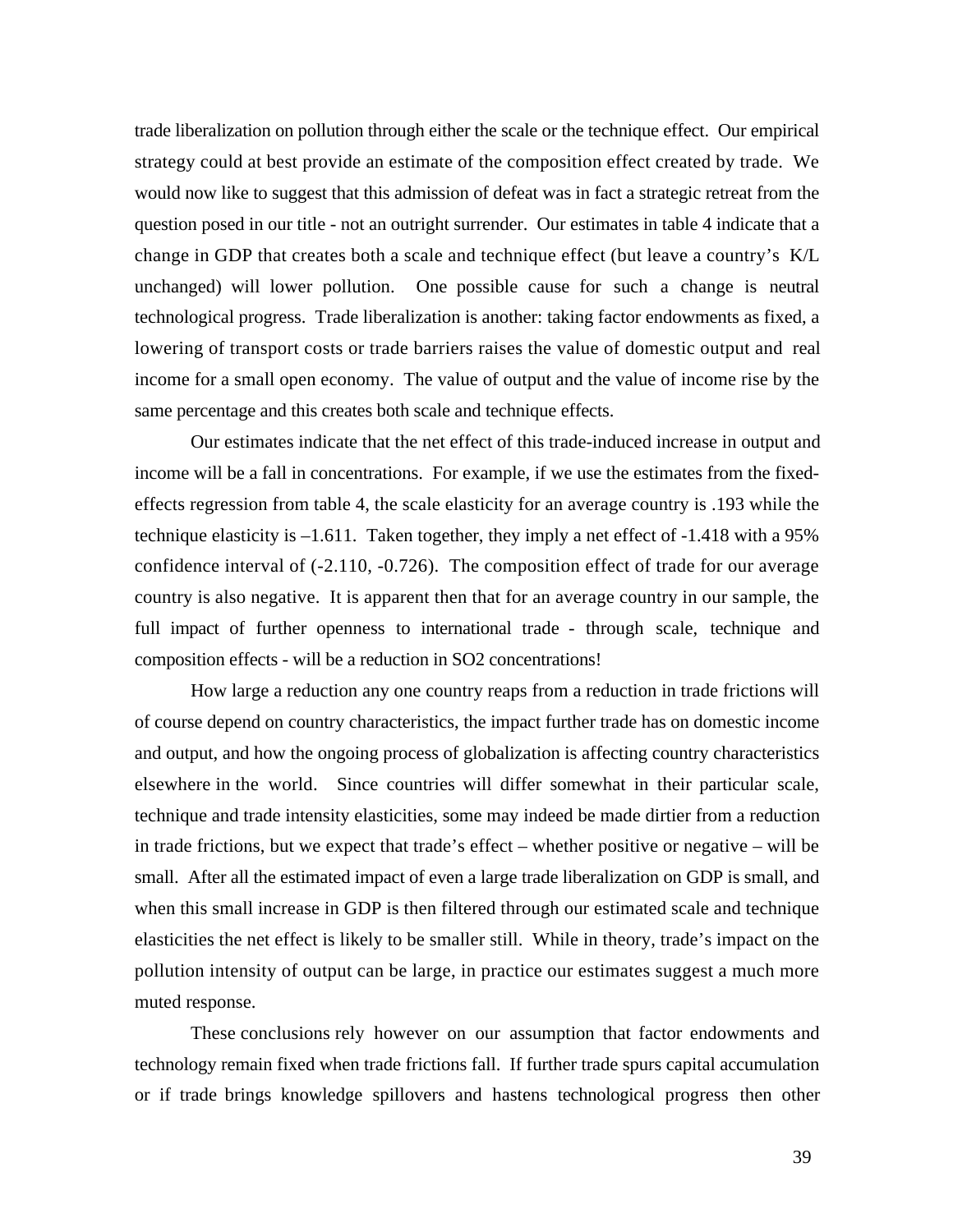trade liberalization on pollution through either the scale or the technique effect. Our empirical strategy could at best provide an estimate of the composition effect created by trade. We would now like to suggest that this admission of defeat was in fact a strategic retreat from the question posed in our title - not an outright surrender. Our estimates in table 4 indicate that a change in GDP that creates both a scale and technique effect (but leave a country's K/L unchanged) will lower pollution. One possible cause for such a change is neutral technological progress. Trade liberalization is another: taking factor endowments as fixed, a lowering of transport costs or trade barriers raises the value of domestic output and real income for a small open economy. The value of output and the value of income rise by the same percentage and this creates both scale and technique effects.

Our estimates indicate that the net effect of this trade-induced increase in output and income will be a fall in concentrations. For example, if we use the estimates from the fixed-effects regression from table 4, the scale elasticity for an average country is .193 while the technique elasticity is –1.611. Taken together, they imply a net effect of -1.418 with a 95% confidence interval of (-2.110, -0.726). The composition effect of trade for our average country is also negative. It is apparent then that for an average country in our sample, the full impact of further openness to international trade - through scale, technique and composition effects - will be a reduction in SO2 concentrations!

How large a reduction any one country reaps from a reduction in trade frictions will of course depend on country characteristics, the impact further trade has on domestic income and output, and how the ongoing process of globalization is affecting country characteristics elsewhere in the world. Since countries will differ somewhat in their particular scale, technique and trade intensity elasticities, some may indeed be made dirtier from a reduction in trade frictions, but we expect that trade's effect – whether positive or negative – will be small. After all the estimated impact of even a large trade liberalization on GDP is small, and when this small increase in GDP is then filtered through our estimated scale and technique elasticities the net effect is likely to be smaller still. While in theory, trade's impact on the pollution intensity of output can be large, in practice our estimates suggest a much more muted response.

These conclusions rely however on our assumption that factor endowments and technology remain fixed when trade frictions fall. If further trade spurs capital accumulation or if trade brings knowledge spillovers and hastens technological progress then other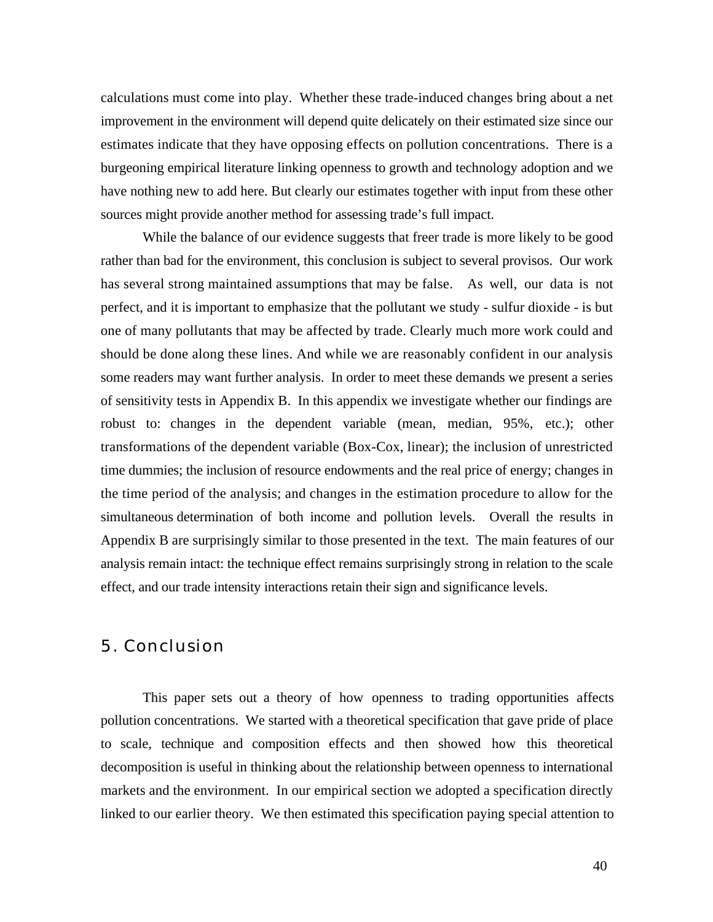calculations must come into play. Whether these trade-induced changes bring about a net improvement in the environment will depend quite delicately on their estimated size since our estimates indicate that they have opposing effects on pollution concentrations. There is a burgeoning empirical literature linking openness to growth and technology adoption and we have nothing new to add here. But clearly our estimates together with input from these other sources might provide another method for assessing trade's full impact.

While the balance of our evidence suggests that freer trade is more likely to be good rather than bad for the environment, this conclusion is subject to several provisos. Our work has several strong maintained assumptions that may be false. As well, our data is not perfect, and it is important to emphasize that the pollutant we study - sulfur dioxide - is but one of many pollutants that may be affected by trade. Clearly much more work could and should be done along these lines. And while we are reasonably confident in our analysis some readers may want further analysis. In order to meet these demands we present a series of sensitivity tests in Appendix B. In this appendix we investigate whether our findings are robust to: changes in the dependent variable (mean, median, 95%, etc.); other transformations of the dependent variable (Box-Cox, linear); the inclusion of unrestricted time dummies; the inclusion of resource endowments and the real price of energy; changes in the time period of the analysis; and changes in the estimation procedure to allow for the simultaneous determination of both income and pollution levels. Overall the results in Appendix B are surprisingly similar to those presented in the text. The main features of our analysis remain intact: the technique effect remains surprisingly strong in relation to the scale effect, and our trade intensity interactions retain their sign and significance levels.

## 5. Conclusion

This paper sets out a theory of how openness to trading opportunities affects pollution concentrations. We started with a theoretical specification that gave pride of place to scale, technique and composition effects and then showed how this theoretical decomposition is useful in thinking about the relationship between openness to international markets and the environment. In our empirical section we adopted a specification directly linked to our earlier theory. We then estimated this specification paying special attention to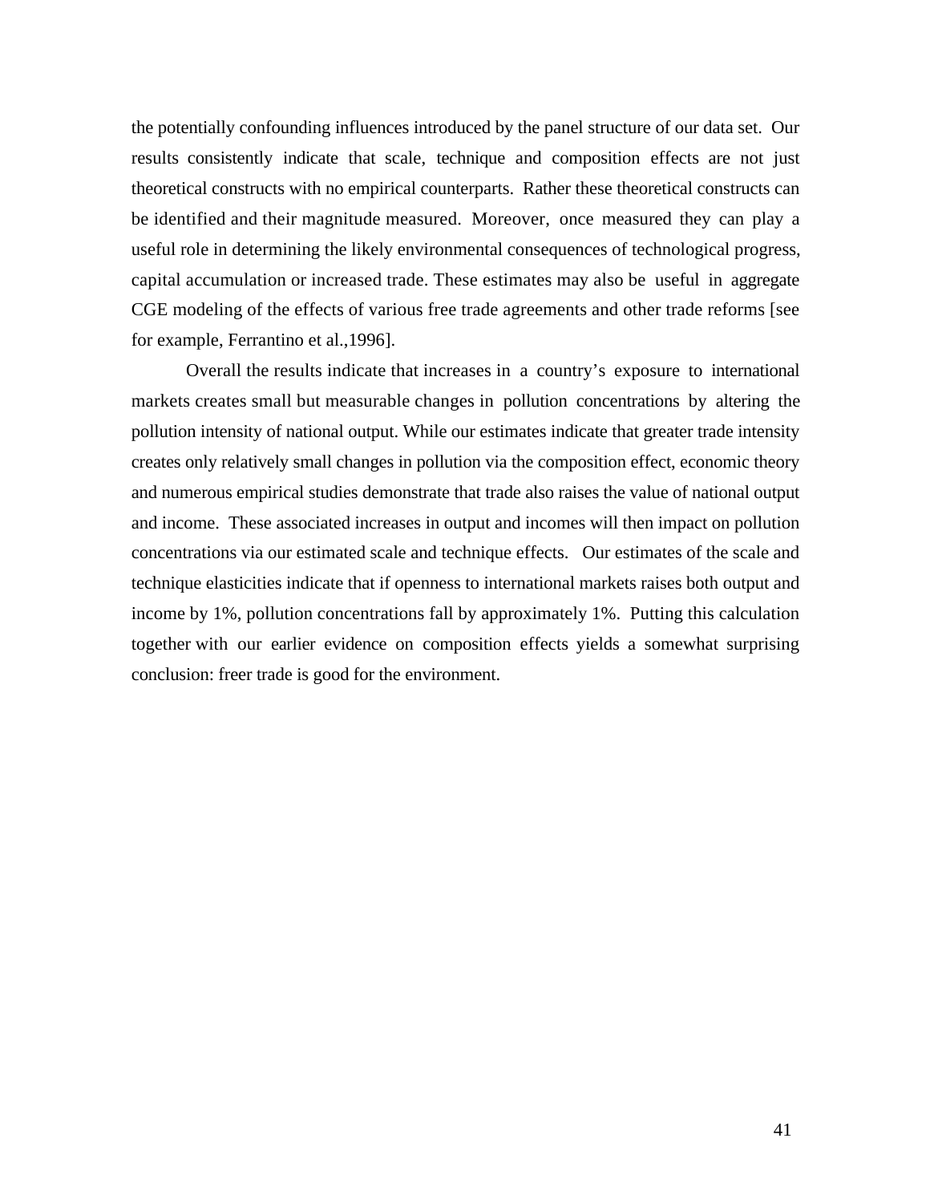the potentially confounding influences introduced by the panel structure of our data set. Our results consistently indicate that scale, technique and composition effects are not just theoretical constructs with no empirical counterparts. Rather these theoretical constructs can be identified and their magnitude measured. Moreover, once measured they can play a useful role in determining the likely environmental consequences of technological progress, capital accumulation or increased trade. These estimates may also be useful in aggregate CGE modeling of the effects of various free trade agreements and other trade reforms [see for example, Ferrantino et al.,1996].

Overall the results indicate that increases in a country's exposure to international markets creates small but measurable changes in pollution concentrations by altering the pollution intensity of national output. While our estimates indicate that greater trade intensity creates only relatively small changes in pollution via the composition effect, economic theory and numerous empirical studies demonstrate that trade also raises the value of national output and income. These associated increases in output and incomes will then impact on pollution concentrations via our estimated scale and technique effects. Our estimates of the scale and technique elasticities indicate that if openness to international markets raises both output and income by 1%, pollution concentrations fall by approximately 1%. Putting this calculation together with our earlier evidence on composition effects yields a somewhat surprising conclusion: freer trade is good for the environment.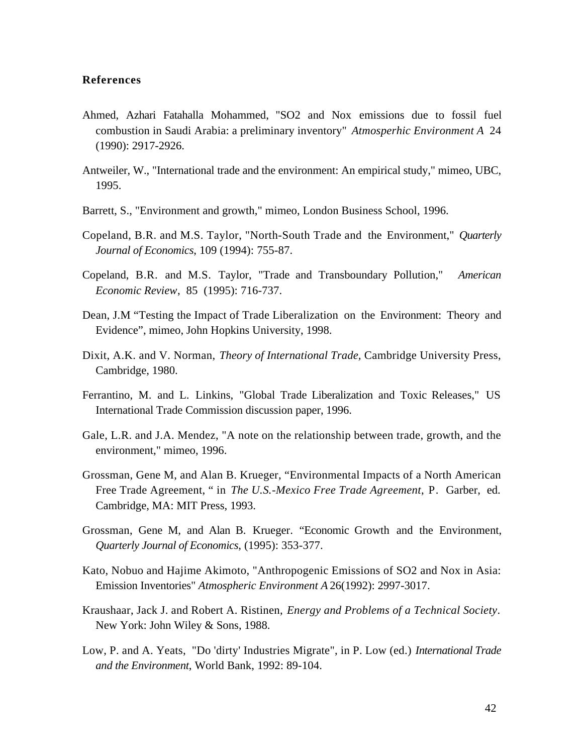**References**

Ahmed, Azhari Fatahalla Mohammed, "SO2 and Nox emissions due to fossil fuel combustion in Saudi Arabia: a preliminary inventory" *Atmosperhic Environment A* 24 (1990): 2917-2926.

Antweiler, W., "International trade and the environment: An empirical study," mimeo, UBC, 1995.

Barrett, S., "Environment and growth," mimeo, London Business School, 1996.

Copeland, B.R. and M.S. Taylor, "North-South Trade and the Environment," *Quarterly Journal of Economics*, 109 (1994): 755-87.

Copeland, B.R. and M.S. Taylor, "Trade and Transboundary Pollution," *American Economic Review*, 85 (1995): 716-737.

Dean, J.M "Testing the Impact of Trade Liberalization on the Environment: Theory and Evidence", mimeo, John Hopkins University, 1998.

Dixit, A.K. and V. Norman, *Theory of International Trade*, Cambridge University Press, Cambridge, 1980.

Ferrantino, M. and L. Linkins, "Global Trade Liberalization and Toxic Releases," US International Trade Commission discussion paper, 1996.

Gale, L.R. and J.A. Mendez, "A note on the relationship between trade, growth, and the environment," mimeo, 1996.

Grossman, Gene M, and Alan B. Krueger, "Environmental Impacts of a North American Free Trade Agreement, " in *The U.S.-Mexico Free Trade Agreement*, P. Garber, ed. Cambridge, MA: MIT Press, 1993.

Grossman, Gene M, and Alan B. Krueger. "Economic Growth and the Environment, *Quarterly Journal of Economics*, (1995): 353-377.

Kato, Nobuo and Hajime Akimoto, "Anthropogenic Emissions of SO2 and Nox in Asia: Emission Inventories" *Atmospheric Environment A* 26(1992): 2997-3017.

Kraushaar, Jack J. and Robert A. Ristinen, *Energy and Problems of a Technical Society*. New York: John Wiley & Sons, 1988.

Low, P. and A. Yeats, "Do 'dirty' Industries Migrate", in P. Low (ed.) *International Trade and the Environment*, World Bank, 1992: 89-104.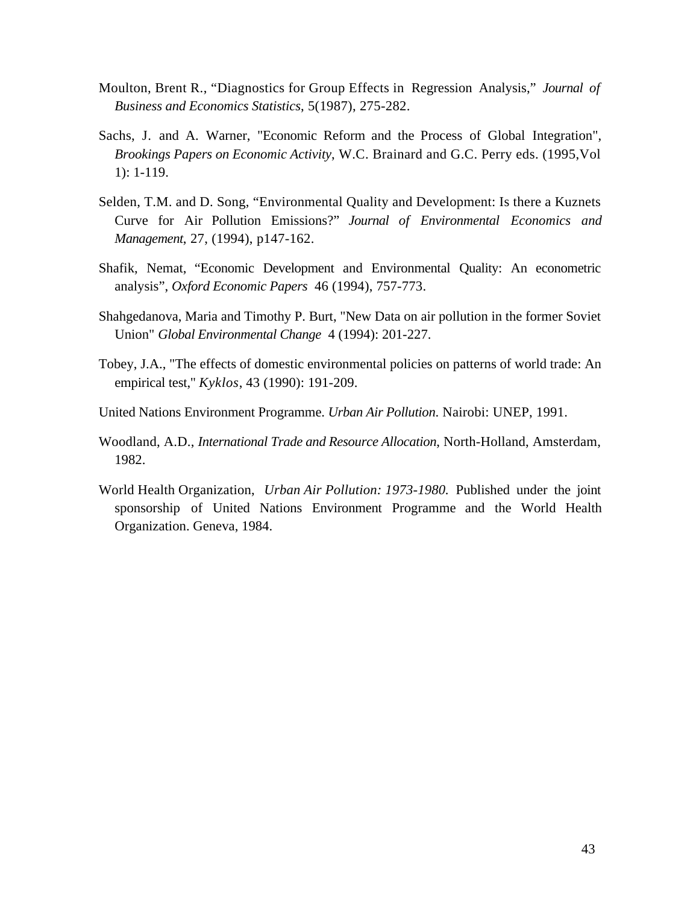Moulton, Brent R., "Diagnostics for Group Effects in Regression Analysis," *Journal of Business and Economics Statistics*, 5(1987), 275-282.

Sachs, J. and A. Warner, "Economic Reform and the Process of Global Integration", *Brookings Papers on Economic Activity*, W.C. Brainard and G.C. Perry eds. (1995,Vol 1): 1-119.

Selden, T.M. and D. Song, "Environmental Quality and Development: Is there a Kuznets Curve for Air Pollution Emissions?" *Journal of Environmental Economics and Management*, 27, (1994), p147-162.

Shafik, Nemat, "Economic Development and Environmental Quality: An econometric analysis", *Oxford Economic Papers* 46 (1994), 757-773.

Shahgedanova, Maria and Timothy P. Burt, "New Data on air pollution in the former Soviet Union" *Global Environmental Change* 4 (1994): 201-227.

Tobey, J.A., "The effects of domestic environmental policies on patterns of world trade: An empirical test," *Kyklos*, 43 (1990): 191-209.

United Nations Environment Programme. *Urban Air Pollution*. Nairobi: UNEP, 1991.

Woodland, A.D., *International Trade and Resource Allocation*, North-Holland, Amsterdam, 1982.

World Health Organization, *Urban Air Pollution: 1973-1980.* Published under the joint sponsorship of United Nations Environment Programme and the World Health Organization. Geneva, 1984.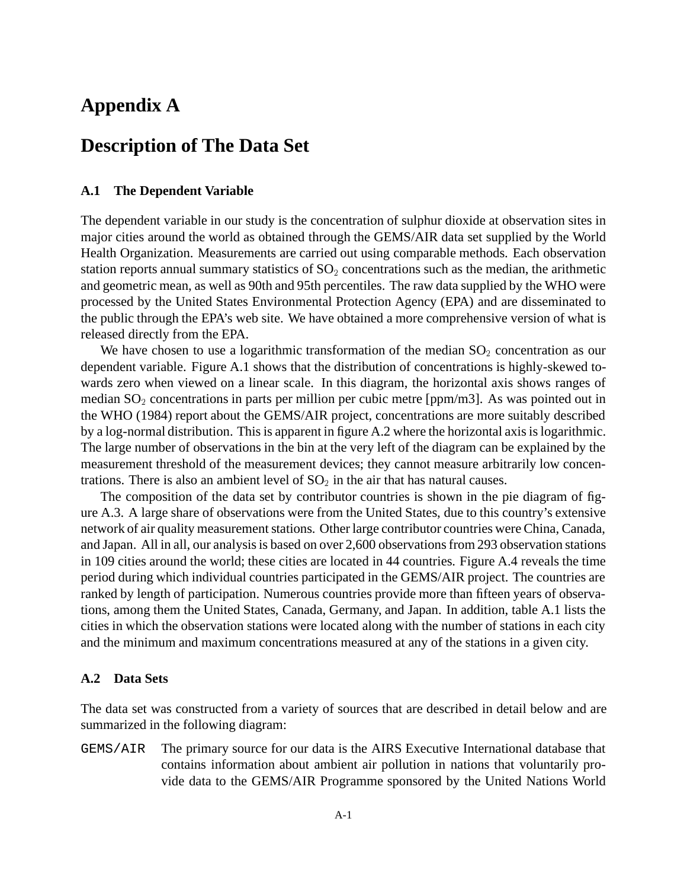# Appendix A

# Description of The Data Set

### A.1 The Dependent Variable

The dependent variable in our study is the concentration of sulphur dioxide at observation sites in major cities around the world as obtained through the GEMS/AIR data set supplied by the World Health Organization. Measurements are carried out using comparable methods. Each observation station reports annual summary statistics of $SO_2$ concentrations such as the median, the arithmetic and geometric mean, as well as 90th and 95th percentiles. The raw data supplied by the WHO were processed by the United States Environmental Protection Agency (EPA) and are disseminated to the public through the EPA's web site. We have obtained a more comprehensive version of what is released directly from the EPA.

We have chosen to use a logarithmic transformation of the median $SO_2$ concentration as our dependent variable. Figure A.1 shows that the distribution of concentrations is highly-skewed towards zero when viewed on a linear scale. In this diagram, the horizontal axis shows ranges of median $SO_2$ concentrations in parts per million per cubic metre [ppm/m3]. As was pointed out in the WHO (1984) report about the GEMS/AIR project, concentrations are more suitably described by a log-normal distribution. This is apparent in figure A.2 where the horizontal axis is logarithmic. The large number of observations in the bin at the very left of the diagram can be explained by the measurement threshold of the measurement devices; they cannot measure arbitrarily low concentrations. There is also an ambient level of $SO_2$ in the air that has natural causes.

The composition of the data set by contributor countries is shown in the pie diagram of figure A.3. A large share of observations were from the United States, due to this country's extensive network of air quality measurement stations. Other large contributor countries were China, Canada, and Japan. All in all, our analysis is based on over 2,600 observations from 293 observation stations in 109 cities around the world; these cities are located in 44 countries. Figure A.4 reveals the time period during which individual countries participated in the GEMS/AIR project. The countries are ranked by length of participation. Numerous countries provide more than fifteen years of observations, among them the United States, Canada, Germany, and Japan. In addition, table A.1 lists the cities in which the observation stations were located along with the number of stations in each city and the minimum and maximum concentrations measured at any of the stations in a given city.

### A.2 Data Sets

The data set was constructed from a variety of sources that are described in detail below and are summarized in the following diagram:

`GEMS/AIR` The primary source for our data is the AIRS Executive International database that contains information about ambient air pollution in nations that voluntarily provide data to the GEMS/AIR Programme sponsored by the United Nations World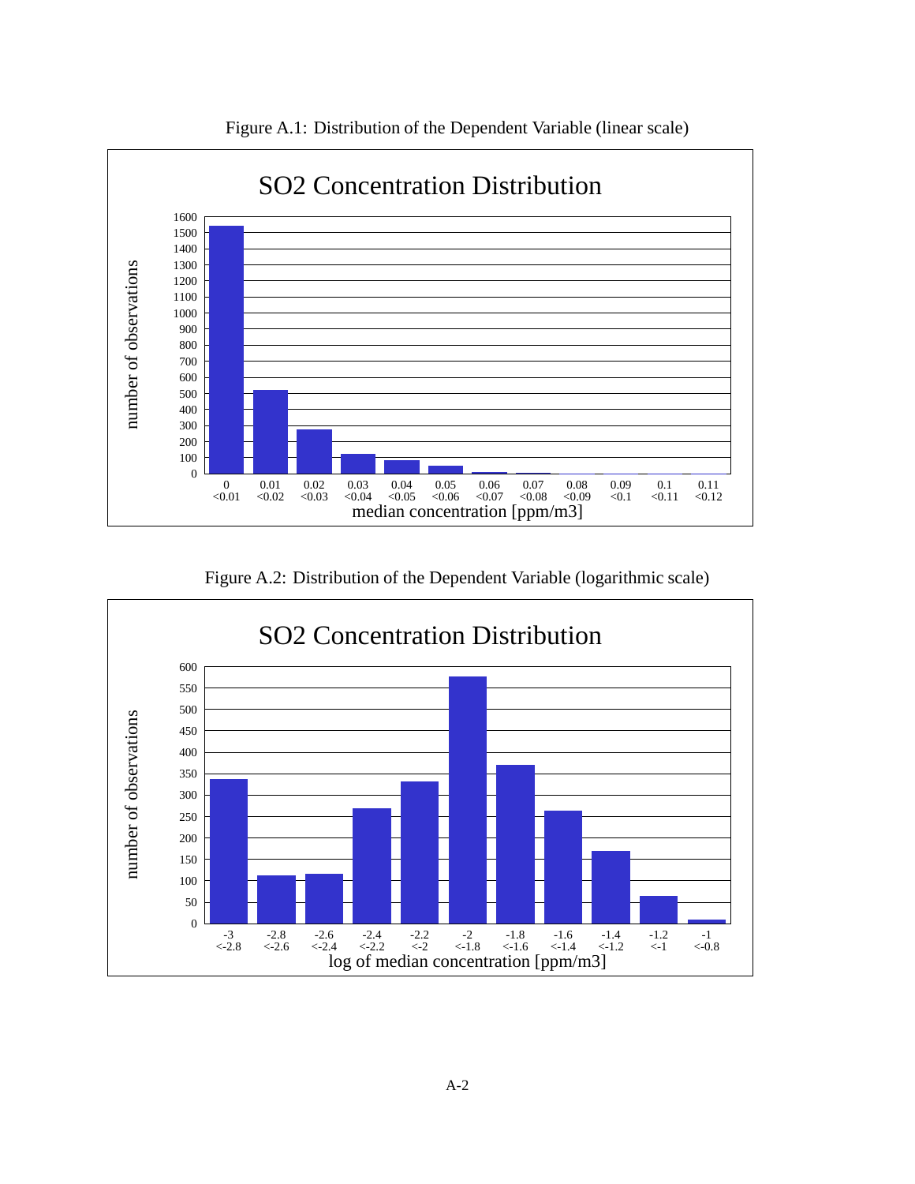Figure A.1: Distribution of the Dependent Variable (linear scale)

SO2 Concentration Distribution

Figure A.2: Distribution of the Dependent Variable (logarithmic scale)

SO2 Concentration Distribution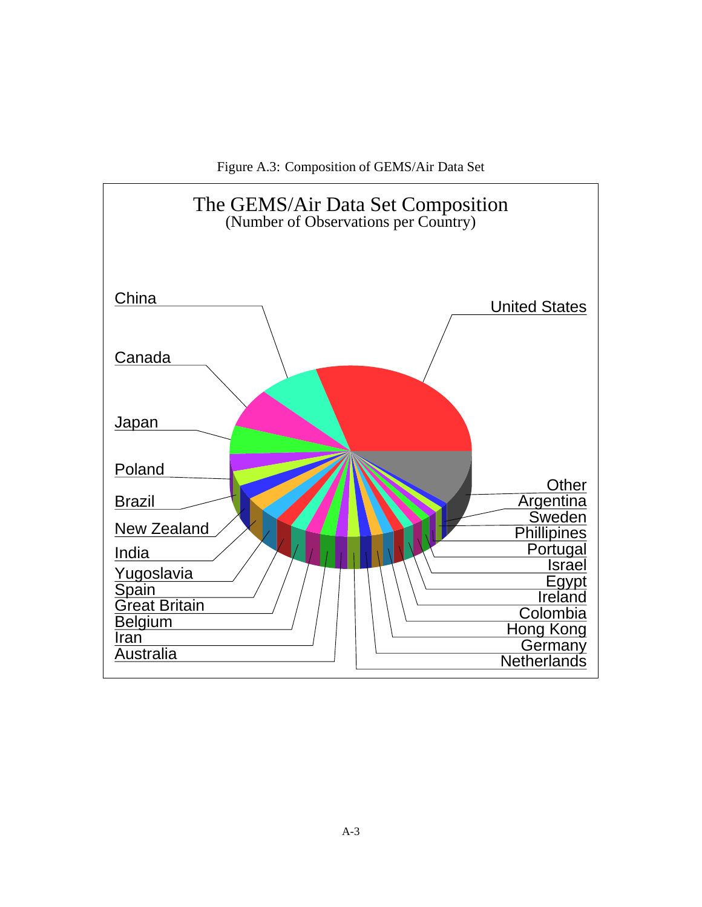Figure A.3: Composition of GEMS/Air Data Set

The GEMS/Air Data Set Composition
(Number of Observations per Country)

China, United States, Canada, Japan, Poland, Brazil, New Zealand, India, Yugoslavia, Spain, Great Britain, Belgium, Iran, Australia, Other, Argentina, Sweden, Phillipines, Portugal, Israel, Egypt, Ireland, Colombia, Hong Kong, Germany, Netherlands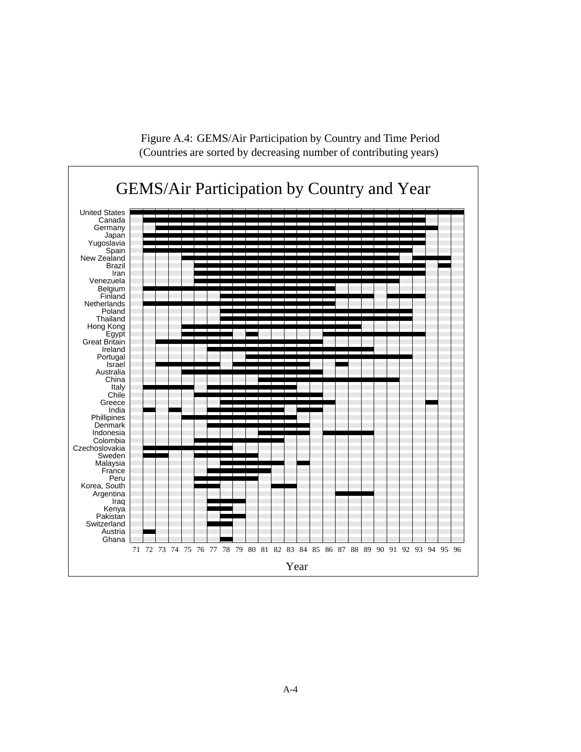Figure A.4: GEMS/Air Participation by Country and Time Period
(Countries are sorted by decreasing number of contributing years)

GEMS/Air Participation by Country and Year

United States
Canada
Germany
Japan
Yugoslavia
Spain
New Zealand
Brazil
Iran
Venezuela
Belgium
Finland
Netherlands
Poland
Thailand
Hong Kong
Egypt
Great Britain
Ireland
Portugal
Israel
Australia
China
Italy
Chile
Greece
India
Phillipines
Denmark
Indonesia
Colombia
Czechoslovakia
Sweden
Malaysia
France
Peru
Korea, South
Argentina
Iraq
Kenya
Pakistan
Switzerland
Austria
Ghana

71 72 73 74 75 76 77 78 79 80 81 82 83 84 85 86 87 88 89 90 91 92 93 94 95 96

Year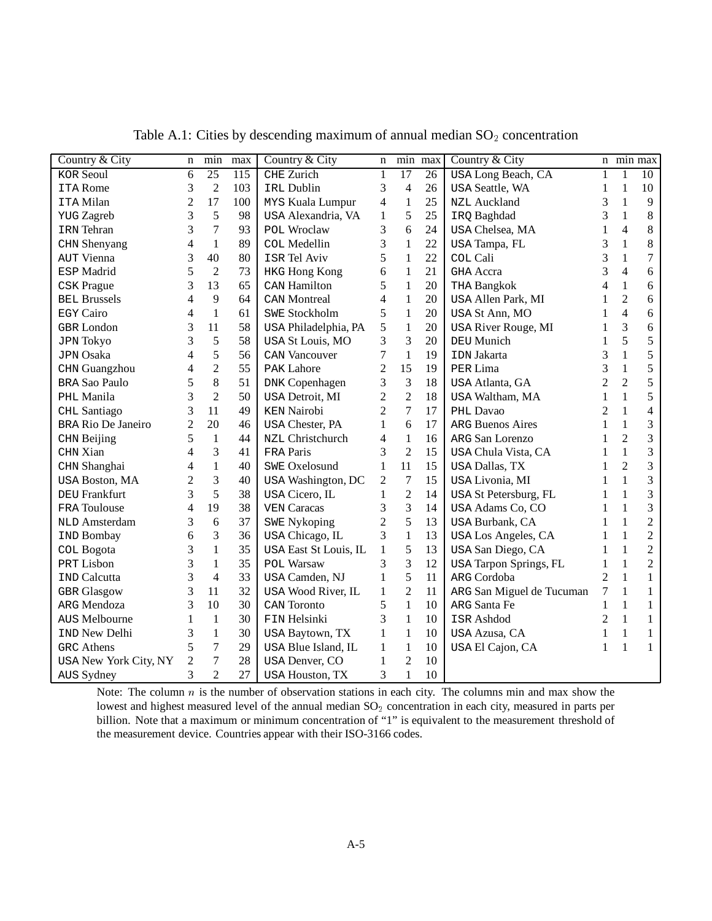Table A.1: Cities by descending maximum of annual median $SO_2$ concentration

| Country & City | n | min | max | Country & City | n | min | max | Country & City | n | min | max |
|---|---|---|---|---|---|---|---|---|---|---|---|
| KOR Seoul | 6 | 25 | 115 | CHE Zurich | 1 | 17 | 26 | USA Long Beach, CA | 1 | 1 | 10 |
| ITA Rome | 3 | 2 | 103 | IRL Dublin | 3 | 4 | 26 | USA Seattle, WA | 1 | 1 | 10 |
| ITA Milan | 2 | 17 | 100 | MYS Kuala Lumpur | 4 | 1 | 25 | NZL Auckland | 3 | 1 | 9 |
| YUG Zagreb | 3 | 5 | 98 | USA Alexandria, VA | 1 | 5 | 25 | IRQ Baghdad | 3 | 1 | 8 |
| IRN Tehran | 3 | 7 | 93 | POL Wroclaw | 3 | 6 | 24 | USA Chelsea, MA | 1 | 4 | 8 |
| CHN Shenyang | 4 | 1 | 89 | COL Medellin | 3 | 1 | 22 | USA Tampa, FL | 3 | 1 | 8 |
| AUT Vienna | 3 | 40 | 80 | ISR Tel Aviv | 5 | 1 | 22 | COL Cali | 3 | 1 | 7 |
| ESP Madrid | 5 | 2 | 73 | HKG Hong Kong | 6 | 1 | 21 | GHA Accra | 3 | 4 | 6 |
| CSK Prague | 3 | 13 | 65 | CAN Hamilton | 5 | 1 | 20 | THA Bangkok | 4 | 1 | 6 |
| BEL Brussels | 4 | 9 | 64 | CAN Montreal | 4 | 1 | 20 | USA Allen Park, MI | 1 | 2 | 6 |
| EGY Cairo | 4 | 1 | 61 | SWE Stockholm | 5 | 1 | 20 | USA St Ann, MO | 1 | 4 | 6 |
| GBR London | 3 | 11 | 58 | USA Philadelphia, PA | 5 | 1 | 20 | USA River Rouge, MI | 1 | 3 | 6 |
| JPN Tokyo | 3 | 5 | 58 | USA St Louis, MO | 3 | 3 | 20 | DEU Munich | 1 | 5 | 5 |
| JPN Osaka | 4 | 5 | 56 | CAN Vancouver | 7 | 1 | 19 | IDN Jakarta | 3 | 1 | 5 |
| CHN Guangzhou | 4 | 2 | 55 | PAK Lahore | 2 | 15 | 19 | PER Lima | 3 | 1 | 5 |
| BRA Sao Paulo | 5 | 8 | 51 | DNK Copenhagen | 3 | 3 | 18 | USA Atlanta, GA | 2 | 2 | 5 |
| PHL Manila | 3 | 2 | 50 | USA Detroit, MI | 2 | 2 | 18 | USA Waltham, MA | 1 | 1 | 5 |
| CHL Santiago | 3 | 11 | 49 | KEN Nairobi | 2 | 7 | 17 | PHL Davao | 2 | 1 | 4 |
| BRA Rio De Janeiro | 2 | 20 | 46 | USA Chester, PA | 1 | 6 | 17 | ARG Buenos Aires | 1 | 1 | 3 |
| CHN Beijing | 5 | 1 | 44 | NZL Christchurch | 4 | 1 | 16 | ARG San Lorenzo | 1 | 2 | 3 |
| CHN Xian | 4 | 3 | 41 | FRA Paris | 3 | 2 | 15 | USA Chula Vista, CA | 1 | 1 | 3 |
| CHN Shanghai | 4 | 1 | 40 | SWE Oxelosund | 1 | 11 | 15 | USA Dallas, TX | 1 | 2 | 3 |
| USA Boston, MA | 2 | 3 | 40 | USA Washington, DC | 2 | 7 | 15 | USA Livonia, MI | 1 | 1 | 3 |
| DEU Frankfurt | 3 | 5 | 38 | USA Cicero, IL | 1 | 2 | 14 | USA St Petersburg, FL | 1 | 1 | 3 |
| FRA Toulouse | 4 | 19 | 38 | VEN Caracas | 3 | 3 | 14 | USA Adams Co, CO | 1 | 1 | 3 |
| NLD Amsterdam | 3 | 6 | 37 | SWE Nykoping | 2 | 5 | 13 | USA Burbank, CA | 1 | 1 | 2 |
| IND Bombay | 6 | 3 | 36 | USA Chicago, IL | 3 | 1 | 13 | USA Los Angeles, CA | 1 | 1 | 2 |
| COL Bogota | 3 | 1 | 35 | USA East St Louis, IL | 1 | 5 | 13 | USA San Diego, CA | 1 | 1 | 2 |
| PRT Lisbon | 3 | 1 | 35 | POL Warsaw | 3 | 3 | 12 | USA Tarpon Springs, FL | 1 | 1 | 2 |
| IND Calcutta | 3 | 4 | 33 | USA Camden, NJ | 1 | 5 | 11 | ARG Cordoba | 2 | 1 | 1 |
| GBR Glasgow | 3 | 11 | 32 | USA Wood River, IL | 1 | 2 | 11 | ARG San Miguel de Tucuman | 7 | 1 | 1 |
| ARG Mendoza | 3 | 10 | 30 | CAN Toronto | 5 | 1 | 10 | ARG Santa Fe | 1 | 1 | 1 |
| AUS Melbourne | 1 | 1 | 30 | FIN Helsinki | 3 | 1 | 10 | ISR Ashdod | 2 | 1 | 1 |
| IND New Delhi | 3 | 1 | 30 | USA Baytown, TX | 1 | 1 | 10 | USA Azusa, CA | 1 | 1 | 1 |
| GRC Athens | 5 | 7 | 29 | USA Blue Island, IL | 1 | 1 | 10 | USA El Cajon, CA | 1 | 1 | 1 |
| USA New York City, NY | 2 | 7 | 28 | USA Denver, CO | 1 | 2 | 10 | | | | |
| AUS Sydney | 3 | 2 | 27 | USA Houston, TX | 3 | 1 | 10 | | | | |

Note: The column $n$ is the number of observation stations in each city. The columns min and max show the lowest and highest measured level of the annual median $SO_2$ concentration in each city, measured in parts per billion. Note that a maximum or minimum concentration of "1" is equivalent to the measurement threshold of the measurement device. Countries appear with their ISO-3166 codes.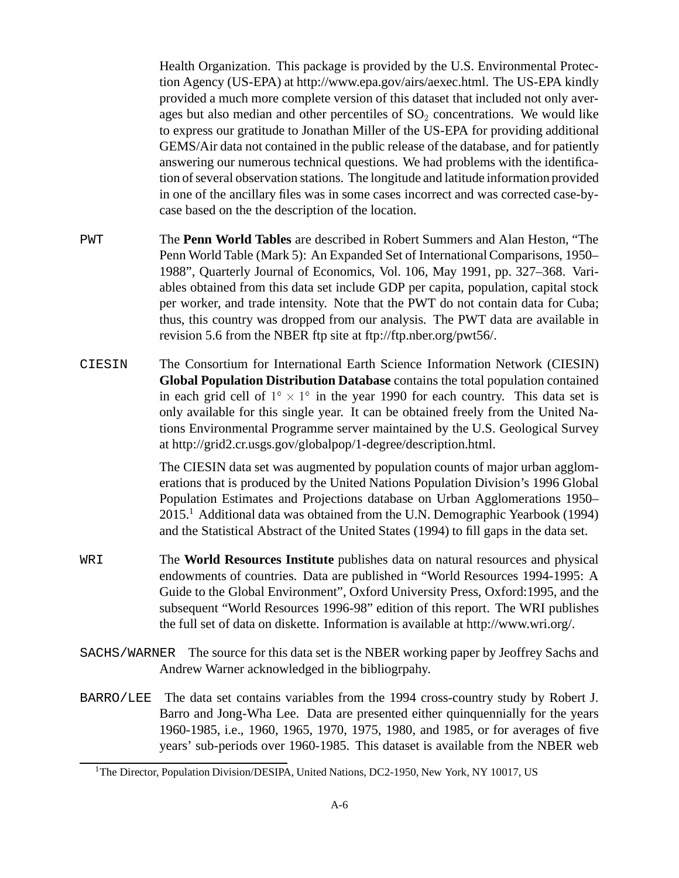Health Organization. This package is provided by the U.S. Environmental Protection Agency (US-EPA) at http://www.epa.gov/airs/aexec.html. The US-EPA kindly provided a much more complete version of this dataset that included not only averages but also median and other percentiles of $SO_2$ concentrations. We would like to express our gratitude to Jonathan Miller of the US-EPA for providing additional GEMS/Air data not contained in the public release of the database, and for patiently answering our numerous technical questions. We had problems with the identification of several observation stations. The longitude and latitude information provided in one of the ancillary files was in some cases incorrect and was corrected case-by-case based on the the description of the location.

`PWT` The **Penn World Tables** are described in Robert Summers and Alan Heston, "The Penn World Table (Mark 5): An Expanded Set of International Comparisons, 1950–1988", Quarterly Journal of Economics, Vol. 106, May 1991, pp. 327–368. Variables obtained from this data set include GDP per capita, population, capital stock per worker, and trade intensity. Note that the PWT do not contain data for Cuba; thus, this country was dropped from our analysis. The PWT data are available in revision 5.6 from the NBER ftp site at ftp://ftp.nber.org/pwt56/.

`CIESIN` The Consortium for International Earth Science Information Network (CIESIN) **Global Population Distribution Database** contains the total population contained in each grid cell of $1^\circ \times 1^\circ$ in the year 1990 for each country. This data set is only available for this single year. It can be obtained freely from the United Nations Environmental Programme server maintained by the U.S. Geological Survey at http://grid2.cr.usgs.gov/globalpop/1-degree/description.html.

The CIESIN data set was augmented by population counts of major urban agglomerations that is produced by the United Nations Population Division's 1996 Global Population Estimates and Projections database on Urban Agglomerations 1950–2015.[1] Additional data was obtained from the U.N. Demographic Yearbook (1994) and the Statistical Abstract of the United States (1994) to fill gaps in the data set.

`WRI` The **World Resources Institute** publishes data on natural resources and physical endowments of countries. Data are published in "World Resources 1994-1995: A Guide to the Global Environment", Oxford University Press, Oxford:1995, and the subsequent "World Resources 1996-98" edition of this report. The WRI publishes the full set of data on diskette. Information is available at http://www.wri.org/.

`SACHS/WARNER` The source for this data set is the NBER working paper by Jeoffrey Sachs and Andrew Warner acknowledged in the bibliogrpahy.

`BARRO/LEE` The data set contains variables from the 1994 cross-country study by Robert J. Barro and Jong-Wha Lee. Data are presented either quinquennially for the years 1960-1985, i.e., 1960, 1965, 1970, 1975, 1980, and 1985, or for averages of five years' sub-periods over 1960-1985. This dataset is available from the NBER web

[1] The Director, Population Division/DESIPA, United Nations, DC2-1950, New York, NY 10017, US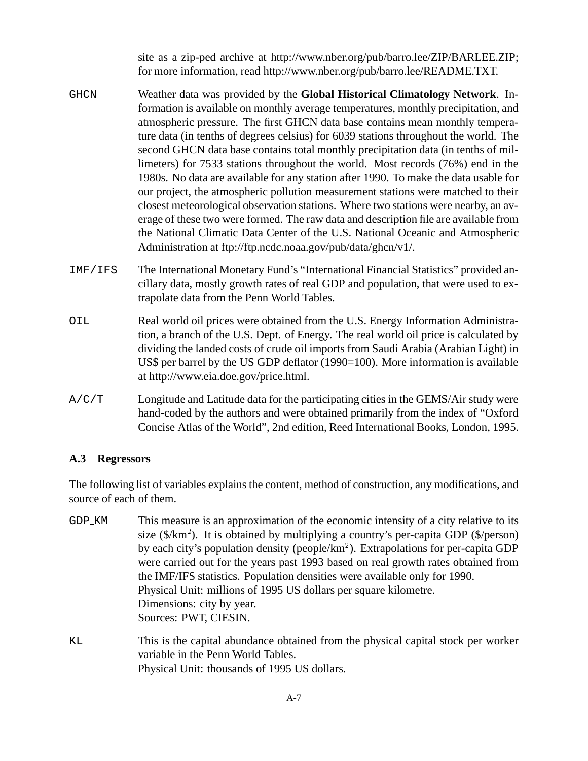site as a zip-ped archive at http://www.nber.org/pub/barro.lee/ZIP/BARLEE.ZIP; for more information, read http://www.nber.org/pub/barro.lee/README.TXT.

`GHCN` Weather data was provided by the **Global Historical Climatology Network**. Information is available on monthly average temperatures, monthly precipitation, and atmospheric pressure. The first GHCN data base contains mean monthly temperature data (in tenths of degrees celsius) for 6039 stations throughout the world. The second GHCN data base contains total monthly precipitation data (in tenths of millimeters) for 7533 stations throughout the world. Most records (76%) end in the 1980s. No data are available for any station after 1990. To make the data usable for our project, the atmospheric pollution measurement stations were matched to their closest meteorological observation stations. Where two stations were nearby, an average of these two were formed. The raw data and description file are available from the National Climatic Data Center of the U.S. National Oceanic and Atmospheric Administration at ftp://ftp.ncdc.noaa.gov/pub/data/ghcn/v1/.

`IMF/IFS` The International Monetary Fund's "International Financial Statistics" provided ancillary data, mostly growth rates of real GDP and population, that were used to extrapolate data from the Penn World Tables.

`OIL` Real world oil prices were obtained from the U.S. Energy Information Administration, a branch of the U.S. Dept. of Energy. The real world oil price is calculated by dividing the landed costs of crude oil imports from Saudi Arabia (Arabian Light) in US$ per barrel by the US GDP deflator (1990=100). More information is available at http://www.eia.doe.gov/price.html.

`A/C/T` Longitude and Latitude data for the participating cities in the GEMS/Air study were hand-coded by the authors and were obtained primarily from the index of "Oxford Concise Atlas of the World", 2nd edition, Reed International Books, London, 1995.

### A.3 Regressors

The following list of variables explains the content, method of construction, any modifications, and source of each of them.

`GDP_KM` This measure is an approximation of the economic intensity of a city relative to its size ($\$/km^2$). It is obtained by multiplying a country's per-capita GDP ($/person) by each city's population density (people/$km^2$). Extrapolations for per-capita GDP were carried out for the years past 1993 based on real growth rates obtained from the IMF/IFS statistics. Population densities were available only for 1990.
Physical Unit: millions of 1995 US dollars per square kilometre.
Dimensions: city by year.
Sources: PWT, CIESIN.

`KL` This is the capital abundance obtained from the physical capital stock per worker variable in the Penn World Tables.
Physical Unit: thousands of 1995 US dollars.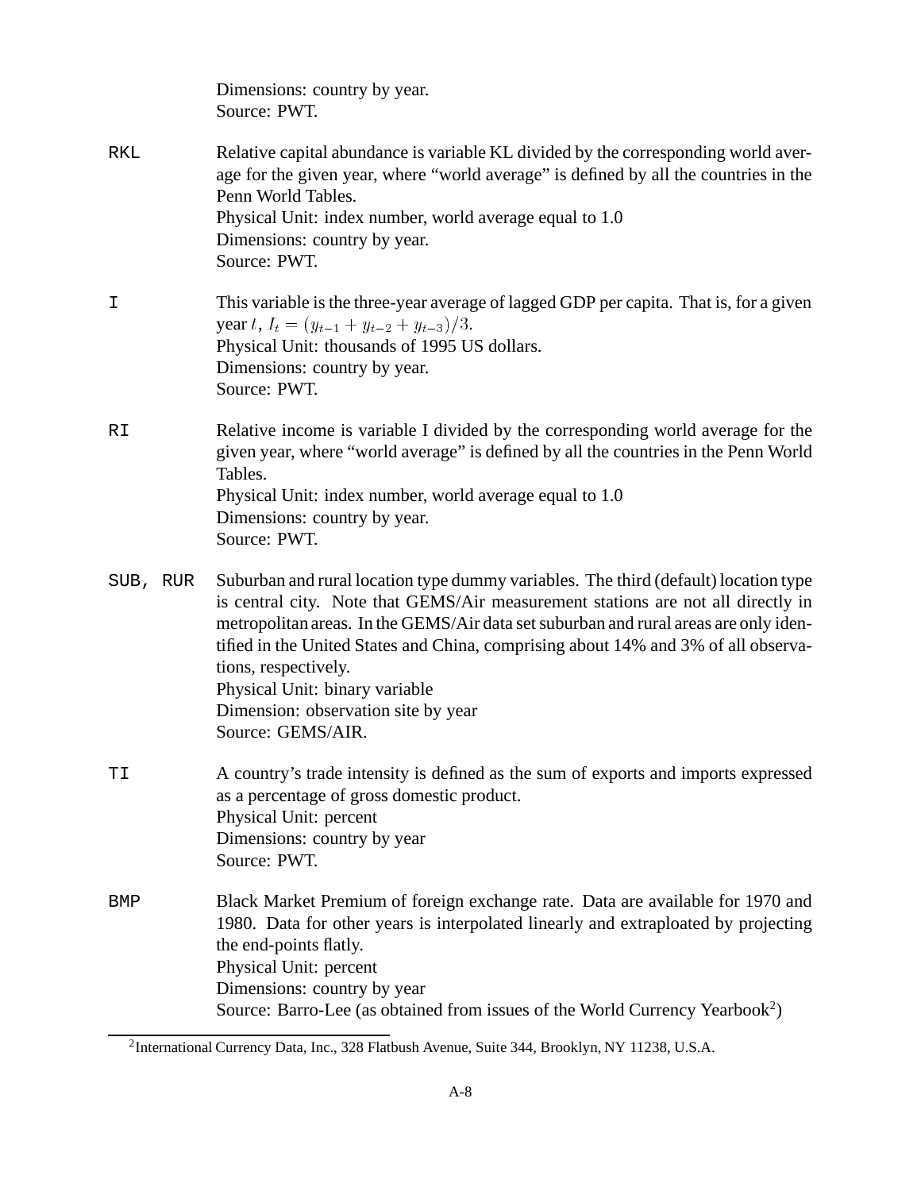Dimensions: country by year.
Source: PWT.

`RKL` Relative capital abundance is variable KL divided by the corresponding world average for the given year, where "world average" is defined by all the countries in the Penn World Tables.
Physical Unit: index number, world average equal to 1.0
Dimensions: country by year.
Source: PWT.

`I` This variable is the three-year average of lagged GDP per capita. That is, for a given year $t$, $I_t = (y_{t-1} + y_{t-2} + y_{t-3})/3$.
Physical Unit: thousands of 1995 US dollars.
Dimensions: country by year.
Source: PWT.

`RI` Relative income is variable I divided by the corresponding world average for the given year, where "world average" is defined by all the countries in the Penn World Tables.
Physical Unit: index number, world average equal to 1.0
Dimensions: country by year.
Source: PWT.

`SUB, RUR` Suburban and rural location type dummy variables. The third (default) location type is central city. Note that GEMS/Air measurement stations are not all directly in metropolitan areas. In the GEMS/Air data set suburban and rural areas are only identified in the United States and China, comprising about 14% and 3% of all observations, respectively.
Physical Unit: binary variable
Dimension: observation site by year
Source: GEMS/AIR.

`TI` A country's trade intensity is defined as the sum of exports and imports expressed as a percentage of gross domestic product.
Physical Unit: percent
Dimensions: country by year
Source: PWT.

`BMP` Black Market Premium of foreign exchange rate. Data are available for 1970 and 1980. Data for other years is interpolated linearly and extraploated by projecting the end-points flatly.
Physical Unit: percent
Dimensions: country by year
Source: Barro-Lee (as obtained from issues of the World Currency Yearbook[2])

[2] International Currency Data, Inc., 328 Flatbush Avenue, Suite 344, Brooklyn, NY 11238, U.S.A.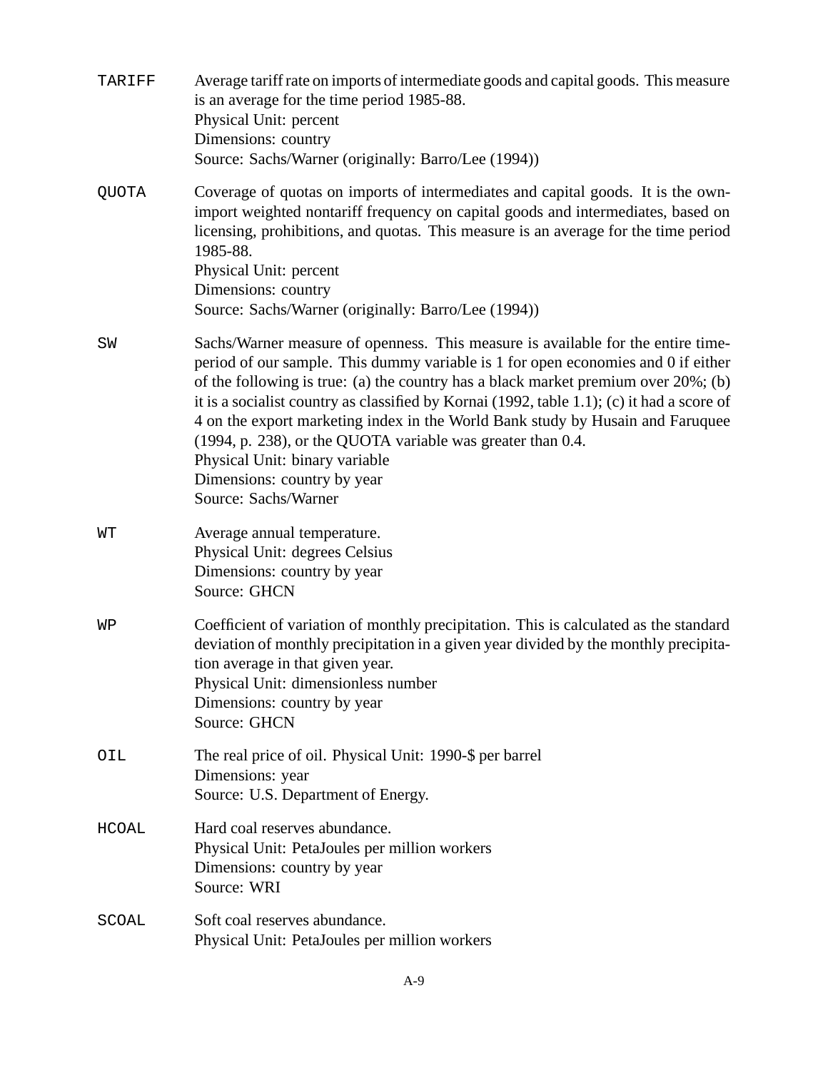`TARIFF` Average tariff rate on imports of intermediate goods and capital goods. This measure is an average for the time period 1985-88.
Physical Unit: percent
Dimensions: country
Source: Sachs/Warner (originally: Barro/Lee (1994))

`QUOTA` Coverage of quotas on imports of intermediates and capital goods. It is the own-import weighted nontariff frequency on capital goods and intermediates, based on licensing, prohibitions, and quotas. This measure is an average for the time period 1985-88.
Physical Unit: percent
Dimensions: country
Source: Sachs/Warner (originally: Barro/Lee (1994))

`SW` Sachs/Warner measure of openness. This measure is available for the entire time-period of our sample. This dummy variable is 1 for open economies and 0 if either of the following is true: (a) the country has a black market premium over 20%; (b) it is a socialist country as classified by Kornai (1992, table 1.1); (c) it had a score of 4 on the export marketing index in the World Bank study by Husain and Faruquee (1994, p. 238), or the QUOTA variable was greater than 0.4.
Physical Unit: binary variable
Dimensions: country by year
Source: Sachs/Warner

`WT` Average annual temperature.
Physical Unit: degrees Celsius
Dimensions: country by year
Source: GHCN

`WP` Coefficient of variation of monthly precipitation. This is calculated as the standard deviation of monthly precipitation in a given year divided by the monthly precipitation average in that given year.
Physical Unit: dimensionless number
Dimensions: country by year
Source: GHCN

`OIL` The real price of oil. Physical Unit: 1990-$ per barrel
Dimensions: year
Source: U.S. Department of Energy.

`HCOAL` Hard coal reserves abundance.
Physical Unit: PetaJoules per million workers
Dimensions: country by year
Source: WRI

`SCOAL` Soft coal reserves abundance.
Physical Unit: PetaJoules per million workers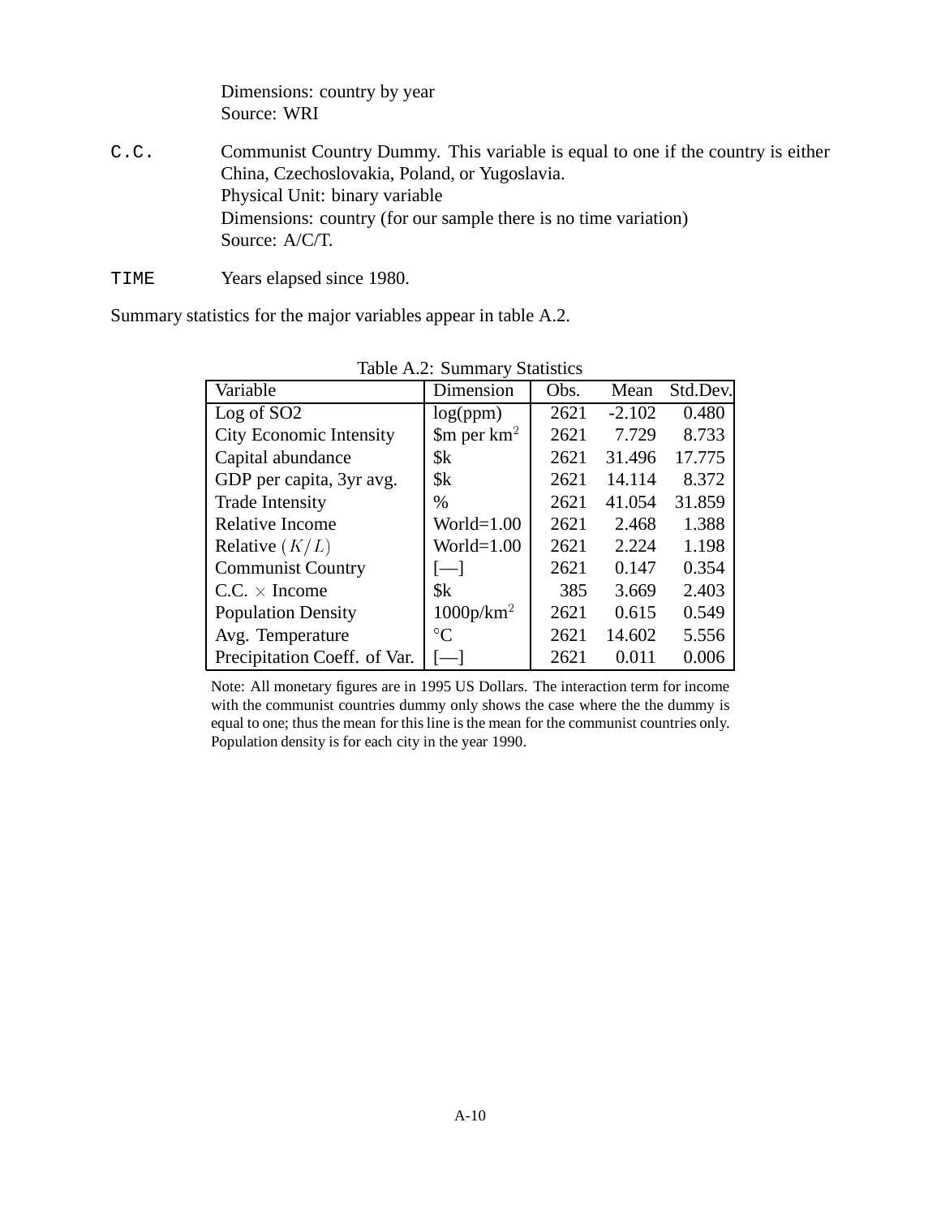Dimensions: country by year
Source: WRI

`C.C.` Communist Country Dummy. This variable is equal to one if the country is either China, Czechoslovakia, Poland, or Yugoslavia.
Physical Unit: binary variable
Dimensions: country (for our sample there is no time variation)
Source: A/C/T.

`TIME` Years elapsed since 1980.

Summary statistics for the major variables appear in table A.2.

Table A.2: Summary Statistics

| Variable | Dimension | Obs. | Mean | Std.Dev. |
|---|---|---|---|---|
| Log of SO2 | log(ppm) | 2621 | -2.102 | 0.480 |
| City Economic Intensity | \$m per km$^2$ | 2621 | 7.729 | 8.733 |
| Capital abundance | \$k | 2621 | 31.496 | 17.775 |
| GDP per capita, 3yr avg. | \$k | 2621 | 14.114 | 8.372 |
| Trade Intensity | % | 2621 | 41.054 | 31.859 |
| Relative Income | World=1.00 | 2621 | 2.468 | 1.388 |
| Relative $(K/L)$ | World=1.00 | 2621 | 2.224 | 1.198 |
| Communist Country | [—] | 2621 | 0.147 | 0.354 |
| C.C. $\times$ Income | \$k | 385 | 3.669 | 2.403 |
| Population Density | 1000p/km$^2$ | 2621 | 0.615 | 0.549 |
| Avg. Temperature | $^{\circ}$C | 2621 | 14.602 | 5.556 |
| Precipitation Coeff. of Var. | [—] | 2621 | 0.011 | 0.006 |

Note: All monetary figures are in 1995 US Dollars. The interaction term for income with the communist countries dummy only shows the case where the the dummy is equal to one; thus the mean for this line is the mean for the communist countries only. Population density is for each city in the year 1990.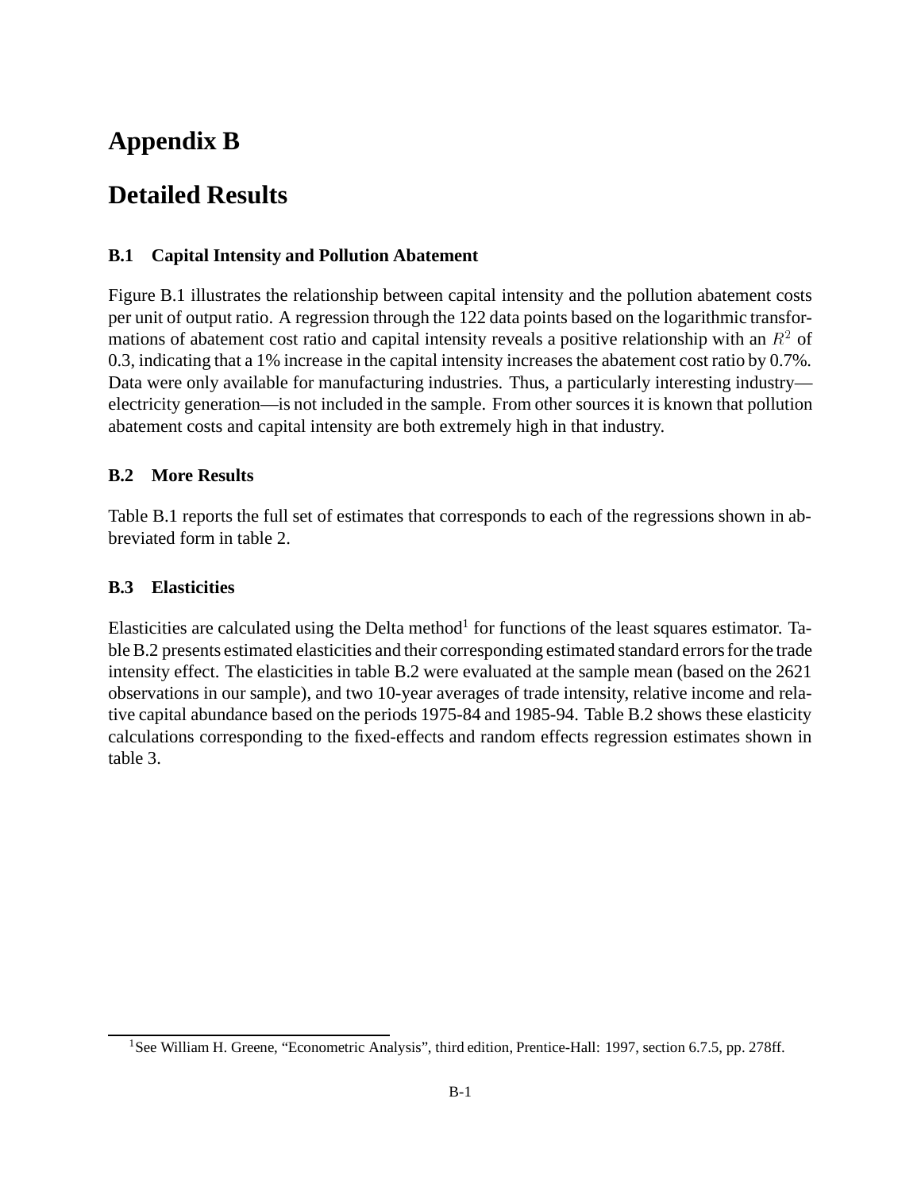# Appendix B

# Detailed Results

### B.1 Capital Intensity and Pollution Abatement

Figure B.1 illustrates the relationship between capital intensity and the pollution abatement costs per unit of output ratio. A regression through the 122 data points based on the logarithmic transformations of abatement cost ratio and capital intensity reveals a positive relationship with an $R^2$ of 0.3, indicating that a 1% increase in the capital intensity increases the abatement cost ratio by 0.7%. Data were only available for manufacturing industries. Thus, a particularly interesting industry—electricity generation—is not included in the sample. From other sources it is known that pollution abatement costs and capital intensity are both extremely high in that industry.

### B.2 More Results

Table B.1 reports the full set of estimates that corresponds to each of the regressions shown in abbreviated form in table 2.

### B.3 Elasticities

Elasticities are calculated using the Delta method[1] for functions of the least squares estimator. Table B.2 presents estimated elasticities and their corresponding estimated standard errors for the trade intensity effect. The elasticities in table B.2 were evaluated at the sample mean (based on the 2621 observations in our sample), and two 10-year averages of trade intensity, relative income and relative capital abundance based on the periods 1975-84 and 1985-94. Table B.2 shows these elasticity calculations corresponding to the fixed-effects and random effects regression estimates shown in table 3.

[1] See William H. Greene, "Econometric Analysis", third edition, Prentice-Hall: 1997, section 6.7.5, pp. 278ff.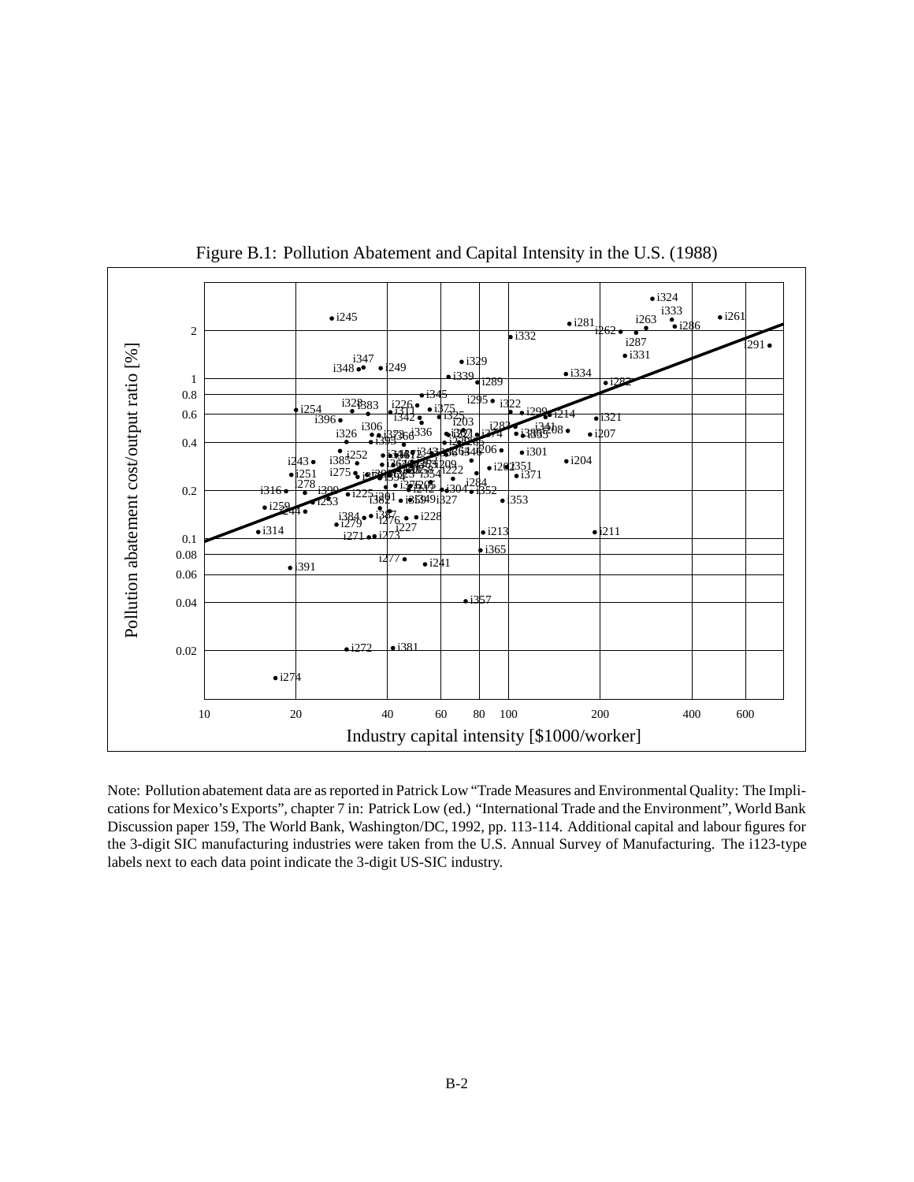Figure B.1: Pollution Abatement and Capital Intensity in the U.S. (1988)

Note: Pollution abatement data are as reported in Patrick Low "Trade Measures and Environmental Quality: The Implications for Mexico's Exports", chapter 7 in: Patrick Low (ed.) "International Trade and the Environment", World Bank Discussion paper 159, The World Bank, Washington/DC, 1992, pp. 113-114. Additional capital and labour figures for the 3-digit SIC manufacturing industries were taken from the U.S. Annual Survey of Manufacturing. The i123-type labels next to each data point indicate the 3-digit US-SIC industry.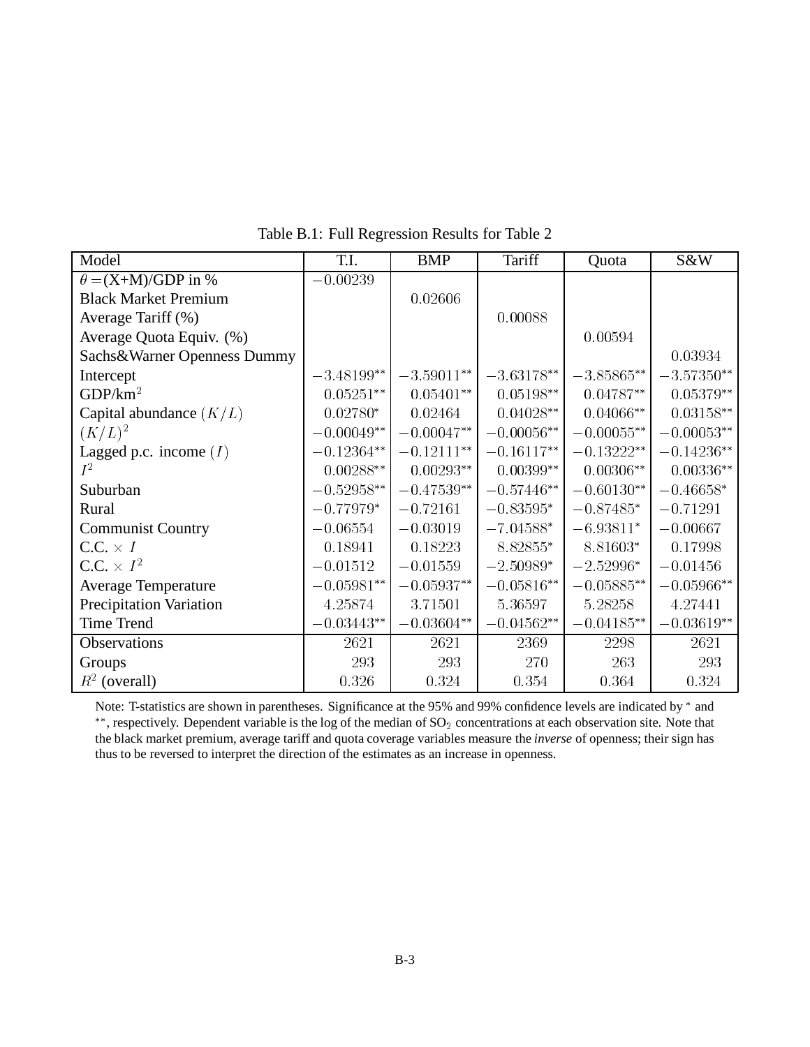Table B.1: Full Regression Results for Table 2

| Model | T.I. | BMP | Tariff | Quota | S&W |
|---|---|---|---|---|---|
| $\theta$ =(X+M)/GDP in % | $-0.00239$ | | | | |
| Black Market Premium | | $0.02606$ | | | |
| Average Tariff (%) | | | $0.00088$ | | |
| Average Quota Equiv. (%) | | | | $0.00594$ | |
| Sachs&Warner Openness Dummy | | | | | $0.03934$ |
| Intercept | $-3.48199^{**}$ | $-3.59011^{**}$ | $-3.63178^{**}$ | $-3.85865^{**}$ | $-3.57350^{**}$ |
| GDP/km$^2$ | $0.05251^{**}$ | $0.05401^{**}$ | $0.05198^{**}$ | $0.04787^{**}$ | $0.05379^{**}$ |
| Capital abundance $(K/L)$ | $0.02780^{*}$ | $0.02464$ | $0.04028^{**}$ | $0.04066^{**}$ | $0.03158^{**}$ |
| $(K/L)^2$ | $-0.00049^{**}$ | $-0.00047^{**}$ | $-0.00056^{**}$ | $-0.00055^{**}$ | $-0.00053^{**}$ |
| Lagged p.c. income $(I)$ | $-0.12364^{**}$ | $-0.12111^{**}$ | $-0.16117^{**}$ | $-0.13222^{**}$ | $-0.14236^{**}$ |
| $I^2$ | $0.00288^{**}$ | $0.00293^{**}$ | $0.00399^{**}$ | $0.00306^{**}$ | $0.00336^{**}$ |
| Suburban | $-0.52958^{**}$ | $-0.47539^{**}$ | $-0.57446^{**}$ | $-0.60130^{**}$ | $-0.46658^{*}$ |
| Rural | $-0.77979^{*}$ | $-0.72161$ | $-0.83595^{*}$ | $-0.87485^{*}$ | $-0.71291$ |
| Communist Country | $-0.06554$ | $-0.03019$ | $-7.04588^{*}$ | $-6.93811^{*}$ | $-0.00667$ |
| C.C. $\times$ $I$ | $0.18941$ | $0.18223$ | $8.82855^{*}$ | $8.81603^{*}$ | $0.17998$ |
| C.C. $\times$ $I^2$ | $-0.01512$ | $-0.01559$ | $-2.50989^{*}$ | $-2.52996^{*}$ | $-0.01456$ |
| Average Temperature | $-0.05981^{**}$ | $-0.05937^{**}$ | $-0.05816^{**}$ | $-0.05885^{**}$ | $-0.05966^{**}$ |
| Precipitation Variation | $4.25874$ | $3.71501$ | $5.36597$ | $5.28258$ | $4.27441$ |
| Time Trend | $-0.03443^{**}$ | $-0.03604^{**}$ | $-0.04562^{**}$ | $-0.04185^{**}$ | $-0.03619^{**}$ |
| Observations | 2621 | 2621 | 2369 | 2298 | 2621 |
| Groups | 293 | 293 | 270 | 263 | 293 |
| $R^2$ (overall) | 0.326 | 0.324 | 0.354 | 0.364 | 0.324 |

Note: T-statistics are shown in parentheses. Significance at the 95% and 99% confidence levels are indicated by $^*$ and $^{**}$, respectively. Dependent variable is the log of the median of $SO_2$ concentrations at each observation site. Note that the black market premium, average tariff and quota coverage variables measure the *inverse* of openness; their sign has thus to be reversed to interpret the direction of the estimates as an increase in openness.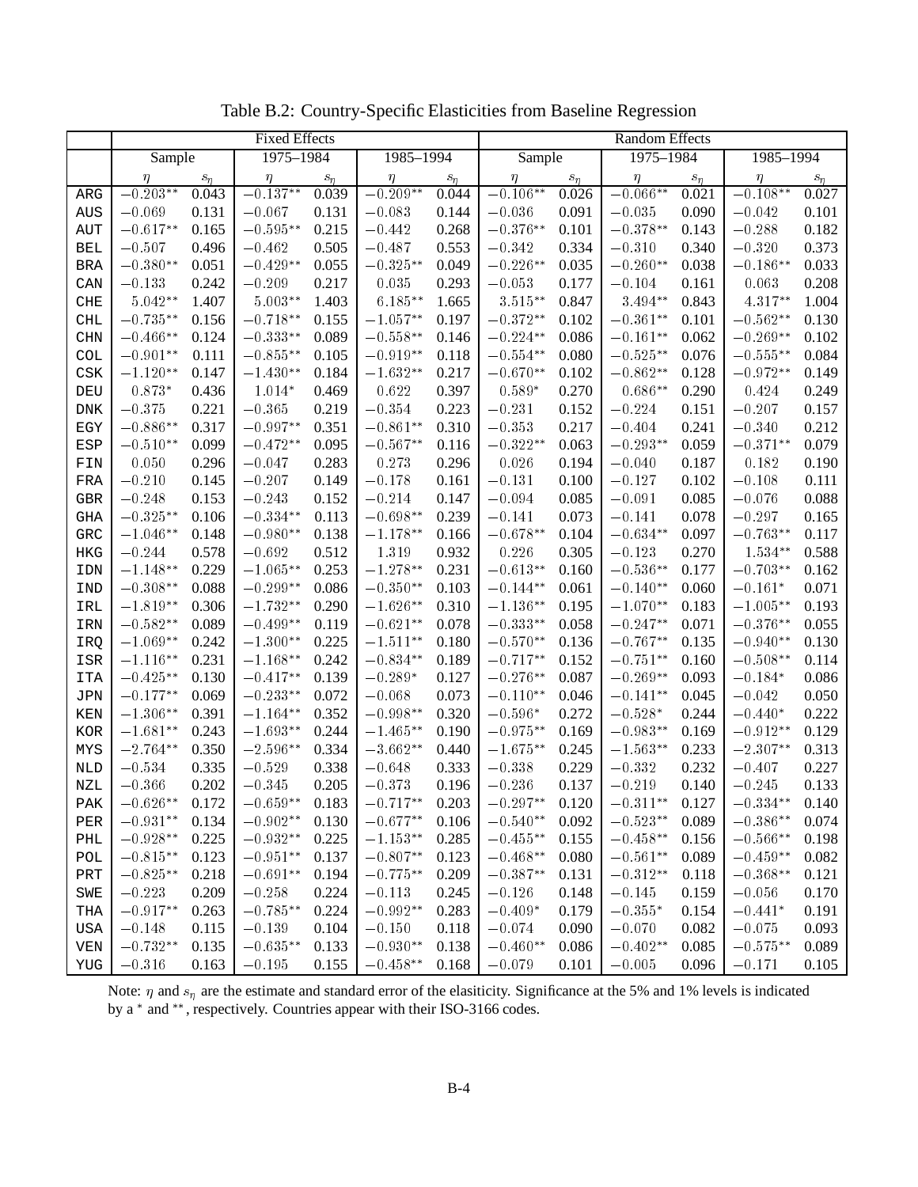Table B.2: Country-Specific Elasticities from Baseline Regression

| | Fixed Effects | | | | | | Random Effects | | | | | |
|---|---|---|---|---|---|---|---|---|---|---|---|---|
| | Sample | | 1975–1984 | | 1985–1994 | | Sample | | 1975–1984 | | 1985–1994 | |
| | $\eta$ | $s_\eta$ | $\eta$ | $s_\eta$ | $\eta$ | $s_\eta$ | $\eta$ | $s_\eta$ | $\eta$ | $s_\eta$ | $\eta$ | $s_\eta$ |
| ARG | $-0.203^{**}$ | 0.043 | $-0.137^{**}$ | 0.039 | $-0.209^{**}$ | 0.044 | $-0.106^{**}$ | 0.026 | $-0.066^{**}$ | 0.021 | $-0.108^{**}$ | 0.027 |
| AUS | $-0.069$ | 0.131 | $-0.067$ | 0.131 | $-0.083$ | 0.144 | $-0.036$ | 0.091 | $-0.035$ | 0.090 | $-0.042$ | 0.101 |
| AUT | $-0.617^{**}$ | 0.165 | $-0.595^{**}$ | 0.215 | $-0.442$ | 0.268 | $-0.376^{**}$ | 0.101 | $-0.378^{**}$ | 0.143 | $-0.288$ | 0.182 |
| BEL | $-0.507$ | 0.496 | $-0.462$ | 0.505 | $-0.487$ | 0.553 | $-0.342$ | 0.334 | $-0.310$ | 0.340 | $-0.320$ | 0.373 |
| BRA | $-0.380^{**}$ | 0.051 | $-0.429^{**}$ | 0.055 | $-0.325^{**}$ | 0.049 | $-0.226^{**}$ | 0.035 | $-0.260^{**}$ | 0.038 | $-0.186^{**}$ | 0.033 |
| CAN | $-0.133$ | 0.242 | $-0.209$ | 0.217 | $0.035$ | 0.293 | $-0.053$ | 0.177 | $-0.104$ | 0.161 | $0.063$ | 0.208 |
| CHE | $5.042^{**}$ | 1.407 | $5.003^{**}$ | 1.403 | $6.185^{**}$ | 1.665 | $3.515^{**}$ | 0.847 | $3.494^{**}$ | 0.843 | $4.317^{**}$ | 1.004 |
| CHL | $-0.735^{**}$ | 0.156 | $-0.718^{**}$ | 0.155 | $-1.057^{**}$ | 0.197 | $-0.372^{**}$ | 0.102 | $-0.361^{**}$ | 0.101 | $-0.562^{**}$ | 0.130 |
| CHN | $-0.466^{**}$ | 0.124 | $-0.333^{**}$ | 0.089 | $-0.558^{**}$ | 0.146 | $-0.224^{**}$ | 0.086 | $-0.161^{**}$ | 0.062 | $-0.269^{**}$ | 0.102 |
| COL | $-0.901^{**}$ | 0.111 | $-0.855^{**}$ | 0.105 | $-0.919^{**}$ | 0.118 | $-0.554^{**}$ | 0.080 | $-0.525^{**}$ | 0.076 | $-0.555^{**}$ | 0.084 |
| CSK | $-1.120^{**}$ | 0.147 | $-1.430^{**}$ | 0.184 | $-1.632^{**}$ | 0.217 | $-0.670^{**}$ | 0.102 | $-0.862^{**}$ | 0.128 | $-0.972^{**}$ | 0.149 |
| DEU | $0.873^{*}$ | 0.436 | $1.014^{*}$ | 0.469 | $0.622$ | 0.397 | $0.589^{*}$ | 0.270 | $0.686^{**}$ | 0.290 | $0.424$ | 0.249 |
| DNK | $-0.375$ | 0.221 | $-0.365$ | 0.219 | $-0.354$ | 0.223 | $-0.231$ | 0.152 | $-0.224$ | 0.151 | $-0.207$ | 0.157 |
| EGY | $-0.886^{**}$ | 0.317 | $-0.997^{**}$ | 0.351 | $-0.861^{**}$ | 0.310 | $-0.353$ | 0.217 | $-0.404$ | 0.241 | $-0.340$ | 0.212 |
| ESP | $-0.510^{**}$ | 0.099 | $-0.472^{**}$ | 0.095 | $-0.567^{**}$ | 0.116 | $-0.322^{**}$ | 0.063 | $-0.293^{**}$ | 0.059 | $-0.371^{**}$ | 0.079 |
| FIN | $0.050$ | 0.296 | $-0.047$ | 0.283 | $0.273$ | 0.296 | $0.026$ | 0.194 | $-0.040$ | 0.187 | $0.182$ | 0.190 |
| FRA | $-0.210$ | 0.145 | $-0.207$ | 0.149 | $-0.178$ | 0.161 | $-0.131$ | 0.100 | $-0.127$ | 0.102 | $-0.108$ | 0.111 |
| GBR | $-0.248$ | 0.153 | $-0.243$ | 0.152 | $-0.214$ | 0.147 | $-0.094$ | 0.085 | $-0.091$ | 0.085 | $-0.076$ | 0.088 |
| GHA | $-0.325^{**}$ | 0.106 | $-0.334^{**}$ | 0.113 | $-0.698^{**}$ | 0.239 | $-0.141$ | 0.073 | $-0.141$ | 0.078 | $-0.297$ | 0.165 |
| GRC | $-1.046^{**}$ | 0.148 | $-0.980^{**}$ | 0.138 | $-1.178^{**}$ | 0.166 | $-0.678^{**}$ | 0.104 | $-0.634^{**}$ | 0.097 | $-0.763^{**}$ | 0.117 |
| HKG | $-0.244$ | 0.578 | $-0.692$ | 0.512 | $1.319$ | 0.932 | $0.226$ | 0.305 | $-0.123$ | 0.270 | $1.534^{**}$ | 0.588 |
| IDN | $-1.148^{**}$ | 0.229 | $-1.065^{**}$ | 0.253 | $-1.278^{**}$ | 0.231 | $-0.613^{**}$ | 0.160 | $-0.536^{**}$ | 0.177 | $-0.703^{**}$ | 0.162 |
| IND | $-0.308^{**}$ | 0.088 | $-0.299^{**}$ | 0.086 | $-0.350^{**}$ | 0.103 | $-0.144^{**}$ | 0.061 | $-0.140^{**}$ | 0.060 | $-0.161^{*}$ | 0.071 |
| IRL | $-1.819^{**}$ | 0.306 | $-1.732^{**}$ | 0.290 | $-1.626^{**}$ | 0.310 | $-1.136^{**}$ | 0.195 | $-1.070^{**}$ | 0.183 | $-1.005^{**}$ | 0.193 |
| IRN | $-0.582^{**}$ | 0.089 | $-0.499^{**}$ | 0.119 | $-0.621^{**}$ | 0.078 | $-0.333^{**}$ | 0.058 | $-0.247^{**}$ | 0.071 | $-0.376^{**}$ | 0.055 |
| IRQ | $-1.069^{**}$ | 0.242 | $-1.300^{**}$ | 0.225 | $-1.511^{**}$ | 0.180 | $-0.570^{**}$ | 0.136 | $-0.767^{**}$ | 0.135 | $-0.940^{**}$ | 0.130 |
| ISR | $-1.116^{**}$ | 0.231 | $-1.168^{**}$ | 0.242 | $-0.834^{**}$ | 0.189 | $-0.717^{**}$ | 0.152 | $-0.751^{**}$ | 0.160 | $-0.508^{**}$ | 0.114 |
| ITA | $-0.425^{**}$ | 0.130 | $-0.417^{**}$ | 0.139 | $-0.289^{*}$ | 0.127 | $-0.276^{**}$ | 0.087 | $-0.269^{**}$ | 0.093 | $-0.184^{*}$ | 0.086 |
| JPN | $-0.177^{**}$ | 0.069 | $-0.233^{**}$ | 0.072 | $-0.068$ | 0.073 | $-0.110^{**}$ | 0.046 | $-0.141^{**}$ | 0.045 | $-0.042$ | 0.050 |
| KEN | $-1.306^{**}$ | 0.391 | $-1.164^{**}$ | 0.352 | $-0.998^{**}$ | 0.320 | $-0.596^{*}$ | 0.272 | $-0.528^{*}$ | 0.244 | $-0.440^{*}$ | 0.222 |
| KOR | $-1.681^{**}$ | 0.243 | $-1.693^{**}$ | 0.244 | $-1.465^{**}$ | 0.190 | $-0.975^{**}$ | 0.169 | $-0.983^{**}$ | 0.169 | $-0.912^{**}$ | 0.129 |
| MYS | $-2.764^{**}$ | 0.350 | $-2.596^{**}$ | 0.334 | $-3.662^{**}$ | 0.440 | $-1.675^{**}$ | 0.245 | $-1.563^{**}$ | 0.233 | $-2.307^{**}$ | 0.313 |
| NLD | $-0.534$ | 0.335 | $-0.529$ | 0.338 | $-0.648$ | 0.333 | $-0.338$ | 0.229 | $-0.332$ | 0.232 | $-0.407$ | 0.227 |
| NZL | $-0.366$ | 0.202 | $-0.345$ | 0.205 | $-0.373$ | 0.196 | $-0.236$ | 0.137 | $-0.219$ | 0.140 | $-0.245$ | 0.133 |
| PAK | $-0.626^{**}$ | 0.172 | $-0.659^{**}$ | 0.183 | $-0.717^{**}$ | 0.203 | $-0.297^{**}$ | 0.120 | $-0.311^{**}$ | 0.127 | $-0.334^{**}$ | 0.140 |
| PER | $-0.931^{**}$ | 0.134 | $-0.902^{**}$ | 0.130 | $-0.677^{**}$ | 0.106 | $-0.540^{**}$ | 0.092 | $-0.523^{**}$ | 0.089 | $-0.386^{**}$ | 0.074 |
| PHL | $-0.928^{**}$ | 0.225 | $-0.932^{**}$ | 0.225 | $-1.153^{**}$ | 0.285 | $-0.455^{**}$ | 0.155 | $-0.458^{**}$ | 0.156 | $-0.566^{**}$ | 0.198 |
| POL | $-0.815^{**}$ | 0.123 | $-0.951^{**}$ | 0.137 | $-0.807^{**}$ | 0.123 | $-0.468^{**}$ | 0.080 | $-0.561^{**}$ | 0.089 | $-0.459^{**}$ | 0.082 |
| PRT | $-0.825^{**}$ | 0.218 | $-0.691^{**}$ | 0.194 | $-0.775^{**}$ | 0.209 | $-0.387^{**}$ | 0.131 | $-0.312^{**}$ | 0.118 | $-0.368^{**}$ | 0.121 |
| SWE | $-0.223$ | 0.209 | $-0.258$ | 0.224 | $-0.113$ | 0.245 | $-0.126$ | 0.148 | $-0.145$ | 0.159 | $-0.056$ | 0.170 |
| THA | $-0.917^{**}$ | 0.263 | $-0.785^{**}$ | 0.224 | $-0.992^{**}$ | 0.283 | $-0.409^{*}$ | 0.179 | $-0.355^{*}$ | 0.154 | $-0.441^{*}$ | 0.191 |
| USA | $-0.148$ | 0.115 | $-0.139$ | 0.104 | $-0.150$ | 0.118 | $-0.074$ | 0.090 | $-0.070$ | 0.082 | $-0.075$ | 0.093 |
| VEN | $-0.732^{**}$ | 0.135 | $-0.635^{**}$ | 0.133 | $-0.930^{**}$ | 0.138 | $-0.460^{**}$ | 0.086 | $-0.402^{**}$ | 0.085 | $-0.575^{**}$ | 0.089 |
| YUG | $-0.316$ | 0.163 | $-0.195$ | 0.155 | $-0.458^{**}$ | 0.168 | $-0.079$ | 0.101 | $-0.005$ | 0.096 | $-0.171$ | 0.105 |

Note: $\eta$ and $s_\eta$ are the estimate and standard error of the elasiticity. Significance at the 5% and 1% levels is indicated by a $^{*}$ and $^{**}$, respectively. Countries appear with their ISO-3166 codes.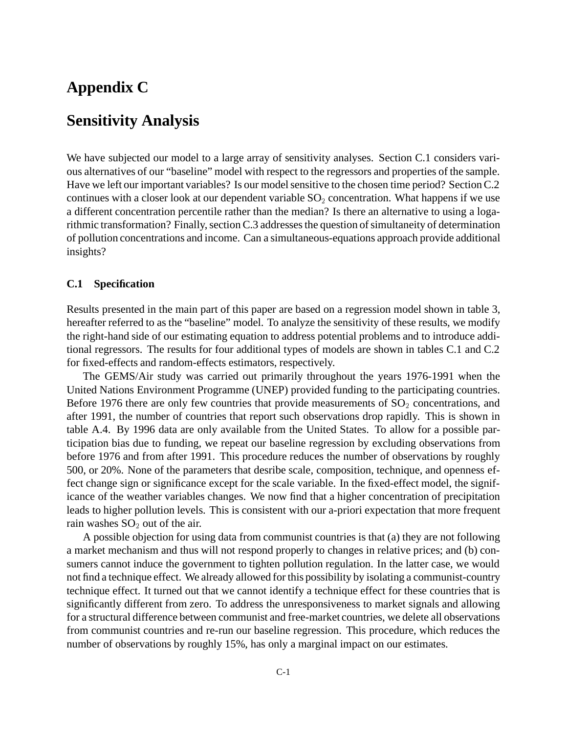# Appendix C

# Sensitivity Analysis

We have subjected our model to a large array of sensitivity analyses. Section C.1 considers various alternatives of our "baseline" model with respect to the regressors and properties of the sample. Have we left our important variables? Is our model sensitive to the chosen time period? Section C.2 continues with a closer look at our dependent variable $SO_2$ concentration. What happens if we use a different concentration percentile rather than the median? Is there an alternative to using a logarithmic transformation? Finally, section C.3 addresses the question of simultaneity of determination of pollution concentrations and income. Can a simultaneous-equations approach provide additional insights?

### C.1 Specification

Results presented in the main part of this paper are based on a regression model shown in table 3, hereafter referred to as the "baseline" model. To analyze the sensitivity of these results, we modify the right-hand side of our estimating equation to address potential problems and to introduce additional regressors. The results for four additional types of models are shown in tables C.1 and C.2 for fixed-effects and random-effects estimators, respectively.

The GEMS/Air study was carried out primarily throughout the years 1976-1991 when the United Nations Environment Programme (UNEP) provided funding to the participating countries. Before 1976 there are only few countries that provide measurements of $SO_2$ concentrations, and after 1991, the number of countries that report such observations drop rapidly. This is shown in table A.4. By 1996 data are only available from the United States. To allow for a possible participation bias due to funding, we repeat our baseline regression by excluding observations from before 1976 and from after 1991. This procedure reduces the number of observations by roughly 500, or 20%. None of the parameters that desribe scale, composition, technique, and openness effect change sign or significance except for the scale variable. In the fixed-effect model, the significance of the weather variables changes. We now find that a higher concentration of precipitation leads to higher pollution levels. This is consistent with our a-priori expectation that more frequent rain washes $SO_2$ out of the air.

A possible objection for using data from communist countries is that (a) they are not following a market mechanism and thus will not respond properly to changes in relative prices; and (b) consumers cannot induce the government to tighten pollution regulation. In the latter case, we would not find a technique effect. We already allowed for this possibility by isolating a communist-country technique effect. It turned out that we cannot identify a technique effect for these countries that is significantly different from zero. To address the unresponsiveness to market signals and allowing for a structural difference between communist and free-market countries, we delete all observations from communist countries and re-run our baseline regression. This procedure, which reduces the number of observations by roughly 15%, has only a marginal impact on our estimates.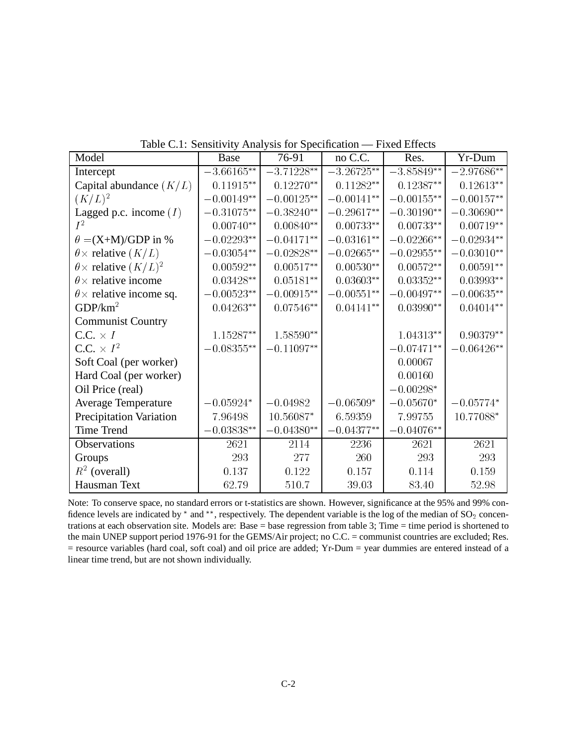Table C.1: Sensitivity Analysis for Specification — Fixed Effects

| Model | Base | 76-91 | no C.C. | Res. | Yr-Dum |
|---|---|---|---|---|---|
| Intercept | $-3.66165^{**}$ | $-3.71228^{**}$ | $-3.26725^{**}$ | $-3.85849^{**}$ | $-2.97686^{**}$ |
| Capital abundance $(K/L)$ | $0.11915^{**}$ | $0.12270^{**}$ | $0.11282^{**}$ | $0.12387^{**}$ | $0.12613^{**}$ |
| $(K/L)^2$ | $-0.00149^{**}$ | $-0.00125^{**}$ | $-0.00141^{**}$ | $-0.00155^{**}$ | $-0.00157^{**}$ |
| Lagged p.c. income $(I)$ | $-0.31075^{**}$ | $-0.38240^{**}$ | $-0.29617^{**}$ | $-0.30190^{**}$ | $-0.30690^{**}$ |
| $I^2$ | $0.00740^{**}$ | $0.00840^{**}$ | $0.00733^{**}$ | $0.00733^{**}$ | $0.00719^{**}$ |
| $\theta =$(X+M)/GDP in % | $-0.02293^{**}$ | $-0.04171^{**}$ | $-0.03161^{**}$ | $-0.02266^{**}$ | $-0.02934^{**}$ |
| $\theta\times$ relative $(K/L)$ | $-0.03054^{**}$ | $-0.02828^{**}$ | $-0.02665^{**}$ | $-0.02955^{**}$ | $-0.03010^{**}$ |
| $\theta\times$ relative $(K/L)^2$ | $0.00592^{**}$ | $0.00517^{**}$ | $0.00530^{**}$ | $0.00572^{**}$ | $0.00591^{**}$ |
| $\theta\times$ relative income | $0.03428^{**}$ | $0.05181^{**}$ | $0.03603^{**}$ | $0.03352^{**}$ | $0.03993^{**}$ |
| $\theta\times$ relative income sq. | $-0.00523^{**}$ | $-0.00915^{**}$ | $-0.00551^{**}$ | $-0.00497^{**}$ | $-0.00635^{**}$ |
| GDP/km$^2$ | $0.04263^{**}$ | $0.07546^{**}$ | $0.04141^{**}$ | $0.03990^{**}$ | $0.04014^{**}$ |
| Communist Country | | | | | |
| C.C. $\times\ I$ | $1.15287^{**}$ | $1.58590^{**}$ | | $1.04313^{**}$ | $0.90379^{**}$ |
| C.C. $\times\ I^2$ | $-0.08355^{**}$ | $-0.11097^{**}$ | | $-0.07471^{**}$ | $-0.06426^{**}$ |
| Soft Coal (per worker) | | | | $0.00067$ | |
| Hard Coal (per worker) | | | | $0.00160$ | |
| Oil Price (real) | | | | $-0.00298^{*}$ | |
| Average Temperature | $-0.05924^{*}$ | $-0.04982$ | $-0.06509^{*}$ | $-0.05670^{*}$ | $-0.05774^{*}$ |
| Precipitation Variation | $7.96498$ | $10.56087^{*}$ | $6.59359$ | $7.99755$ | $10.77088^{*}$ |
| Time Trend | $-0.03838^{**}$ | $-0.04380^{**}$ | $-0.04377^{**}$ | $-0.04076^{**}$ | |
| Observations | 2621 | 2114 | 2236 | 2621 | 2621 |
| Groups | 293 | 277 | 260 | 293 | 293 |
| $R^2$ (overall) | 0.137 | 0.122 | 0.157 | 0.114 | 0.159 |
| Hausman Text | 62.79 | 510.7 | 39.03 | 83.40 | 52.98 |

Note: To conserve space, no standard errors or t-statistics are shown. However, significance at the 95% and 99% confidence levels are indicated by * and **, respectively. The dependent variable is the log of the median of $SO_2$ concentrations at each observation site. Models are: Base = base regression from table 3; Time = time period is shortened to the main UNEP support period 1976-91 for the GEMS/Air project; no C.C. = communist countries are excluded; Res. = resource variables (hard coal, soft coal) and oil price are added; Yr-Dum = year dummies are entered instead of a linear time trend, but are not shown individually.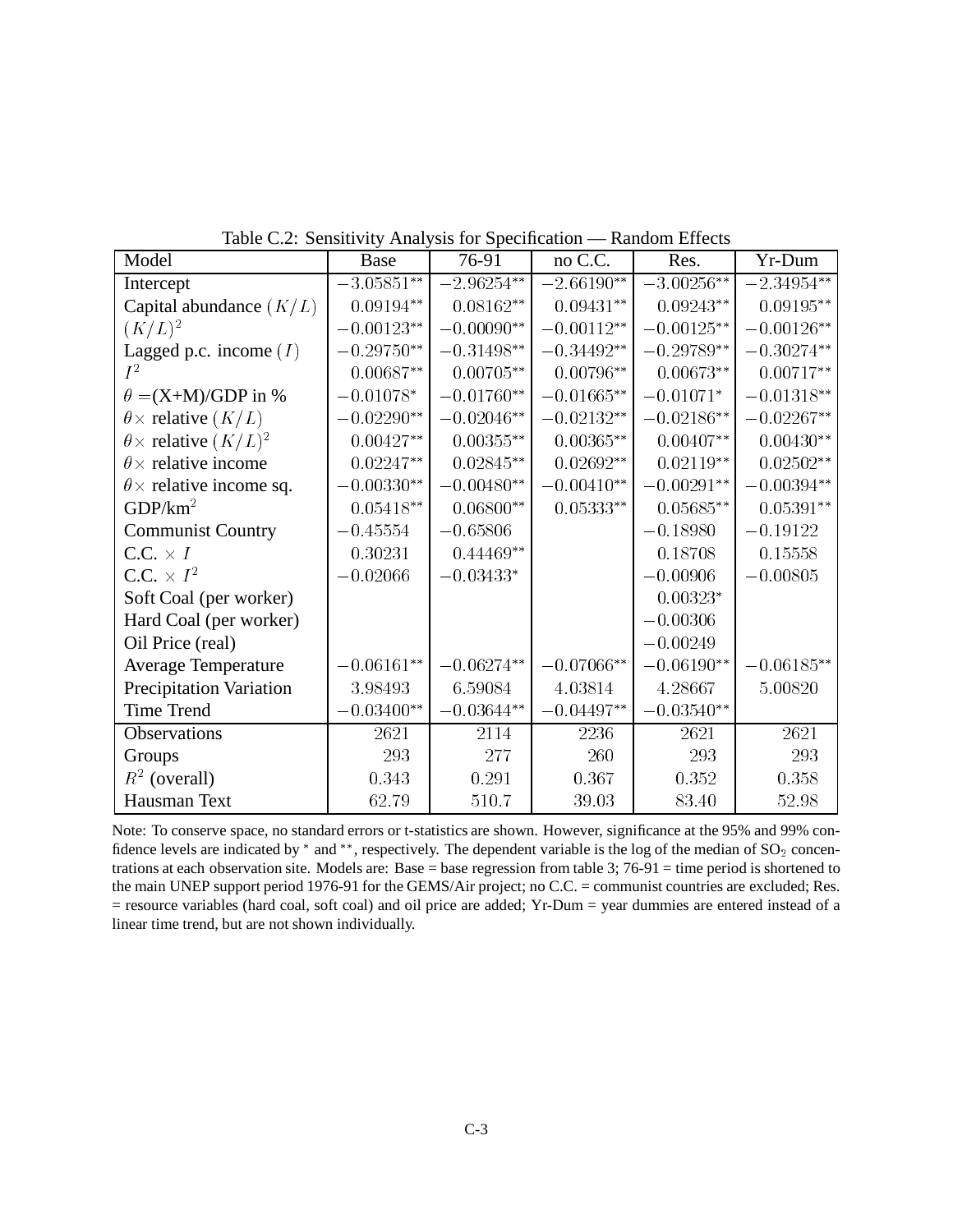Table C.2: Sensitivity Analysis for Specification — Random Effects

| Model | Base | 76-91 | no C.C. | Res. | Yr-Dum |
|---|---|---|---|---|---|
| Intercept | $-3.05851^{**}$ | $-2.96254^{**}$ | $-2.66190^{**}$ | $-3.00256^{**}$ | $-2.34954^{**}$ |
| Capital abundance $(K/L)$ | $0.09194^{**}$ | $0.08162^{**}$ | $0.09431^{**}$ | $0.09243^{**}$ | $0.09195^{**}$ |
| $(K/L)^2$ | $-0.00123^{**}$ | $-0.00090^{**}$ | $-0.00112^{**}$ | $-0.00125^{**}$ | $-0.00126^{**}$ |
| Lagged p.c. income $(I)$ | $-0.29750^{**}$ | $-0.31498^{**}$ | $-0.34492^{**}$ | $-0.29789^{**}$ | $-0.30274^{**}$ |
| $I^2$ | $0.00687^{**}$ | $0.00705^{**}$ | $0.00796^{**}$ | $0.00673^{**}$ | $0.00717^{**}$ |
| $\theta =$(X+M)/GDP in % | $-0.01078^{*}$ | $-0.01760^{**}$ | $-0.01665^{**}$ | $-0.01071^{*}$ | $-0.01318^{**}$ |
| $\theta\times$ relative $(K/L)$ | $-0.02290^{**}$ | $-0.02046^{**}$ | $-0.02132^{**}$ | $-0.02186^{**}$ | $-0.02267^{**}$ |
| $\theta\times$ relative $(K/L)^2$ | $0.00427^{**}$ | $0.00355^{**}$ | $0.00365^{**}$ | $0.00407^{**}$ | $0.00430^{**}$ |
| $\theta\times$ relative income | $0.02247^{**}$ | $0.02845^{**}$ | $0.02692^{**}$ | $0.02119^{**}$ | $0.02502^{**}$ |
| $\theta\times$ relative income sq. | $-0.00330^{**}$ | $-0.00480^{**}$ | $-0.00410^{**}$ | $-0.00291^{**}$ | $-0.00394^{**}$ |
| GDP/km$^2$ | $0.05418^{**}$ | $0.06800^{**}$ | $0.05333^{**}$ | $0.05685^{**}$ | $0.05391^{**}$ |
| Communist Country | $-0.45554$ | $-0.65806$ | | $-0.18980$ | $-0.19122$ |
| C.C. $\times$ $I$ | $0.30231$ | $0.44469^{**}$ | | $0.18708$ | $0.15558$ |
| C.C. $\times$ $I^2$ | $-0.02066$ | $-0.03433^{*}$ | | $-0.00906$ | $-0.00805$ |
| Soft Coal (per worker) | | | | $0.00323^{*}$ | |
| Hard Coal (per worker) | | | | $-0.00306$ | |
| Oil Price (real) | | | | $-0.00249$ | |
| Average Temperature | $-0.06161^{**}$ | $-0.06274^{**}$ | $-0.07066^{**}$ | $-0.06190^{**}$ | $-0.06185^{**}$ |
| Precipitation Variation | $3.98493$ | $6.59084$ | $4.03814$ | $4.28667$ | $5.00820$ |
| Time Trend | $-0.03400^{**}$ | $-0.03644^{**}$ | $-0.04497^{**}$ | $-0.03540^{**}$ | |
| Observations | 2621 | 2114 | 2236 | 2621 | 2621 |
| Groups | 293 | 277 | 260 | 293 | 293 |
| $R^2$ (overall) | 0.343 | 0.291 | 0.367 | 0.352 | 0.358 |
| Hausman Text | 62.79 | 510.7 | 39.03 | 83.40 | 52.98 |

Note: To conserve space, no standard errors or t-statistics are shown. However, significance at the 95% and 99% confidence levels are indicated by $^{*}$ and $^{**}$, respectively. The dependent variable is the log of the median of $SO_2$ concentrations at each observation site. Models are: Base = base regression from table 3; 76-91 = time period is shortened to the main UNEP support period 1976-91 for the GEMS/Air project; no C.C. = communist countries are excluded; Res. = resource variables (hard coal, soft coal) and oil price are added; Yr-Dum = year dummies are entered instead of a linear time trend, but are not shown individually.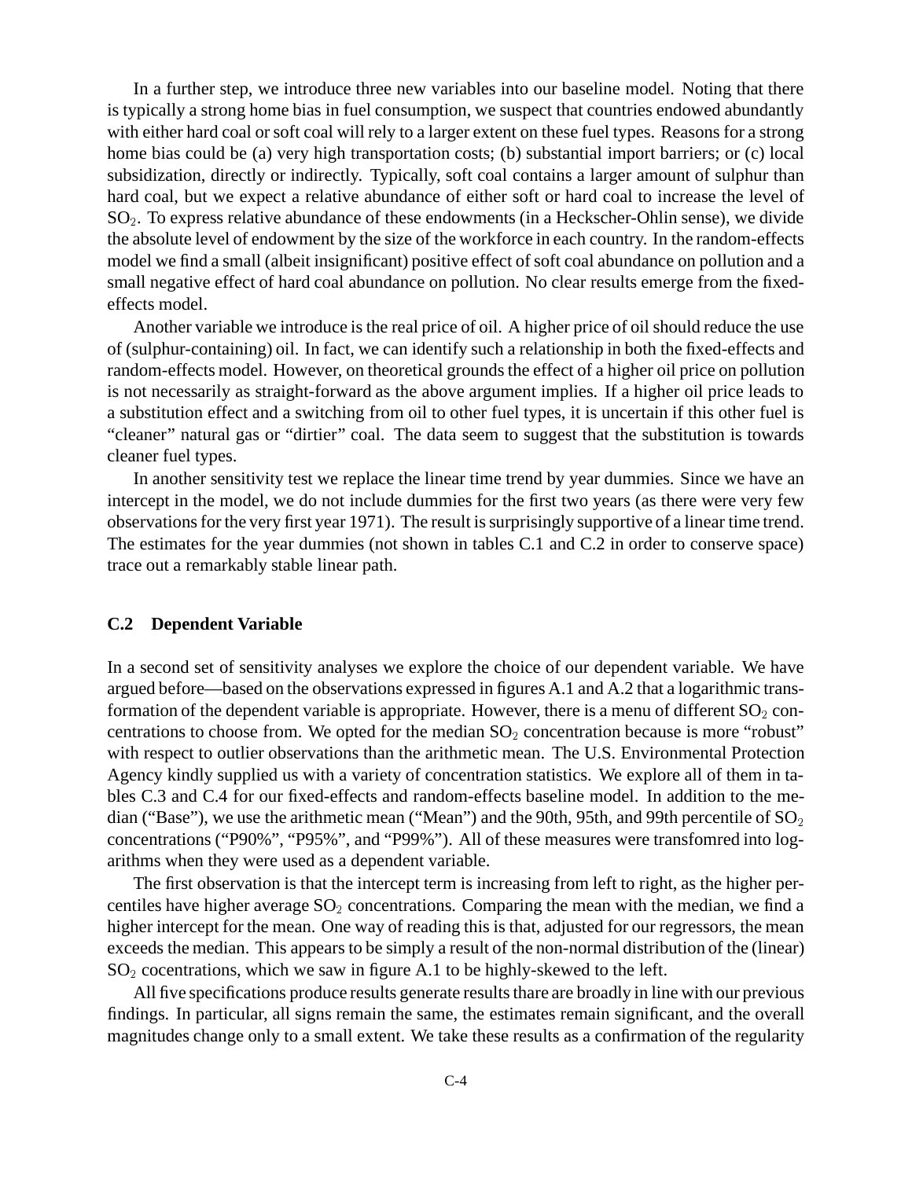In a further step, we introduce three new variables into our baseline model. Noting that there is typically a strong home bias in fuel consumption, we suspect that countries endowed abundantly with either hard coal or soft coal will rely to a larger extent on these fuel types. Reasons for a strong home bias could be (a) very high transportation costs; (b) substantial import barriers; or (c) local subsidization, directly or indirectly. Typically, soft coal contains a larger amount of sulphur than hard coal, but we expect a relative abundance of either soft or hard coal to increase the level of $SO_2$. To express relative abundance of these endowments (in a Heckscher-Ohlin sense), we divide the absolute level of endowment by the size of the workforce in each country. In the random-effects model we find a small (albeit insignificant) positive effect of soft coal abundance on pollution and a small negative effect of hard coal abundance on pollution. No clear results emerge from the fixed-effects model.

Another variable we introduce is the real price of oil. A higher price of oil should reduce the use of (sulphur-containing) oil. In fact, we can identify such a relationship in both the fixed-effects and random-effects model. However, on theoretical grounds the effect of a higher oil price on pollution is not necessarily as straight-forward as the above argument implies. If a higher oil price leads to a substitution effect and a switching from oil to other fuel types, it is uncertain if this other fuel is "cleaner" natural gas or "dirtier" coal. The data seem to suggest that the substitution is towards cleaner fuel types.

In another sensitivity test we replace the linear time trend by year dummies. Since we have an intercept in the model, we do not include dummies for the first two years (as there were very few observations for the very first year 1971). The result is surprisingly supportive of a linear time trend. The estimates for the year dummies (not shown in tables C.1 and C.2 in order to conserve space) trace out a remarkably stable linear path.

### C.2 Dependent Variable

In a second set of sensitivity analyses we explore the choice of our dependent variable. We have argued before—based on the observations expressed in figures A.1 and A.2 that a logarithmic transformation of the dependent variable is appropriate. However, there is a menu of different $SO_2$ concentrations to choose from. We opted for the median $SO_2$ concentration because is more "robust" with respect to outlier observations than the arithmetic mean. The U.S. Environmental Protection Agency kindly supplied us with a variety of concentration statistics. We explore all of them in tables C.3 and C.4 for our fixed-effects and random-effects baseline model. In addition to the median ("Base"), we use the arithmetic mean ("Mean") and the 90th, 95th, and 99th percentile of $SO_2$ concentrations ("P90%", "P95%", and "P99%"). All of these measures were transfomred into logarithms when they were used as a dependent variable.

The first observation is that the intercept term is increasing from left to right, as the higher percentiles have higher average $SO_2$ concentrations. Comparing the mean with the median, we find a higher intercept for the mean. One way of reading this is that, adjusted for our regressors, the mean exceeds the median. This appears to be simply a result of the non-normal distribution of the (linear) $SO_2$ cocentrations, which we saw in figure A.1 to be highly-skewed to the left.

All five specifications produce results generate results thare are broadly in line with our previous findings. In particular, all signs remain the same, the estimates remain significant, and the overall magnitudes change only to a small extent. We take these results as a confirmation of the regularity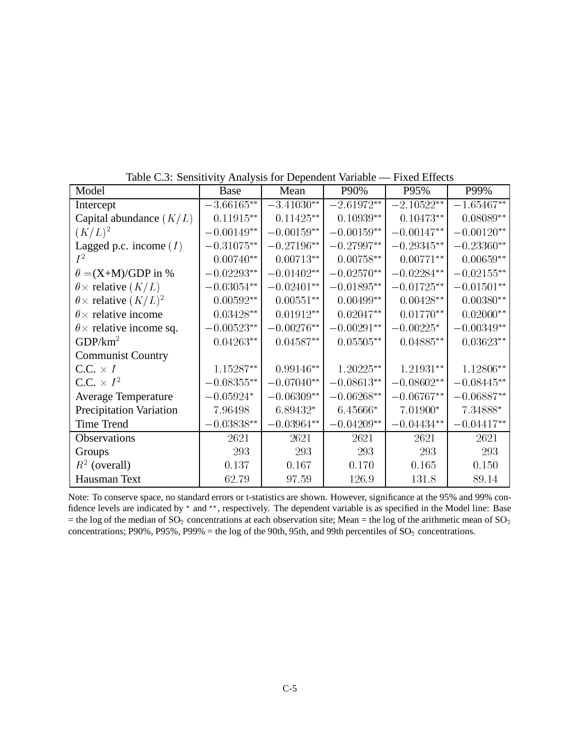Table C.3: Sensitivity Analysis for Dependent Variable — Fixed Effects

| Model | Base | Mean | P90% | P95% | P99% |
|---|---|---|---|---|---|
| Intercept | $-3.66165^{**}$ | $-3.41030^{**}$ | $-2.61972^{**}$ | $-2.10522^{**}$ | $-1.65467^{**}$ |
| Capital abundance $(K/L)$ | $0.11915^{**}$ | $0.11425^{**}$ | $0.10939^{**}$ | $0.10473^{**}$ | $0.08089^{**}$ |
| $(K/L)^2$ | $-0.00149^{**}$ | $-0.00159^{**}$ | $-0.00159^{**}$ | $-0.00147^{**}$ | $-0.00120^{**}$ |
| Lagged p.c. income $(I)$ | $-0.31075^{**}$ | $-0.27196^{**}$ | $-0.27997^{**}$ | $-0.29345^{**}$ | $-0.23360^{**}$ |
| $I^2$ | $0.00740^{**}$ | $0.00713^{**}$ | $0.00758^{**}$ | $0.00771^{**}$ | $0.00659^{**}$ |
| $\theta =$(X+M)/GDP in % | $-0.02293^{**}$ | $-0.01402^{**}$ | $-0.02570^{**}$ | $-0.02284^{**}$ | $-0.02155^{**}$ |
| $\theta\times$ relative $(K/L)$ | $-0.03054^{**}$ | $-0.02401^{**}$ | $-0.01895^{**}$ | $-0.01725^{**}$ | $-0.01501^{**}$ |
| $\theta\times$ relative $(K/L)^2$ | $0.00592^{**}$ | $0.00551^{**}$ | $0.00499^{**}$ | $0.00428^{**}$ | $0.00380^{**}$ |
| $\theta\times$ relative income | $0.03428^{**}$ | $0.01912^{**}$ | $0.02047^{**}$ | $0.01770^{**}$ | $0.02000^{**}$ |
| $\theta\times$ relative income sq. | $-0.00523^{**}$ | $-0.00276^{**}$ | $-0.00291^{**}$ | $-0.00225^{*}$ | $-0.00349^{**}$ |
| GDP/km$^2$ | $0.04263^{**}$ | $0.04587^{**}$ | $0.05505^{**}$ | $0.04885^{**}$ | $0.03623^{**}$ |
| Communist Country | | | | | |
| C.C. $\times\ I$ | $1.15287^{**}$ | $0.99146^{**}$ | $1.20225^{**}$ | $1.21931^{**}$ | $1.12806^{**}$ |
| C.C. $\times\ I^2$ | $-0.08355^{**}$ | $-0.07040^{**}$ | $-0.08613^{**}$ | $-0.08602^{**}$ | $-0.08445^{**}$ |
| Average Temperature | $-0.05924^{*}$ | $-0.06309^{**}$ | $-0.06268^{**}$ | $-0.06767^{**}$ | $-0.06887^{**}$ |
| Precipitation Variation | $7.96498$ | $6.89432^{*}$ | $6.45666^{*}$ | $7.01900^{*}$ | $7.34888^{*}$ |
| Time Trend | $-0.03838^{**}$ | $-0.03964^{**}$ | $-0.04209^{**}$ | $-0.04434^{**}$ | $-0.04417^{**}$ |
| Observations | 2621 | 2621 | 2621 | 2621 | 2621 |
| Groups | 293 | 293 | 293 | 293 | 293 |
| $R^2$ (overall) | 0.137 | 0.167 | 0.170 | 0.165 | 0.150 |
| Hausman Text | 62.79 | 97.59 | 126.9 | 131.8 | 89.14 |

Note: To conserve space, no standard errors or t-statistics are shown. However, significance at the 95% and 99% confidence levels are indicated by * and **, respectively. The dependent variable is as specified in the Model line: Base = the log of the median of $SO_2$ concentrations at each observation site; Mean = the log of the arithmetic mean of $SO_2$ concentrations; P90%, P95%, P99% = the log of the 90th, 95th, and 99th percentiles of $SO_2$ concentrations.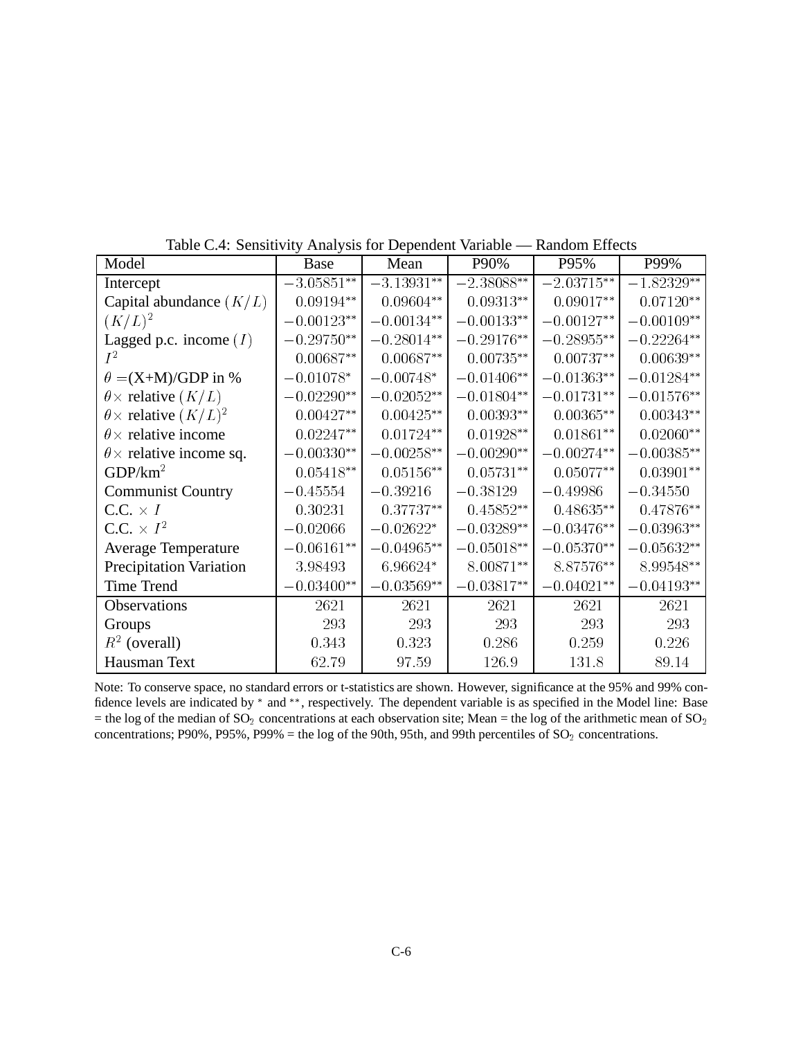Table C.4: Sensitivity Analysis for Dependent Variable — Random Effects

| Model | Base | Mean | P90% | P95% | P99% |
|---|---|---|---|---|---|
| Intercept | $-3.05851^{**}$ | $-3.13931^{**}$ | $-2.38088^{**}$ | $-2.03715^{**}$ | $-1.82329^{**}$ |
| Capital abundance $(K/L)$ | $0.09194^{**}$ | $0.09604^{**}$ | $0.09313^{**}$ | $0.09017^{**}$ | $0.07120^{**}$ |
| $(K/L)^2$ | $-0.00123^{**}$ | $-0.00134^{**}$ | $-0.00133^{**}$ | $-0.00127^{**}$ | $-0.00109^{**}$ |
| Lagged p.c. income $(I)$ | $-0.29750^{**}$ | $-0.28014^{**}$ | $-0.29176^{**}$ | $-0.28955^{**}$ | $-0.22264^{**}$ |
| $I^2$ | $0.00687^{**}$ | $0.00687^{**}$ | $0.00735^{**}$ | $0.00737^{**}$ | $0.00639^{**}$ |
| $\theta =$(X+M)/GDP in % | $-0.01078^{*}$ | $-0.00748^{*}$ | $-0.01406^{**}$ | $-0.01363^{**}$ | $-0.01284^{**}$ |
| $\theta\times$ relative $(K/L)$ | $-0.02290^{**}$ | $-0.02052^{**}$ | $-0.01804^{**}$ | $-0.01731^{**}$ | $-0.01576^{**}$ |
| $\theta\times$ relative $(K/L)^2$ | $0.00427^{**}$ | $0.00425^{**}$ | $0.00393^{**}$ | $0.00365^{**}$ | $0.00343^{**}$ |
| $\theta\times$ relative income | $0.02247^{**}$ | $0.01724^{**}$ | $0.01928^{**}$ | $0.01861^{**}$ | $0.02060^{**}$ |
| $\theta\times$ relative income sq. | $-0.00330^{**}$ | $-0.00258^{**}$ | $-0.00290^{**}$ | $-0.00274^{**}$ | $-0.00385^{**}$ |
| GDP/km$^2$ | $0.05418^{**}$ | $0.05156^{**}$ | $0.05731^{**}$ | $0.05077^{**}$ | $0.03901^{**}$ |
| Communist Country | $-0.45554$ | $-0.39216$ | $-0.38129$ | $-0.49986$ | $-0.34550$ |
| C.C. $\times\ I$ | $0.30231$ | $0.37737^{**}$ | $0.45852^{**}$ | $0.48635^{**}$ | $0.47876^{**}$ |
| C.C. $\times\ I^2$ | $-0.02066$ | $-0.02622^{*}$ | $-0.03289^{**}$ | $-0.03476^{**}$ | $-0.03963^{**}$ |
| Average Temperature | $-0.06161^{**}$ | $-0.04965^{**}$ | $-0.05018^{**}$ | $-0.05370^{**}$ | $-0.05632^{**}$ |
| Precipitation Variation | $3.98493$ | $6.96624^{*}$ | $8.00871^{**}$ | $8.87576^{**}$ | $8.99548^{**}$ |
| Time Trend | $-0.03400^{**}$ | $-0.03569^{**}$ | $-0.03817^{**}$ | $-0.04021^{**}$ | $-0.04193^{**}$ |
| Observations | 2621 | 2621 | 2621 | 2621 | 2621 |
| Groups | 293 | 293 | 293 | 293 | 293 |
| $R^2$ (overall) | 0.343 | 0.323 | 0.286 | 0.259 | 0.226 |
| Hausman Text | 62.79 | 97.59 | 126.9 | 131.8 | 89.14 |

Note: To conserve space, no standard errors or t-statistics are shown. However, significance at the 95% and 99% confidence levels are indicated by $^{*}$ and $^{**}$, respectively. The dependent variable is as specified in the Model line: Base = the log of the median of $SO_2$ concentrations at each observation site; Mean = the log of the arithmetic mean of $SO_2$ concentrations; P90%, P95%, P99% = the log of the 90th, 95th, and 99th percentiles of $SO_2$ concentrations.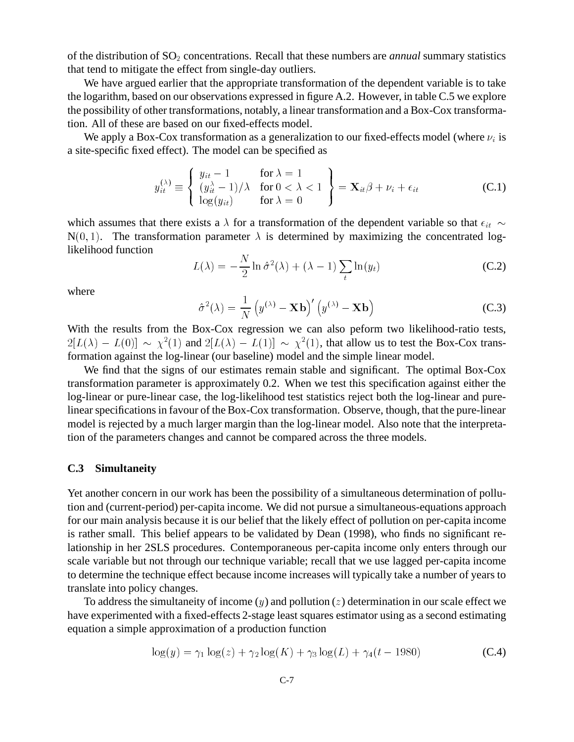of the distribution of $SO_2$ concentrations. Recall that these numbers are *annual* summary statistics that tend to mitigate the effect from single-day outliers.

We have argued earlier that the appropriate transformation of the dependent variable is to take the logarithm, based on our observations expressed in figure A.2. However, in table C.5 we explore the possibility of other transformations, notably, a linear transformation and a Box-Cox transformation. All of these are based on our fixed-effects model.

We apply a Box-Cox transformation as a generalization to our fixed-effects model (where $\nu_i$ is a site-specific fixed effect). The model can be specified as

$$y_{it}^{(\lambda)} \equiv \left\{ \begin{array}{ll} y_{it} - 1 & \text{for } \lambda = 1 \\ (y_{it}^{\lambda} - 1)/\lambda & \text{for } 0 < \lambda < 1 \\ \log(y_{it}) & \text{for } \lambda = 0 \end{array} \right\} = \mathbf{X}_{it}\beta + \nu_i + \epsilon_{it} \tag{C.1}$$

which assumes that there exists a $\lambda$ for a transformation of the dependent variable so that $\epsilon_{it} \sim \mathrm{N}(0, 1)$. The transformation parameter $\lambda$ is determined by maximizing the concentrated log-likelihood function

$$L(\lambda) = -\frac{N}{2} \ln \hat{\sigma}^2(\lambda) + (\lambda - 1) \sum_t \ln(y_t) \tag{C.2}$$

where

$$\hat{\sigma}^2(\lambda) = \frac{1}{N} \left( y^{(\lambda)} - \mathbf{Xb} \right)' \left( y^{(\lambda)} - \mathbf{Xb} \right) \tag{C.3}$$

With the results from the Box-Cox regression we can also peform two likelihood-ratio tests, $2[L(\lambda) - L(0)] \sim \chi^2(1)$ and $2[L(\lambda) - L(1)] \sim \chi^2(1)$, that allow us to test the Box-Cox transformation against the log-linear (our baseline) model and the simple linear model.

We find that the signs of our estimates remain stable and significant. The optimal Box-Cox transformation parameter is approximately 0.2. When we test this specification against either the log-linear or pure-linear case, the log-likelihood test statistics reject both the log-linear and pure-linear specifications in favour of the Box-Cox transformation. Observe, though, that the pure-linear model is rejected by a much larger margin than the log-linear model. Also note that the interpretation of the parameters changes and cannot be compared across the three models.

### C.3 Simultaneity

Yet another concern in our work has been the possibility of a simultaneous determination of pollution and (current-period) per-capita income. We did not pursue a simultaneous-equations approach for our main analysis because it is our belief that the likely effect of pollution on per-capita income is rather small. This belief appears to be validated by Dean (1998), who finds no significant relationship in her 2SLS procedures. Contemporaneous per-capita income only enters through our scale variable but not through our technique variable; recall that we use lagged per-capita income to determine the technique effect because income increases will typically take a number of years to translate into policy changes.

To address the simultaneity of income ($y$) and pollution ($z$) determination in our scale effect we have experimented with a fixed-effects 2-stage least squares estimator using as a second estimating equation a simple approximation of a production function

$$\log(y) = \gamma_1 \log(z) + \gamma_2 \log(K) + \gamma_3 \log(L) + \gamma_4 (t - 1980) \tag{C.4}$$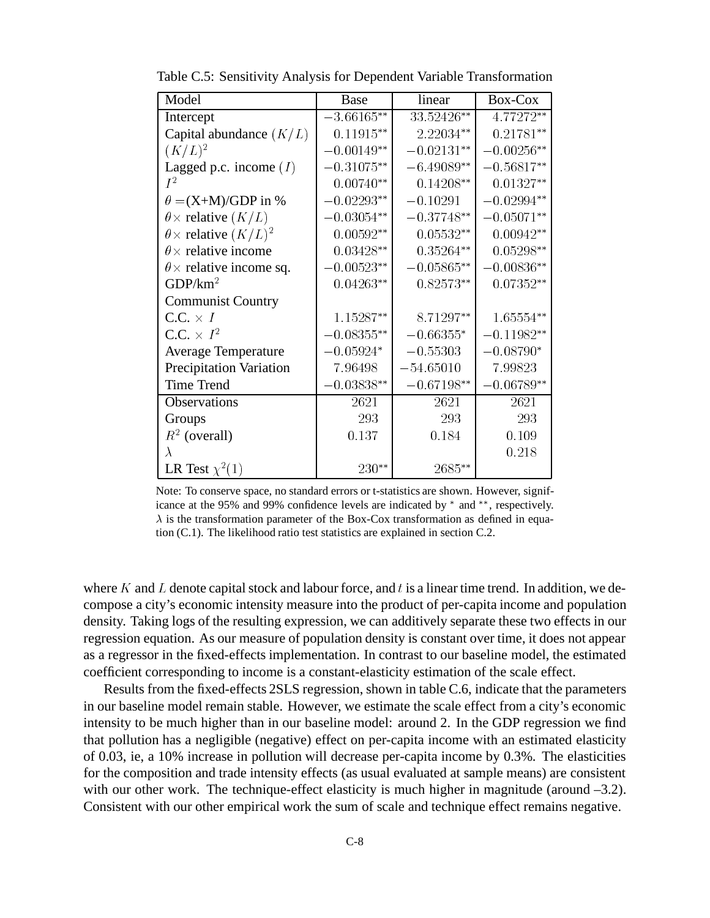Table C.5: Sensitivity Analysis for Dependent Variable Transformation

| Model | Base | linear | Box-Cox |
|---|---|---|---|
| Intercept | $-3.66165^{**}$ | $33.52426^{**}$ | $4.77272^{**}$ |
| Capital abundance $(K/L)$ | $0.11915^{**}$ | $2.22034^{**}$ | $0.21781^{**}$ |
| $(K/L)^2$ | $-0.00149^{**}$ | $-0.02131^{**}$ | $-0.00256^{**}$ |
| Lagged p.c. income $(I)$ | $-0.31075^{**}$ | $-6.49089^{**}$ | $-0.56817^{**}$ |
| $I^2$ | $0.00740^{**}$ | $0.14208^{**}$ | $0.01327^{**}$ |
| $\theta =$(X+M)/GDP in % | $-0.02293^{**}$ | $-0.10291$ | $-0.02994^{**}$ |
| $\theta\times$ relative $(K/L)$ | $-0.03054^{**}$ | $-0.37748^{**}$ | $-0.05071^{**}$ |
| $\theta\times$ relative $(K/L)^2$ | $0.00592^{**}$ | $0.05532^{**}$ | $0.00942^{**}$ |
| $\theta\times$ relative income | $0.03428^{**}$ | $0.35264^{**}$ | $0.05298^{**}$ |
| $\theta\times$ relative income sq. | $-0.00523^{**}$ | $-0.05865^{**}$ | $-0.00836^{**}$ |
| GDP/km$^2$ | $0.04263^{**}$ | $0.82573^{**}$ | $0.07352^{**}$ |
| Communist Country | | | |
| C.C. $\times\ I$ | $1.15287^{**}$ | $8.71297^{**}$ | $1.65554^{**}$ |
| C.C. $\times\ I^2$ | $-0.08355^{**}$ | $-0.66355^{*}$ | $-0.11982^{**}$ |
| Average Temperature | $-0.05924^{*}$ | $-0.55303$ | $-0.08790^{*}$ |
| Precipitation Variation | $7.96498$ | $-54.65010$ | $7.99823$ |
| Time Trend | $-0.03838^{**}$ | $-0.67198^{**}$ | $-0.06789^{**}$ |
| Observations | 2621 | 2621 | 2621 |
| Groups | 293 | 293 | 293 |
| $R^2$ (overall) | 0.137 | 0.184 | 0.109 |
| $\lambda$ | | | 0.218 |
| LR Test $\chi^2(1)$ | $230^{**}$ | $2685^{**}$ | |

Note: To conserve space, no standard errors or t-statistics are shown. However, significance at the 95% and 99% confidence levels are indicated by $^{*}$ and $^{**}$, respectively. $\lambda$ is the transformation parameter of the Box-Cox transformation as defined in equation (C.1). The likelihood ratio test statistics are explained in section C.2.

where $K$ and $L$ denote capital stock and labour force, and $t$ is a linear time trend. In addition, we decompose a city's economic intensity measure into the product of per-capita income and population density. Taking logs of the resulting expression, we can additively separate these two effects in our regression equation. As our measure of population density is constant over time, it does not appear as a regressor in the fixed-effects implementation. In contrast to our baseline model, the estimated coefficient corresponding to income is a constant-elasticity estimation of the scale effect.

Results from the fixed-effects 2SLS regression, shown in table C.6, indicate that the parameters in our baseline model remain stable. However, we estimate the scale effect from a city's economic intensity to be much higher than in our baseline model: around 2. In the GDP regression we find that pollution has a negligible (negative) effect on per-capita income with an estimated elasticity of 0.03, ie, a 10% increase in pollution will decrease per-capita income by 0.3%. The elasticities for the composition and trade intensity effects (as usual evaluated at sample means) are consistent with our other work. The technique-effect elasticity is much higher in magnitude (around –3.2). Consistent with our other empirical work the sum of scale and technique effect remains negative.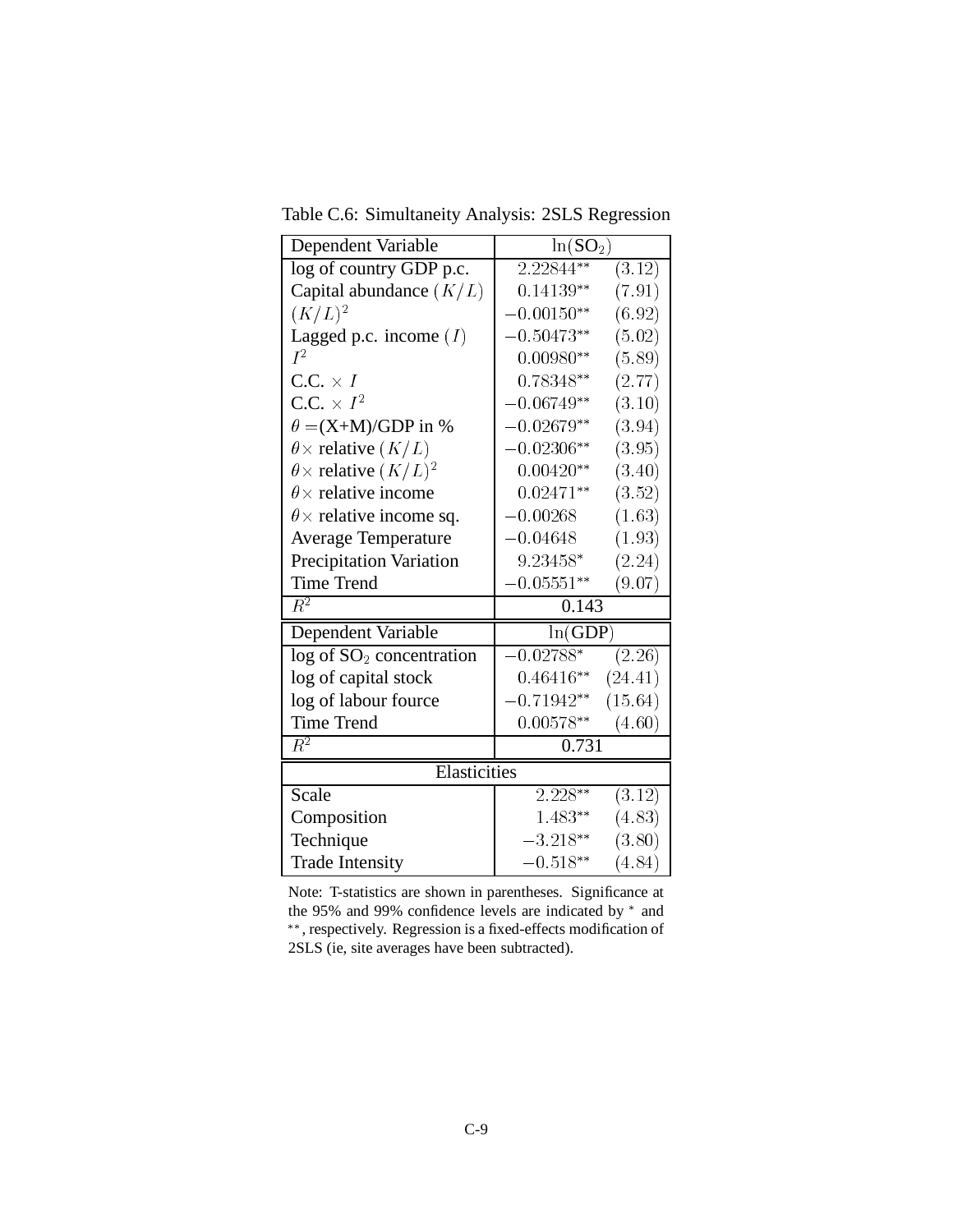Table C.6: Simultaneity Analysis: 2SLS Regression

| Dependent Variable | $\ln(\text{SO}_2)$ | |
|---|---|---|
| log of country GDP p.c. | $2.22844^{**}$ | $(3.12)$ |
| Capital abundance $(K/L)$ | $0.14139^{**}$ | $(7.91)$ |
| $(K/L)^2$ | $-0.00150^{**}$ | $(6.92)$ |
| Lagged p.c. income $(I)$ | $-0.50473^{**}$ | $(5.02)$ |
| $I^2$ | $0.00980^{**}$ | $(5.89)$ |
| C.C. $\times$ $I$ | $0.78348^{**}$ | $(2.77)$ |
| C.C. $\times$ $I^2$ | $-0.06749^{**}$ | $(3.10)$ |
| $\theta =$(X+M)/GDP in % | $-0.02679^{**}$ | $(3.94)$ |
| $\theta \times$ relative $(K/L)$ | $-0.02306^{**}$ | $(3.95)$ |
| $\theta \times$ relative $(K/L)^2$ | $0.00420^{**}$ | $(3.40)$ |
| $\theta \times$ relative income | $0.02471^{**}$ | $(3.52)$ |
| $\theta \times$ relative income sq. | $-0.00268$ | $(1.63)$ |
| Average Temperature | $-0.04648$ | $(1.93)$ |
| Precipitation Variation | $9.23458^{*}$ | $(2.24)$ |
| Time Trend | $-0.05551^{**}$ | $(9.07)$ |
| $R^2$ | 0.143 | |
| **Dependent Variable** | $\ln(\text{GDP})$ | |
| log of $SO_2$ concentration | $-0.02788^{*}$ | $(2.26)$ |
| log of capital stock | $0.46416^{**}$ | $(24.41)$ |
| log of labour fource | $-0.71942^{**}$ | $(15.64)$ |
| Time Trend | $0.00578^{**}$ | $(4.60)$ |
| $R^2$ | 0.731 | |
| **Elasticities** | | |
| Scale | $2.228^{**}$ | $(3.12)$ |
| Composition | $1.483^{**}$ | $(4.83)$ |
| Technique | $-3.218^{**}$ | $(3.80)$ |
| Trade Intensity | $-0.518^{**}$ | $(4.84)$ |

Note: T-statistics are shown in parentheses. Significance at the 95% and 99% confidence levels are indicated by * and **, respectively. Regression is a fixed-effects modification of 2SLS (ie, site averages have been subtracted).